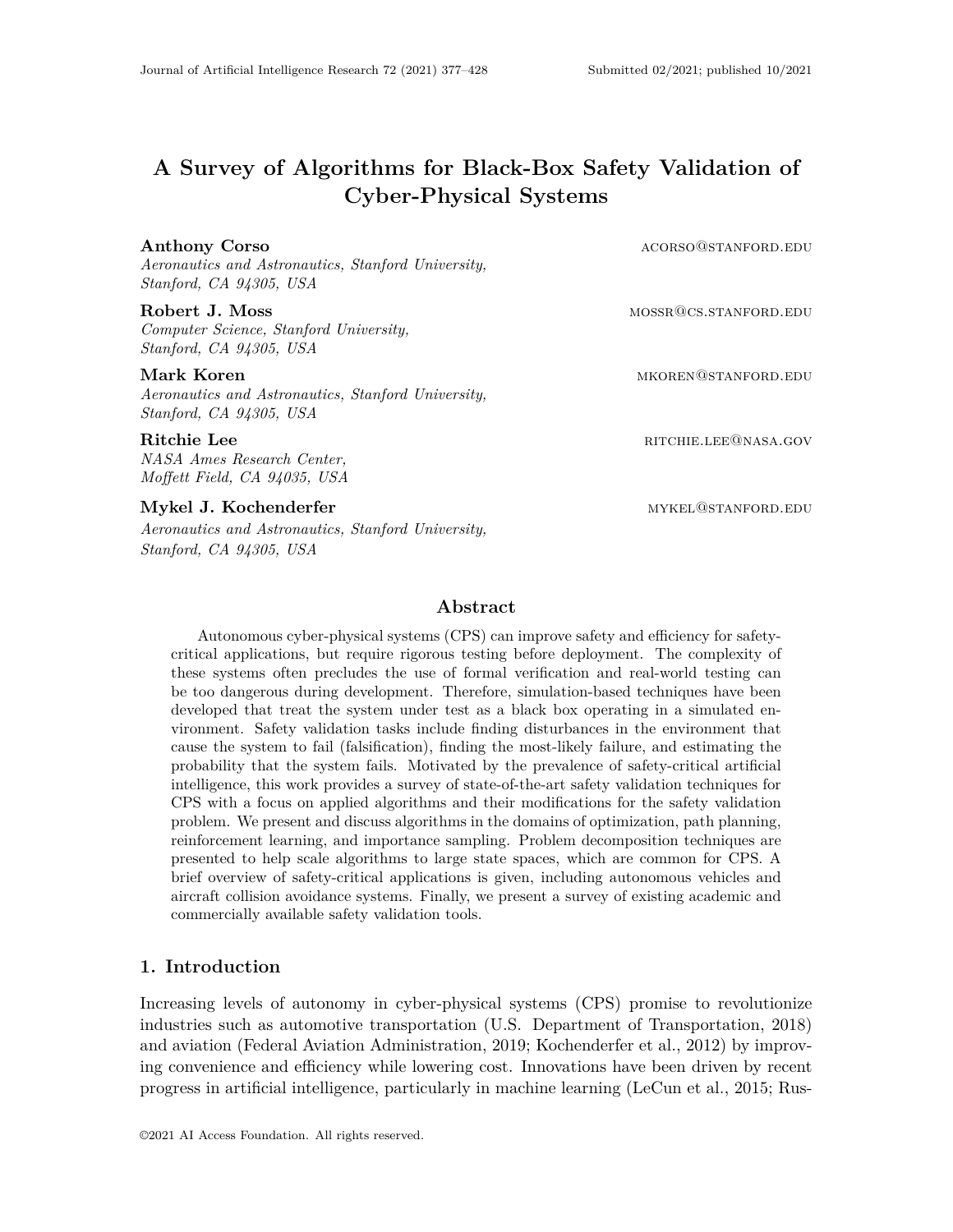# A Survey of Algorithms for Black-Box Safety Validation of Cyber-Physical Systems

**Anthony Corso** ACORSO@STANFORD.EDU
*Aeronautics and Astronautics, Stanford University, Stanford, CA 94305, USA*

**Robert J. Moss** MOSSR@CS.STANFORD.EDU
*Computer Science, Stanford University, Stanford, CA 94305, USA*

**Mark Koren** MKOREN@STANFORD.EDU
*Aeronautics and Astronautics, Stanford University, Stanford, CA 94305, USA*

**Ritchie Lee** RITCHIE.LEE@NASA.GOV
*NASA Ames Research Center, Moffett Field, CA 94035, USA*

**Mykel J. Kochenderfer** MYKEL@STANFORD.EDU
*Aeronautics and Astronautics, Stanford University, Stanford, CA 94305, USA*

## Abstract

Autonomous cyber-physical systems (CPS) can improve safety and efficiency for safety-critical applications, but require rigorous testing before deployment. The complexity of these systems often precludes the use of formal verification and real-world testing can be too dangerous during development. Therefore, simulation-based techniques have been developed that treat the system under test as a black box operating in a simulated environment. Safety validation tasks include finding disturbances in the environment that cause the system to fail (falsification), finding the most-likely failure, and estimating the probability that the system fails. Motivated by the prevalence of safety-critical artificial intelligence, this work provides a survey of state-of-the-art safety validation techniques for CPS with a focus on applied algorithms and their modifications for the safety validation problem. We present and discuss algorithms in the domains of optimization, path planning, reinforcement learning, and importance sampling. Problem decomposition techniques are presented to help scale algorithms to large state spaces, which are common for CPS. A brief overview of safety-critical applications is given, including autonomous vehicles and aircraft collision avoidance systems. Finally, we present a survey of existing academic and commercially available safety validation tools.

## 1. Introduction

Increasing levels of autonomy in cyber-physical systems (CPS) promise to revolutionize industries such as automotive transportation (U.S. Department of Transportation, 2018) and aviation (Federal Aviation Administration, 2019; Kochenderfer et al., 2012) by improving convenience and efficiency while lowering cost. Innovations have been driven by recent progress in artificial intelligence, particularly in machine learning (LeCun et al., 2015; Rus-

©2021 AI Access Foundation. All rights reserved.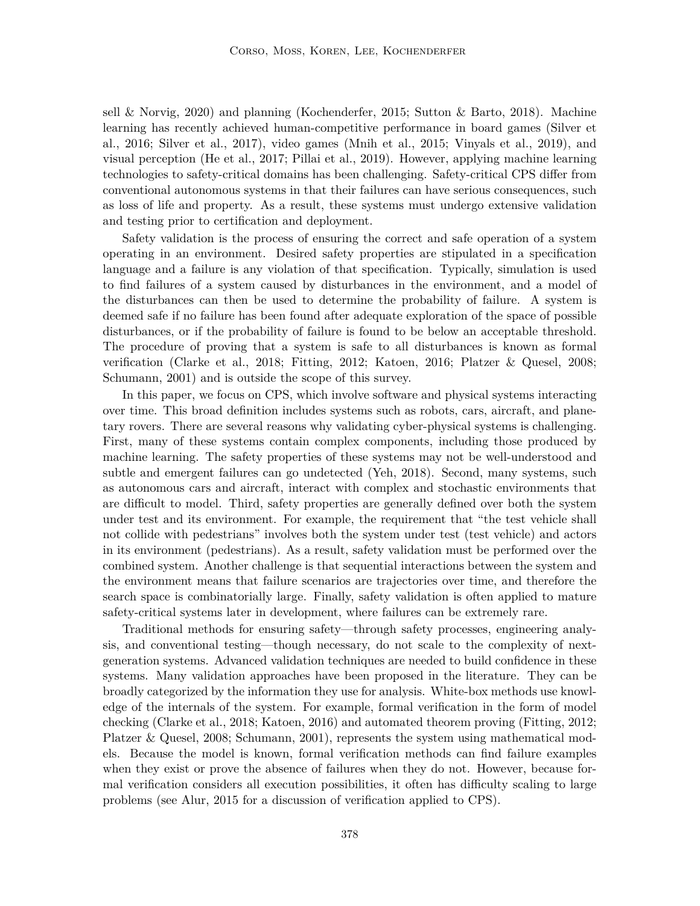sell & Norvig, 2020) and planning (Kochenderfer, 2015; Sutton & Barto, 2018). Machine learning has recently achieved human-competitive performance in board games (Silver et al., 2016; Silver et al., 2017), video games (Mnih et al., 2015; Vinyals et al., 2019), and visual perception (He et al., 2017; Pillai et al., 2019). However, applying machine learning technologies to safety-critical domains has been challenging. Safety-critical CPS differ from conventional autonomous systems in that their failures can have serious consequences, such as loss of life and property. As a result, these systems must undergo extensive validation and testing prior to certification and deployment.

Safety validation is the process of ensuring the correct and safe operation of a system operating in an environment. Desired safety properties are stipulated in a specification language and a failure is any violation of that specification. Typically, simulation is used to find failures of a system caused by disturbances in the environment, and a model of the disturbances can then be used to determine the probability of failure. A system is deemed safe if no failure has been found after adequate exploration of the space of possible disturbances, or if the probability of failure is found to be below an acceptable threshold. The procedure of proving that a system is safe to all disturbances is known as formal verification (Clarke et al., 2018; Fitting, 2012; Katoen, 2016; Platzer & Quesel, 2008; Schumann, 2001) and is outside the scope of this survey.

In this paper, we focus on CPS, which involve software and physical systems interacting over time. This broad definition includes systems such as robots, cars, aircraft, and planetary rovers. There are several reasons why validating cyber-physical systems is challenging. First, many of these systems contain complex components, including those produced by machine learning. The safety properties of these systems may not be well-understood and subtle and emergent failures can go undetected (Yeh, 2018). Second, many systems, such as autonomous cars and aircraft, interact with complex and stochastic environments that are difficult to model. Third, safety properties are generally defined over both the system under test and its environment. For example, the requirement that "the test vehicle shall not collide with pedestrians" involves both the system under test (test vehicle) and actors in its environment (pedestrians). As a result, safety validation must be performed over the combined system. Another challenge is that sequential interactions between the system and the environment means that failure scenarios are trajectories over time, and therefore the search space is combinatorially large. Finally, safety validation is often applied to mature safety-critical systems later in development, where failures can be extremely rare.

Traditional methods for ensuring safety—through safety processes, engineering analysis, and conventional testing—though necessary, do not scale to the complexity of next-generation systems. Advanced validation techniques are needed to build confidence in these systems. Many validation approaches have been proposed in the literature. They can be broadly categorized by the information they use for analysis. White-box methods use knowledge of the internals of the system. For example, formal verification in the form of model checking (Clarke et al., 2018; Katoen, 2016) and automated theorem proving (Fitting, 2012; Platzer & Quesel, 2008; Schumann, 2001), represents the system using mathematical models. Because the model is known, formal verification methods can find failure examples when they exist or prove the absence of failures when they do not. However, because formal verification considers all execution possibilities, it often has difficulty scaling to large problems (see Alur, 2015 for a discussion of verification applied to CPS).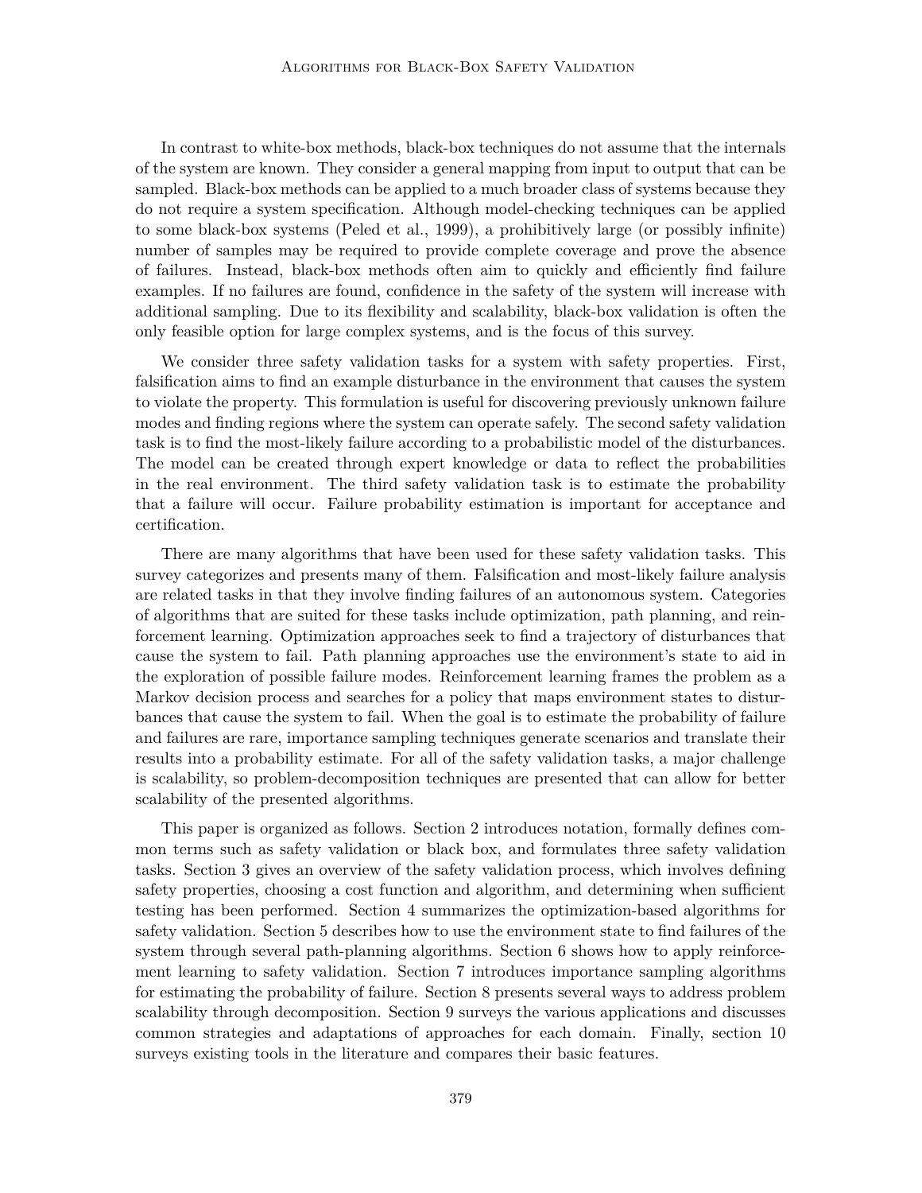In contrast to white-box methods, black-box techniques do not assume that the internals of the system are known. They consider a general mapping from input to output that can be sampled. Black-box methods can be applied to a much broader class of systems because they do not require a system specification. Although model-checking techniques can be applied to some black-box systems (Peled et al., 1999), a prohibitively large (or possibly infinite) number of samples may be required to provide complete coverage and prove the absence of failures. Instead, black-box methods often aim to quickly and efficiently find failure examples. If no failures are found, confidence in the safety of the system will increase with additional sampling. Due to its flexibility and scalability, black-box validation is often the only feasible option for large complex systems, and is the focus of this survey.

We consider three safety validation tasks for a system with safety properties. First, falsification aims to find an example disturbance in the environment that causes the system to violate the property. This formulation is useful for discovering previously unknown failure modes and finding regions where the system can operate safely. The second safety validation task is to find the most-likely failure according to a probabilistic model of the disturbances. The model can be created through expert knowledge or data to reflect the probabilities in the real environment. The third safety validation task is to estimate the probability that a failure will occur. Failure probability estimation is important for acceptance and certification.

There are many algorithms that have been used for these safety validation tasks. This survey categorizes and presents many of them. Falsification and most-likely failure analysis are related tasks in that they involve finding failures of an autonomous system. Categories of algorithms that are suited for these tasks include optimization, path planning, and reinforcement learning. Optimization approaches seek to find a trajectory of disturbances that cause the system to fail. Path planning approaches use the environment's state to aid in the exploration of possible failure modes. Reinforcement learning frames the problem as a Markov decision process and searches for a policy that maps environment states to disturbances that cause the system to fail. When the goal is to estimate the probability of failure and failures are rare, importance sampling techniques generate scenarios and translate their results into a probability estimate. For all of the safety validation tasks, a major challenge is scalability, so problem-decomposition techniques are presented that can allow for better scalability of the presented algorithms.

This paper is organized as follows. Section 2 introduces notation, formally defines common terms such as safety validation or black box, and formulates three safety validation tasks. Section 3 gives an overview of the safety validation process, which involves defining safety properties, choosing a cost function and algorithm, and determining when sufficient testing has been performed. Section 4 summarizes the optimization-based algorithms for safety validation. Section 5 describes how to use the environment state to find failures of the system through several path-planning algorithms. Section 6 shows how to apply reinforcement learning to safety validation. Section 7 introduces importance sampling algorithms for estimating the probability of failure. Section 8 presents several ways to address problem scalability through decomposition. Section 9 surveys the various applications and discusses common strategies and adaptations of approaches for each domain. Finally, section 10 surveys existing tools in the literature and compares their basic features.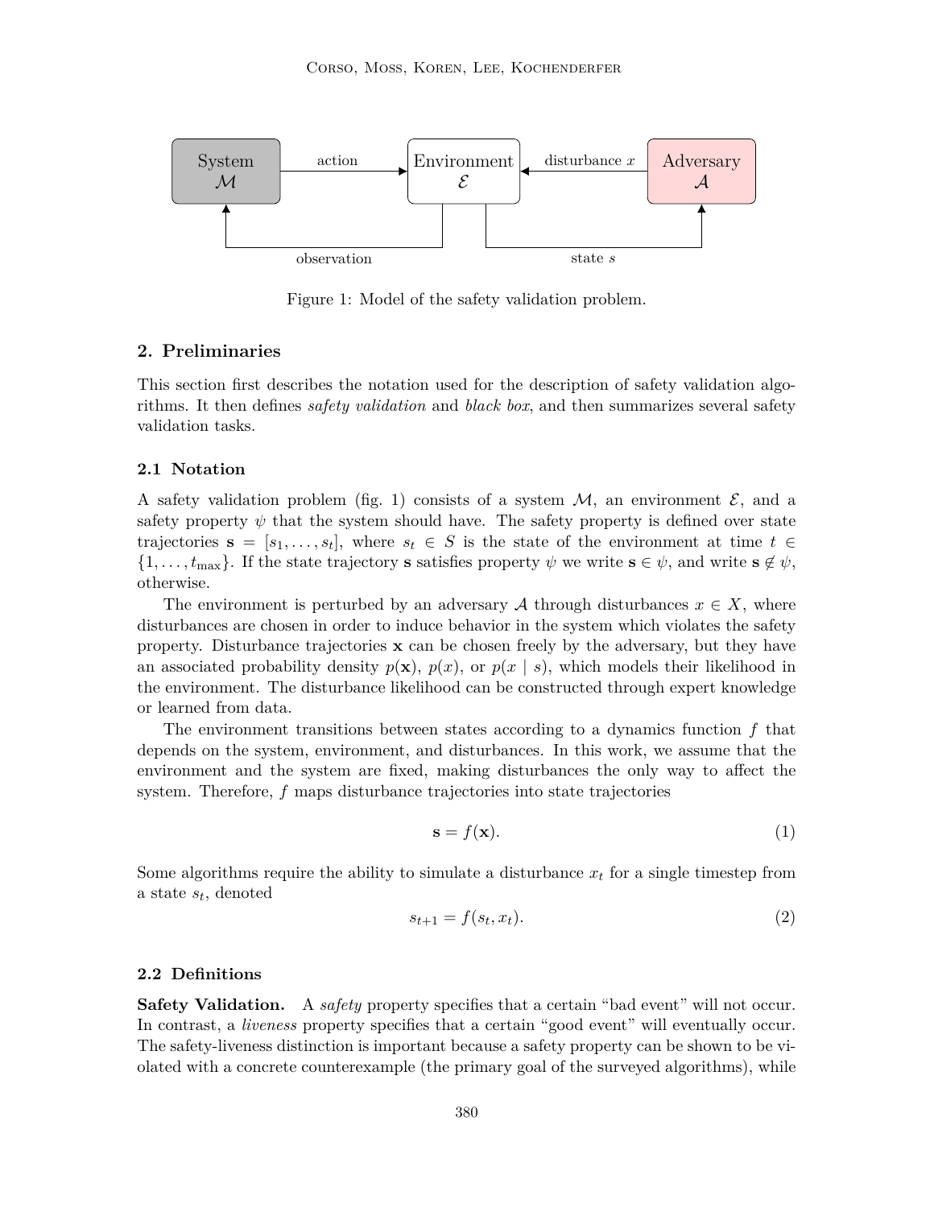Figure 1: Model of the safety validation problem.

## 2. Preliminaries

This section first describes the notation used for the description of safety validation algorithms. It then defines *safety validation* and *black box*, and then summarizes several safety validation tasks.

### 2.1 Notation

A safety validation problem (fig. 1) consists of a system $\mathcal{M}$, an environment $\mathcal{E}$, and a safety property $\psi$ that the system should have. The safety property is defined over state trajectories $\mathbf{s} = [s_1, \ldots, s_t]$, where $s_t \in S$ is the state of the environment at time $t \in \{1, \ldots, t_{\max}\}$. If the state trajectory $\mathbf{s}$ satisfies property $\psi$ we write $\mathbf{s} \in \psi$, and write $\mathbf{s} \notin \psi$, otherwise.

The environment is perturbed by an adversary $\mathcal{A}$ through disturbances $x \in X$, where disturbances are chosen in order to induce behavior in the system which violates the safety property. Disturbance trajectories $\mathbf{x}$ can be chosen freely by the adversary, but they have an associated probability density $p(\mathbf{x})$, $p(x)$, or $p(x \mid s)$, which models their likelihood in the environment. The disturbance likelihood can be constructed through expert knowledge or learned from data.

The environment transitions between states according to a dynamics function $f$ that depends on the system, environment, and disturbances. In this work, we assume that the environment and the system are fixed, making disturbances the only way to affect the system. Therefore, $f$ maps disturbance trajectories into state trajectories

$$\mathbf{s} = f(\mathbf{x}). \tag{1}$$

Some algorithms require the ability to simulate a disturbance $x_t$ for a single timestep from a state $s_t$, denoted

$$s_{t+1} = f(s_t, x_t). \tag{2}$$

### 2.2 Definitions

**Safety Validation.** A *safety* property specifies that a certain "bad event" will not occur. In contrast, a *liveness* property specifies that a certain "good event" will eventually occur. The safety-liveness distinction is important because a safety property can be shown to be violated with a concrete counterexample (the primary goal of the surveyed algorithms), while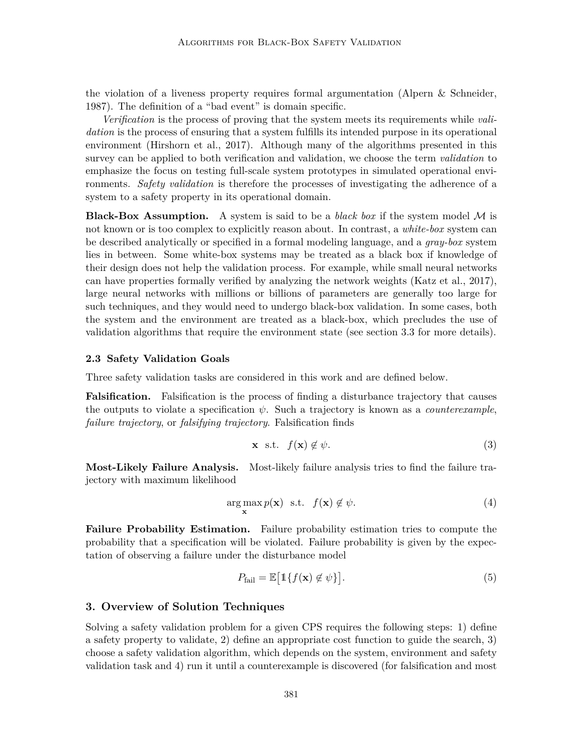the violation of a liveness property requires formal argumentation (Alpern & Schneider, 1987). The definition of a "bad event" is domain specific.

*Verification* is the process of proving that the system meets its requirements while *validation* is the process of ensuring that a system fulfills its intended purpose in its operational environment (Hirshorn et al., 2017). Although many of the algorithms presented in this survey can be applied to both verification and validation, we choose the term *validation* to emphasize the focus on testing full-scale system prototypes in simulated operational environments. *Safety validation* is therefore the processes of investigating the adherence of a system to a safety property in its operational domain.

**Black-Box Assumption.** A system is said to be a *black box* if the system model $\mathcal{M}$ is not known or is too complex to explicitly reason about. In contrast, a *white-box* system can be described analytically or specified in a formal modeling language, and a *gray-box* system lies in between. Some white-box systems may be treated as a black box if knowledge of their design does not help the validation process. For example, while small neural networks can have properties formally verified by analyzing the network weights (Katz et al., 2017), large neural networks with millions or billions of parameters are generally too large for such techniques, and they would need to undergo black-box validation. In some cases, both the system and the environment are treated as a black-box, which precludes the use of validation algorithms that require the environment state (see section 3.3 for more details).

### 2.3 Safety Validation Goals

Three safety validation tasks are considered in this work and are defined below.

**Falsification.** Falsification is the process of finding a disturbance trajectory that causes the outputs to violate a specification $\psi$. Such a trajectory is known as a *counterexample*, *failure trajectory*, or *falsifying trajectory*. Falsification finds

$$\mathbf{x} \ \text{ s.t. } \ f(\mathbf{x}) \notin \psi. \tag{3}$$

**Most-Likely Failure Analysis.** Most-likely failure analysis tries to find the failure trajectory with maximum likelihood

$$\arg\max_{\mathbf{x}} p(\mathbf{x}) \ \text{ s.t. } \ f(\mathbf{x}) \notin \psi. \tag{4}$$

**Failure Probability Estimation.** Failure probability estimation tries to compute the probability that a specification will be violated. Failure probability is given by the expectation of observing a failure under the disturbance model

$$P_{\text{fail}} = \mathbb{E}\big[\mathbb{1}\{f(\mathbf{x}) \notin \psi\}\big]. \tag{5}$$

## 3. Overview of Solution Techniques

Solving a safety validation problem for a given CPS requires the following steps: 1) define a safety property to validate, 2) define an appropriate cost function to guide the search, 3) choose a safety validation algorithm, which depends on the system, environment and safety validation task and 4) run it until a counterexample is discovered (for falsification and most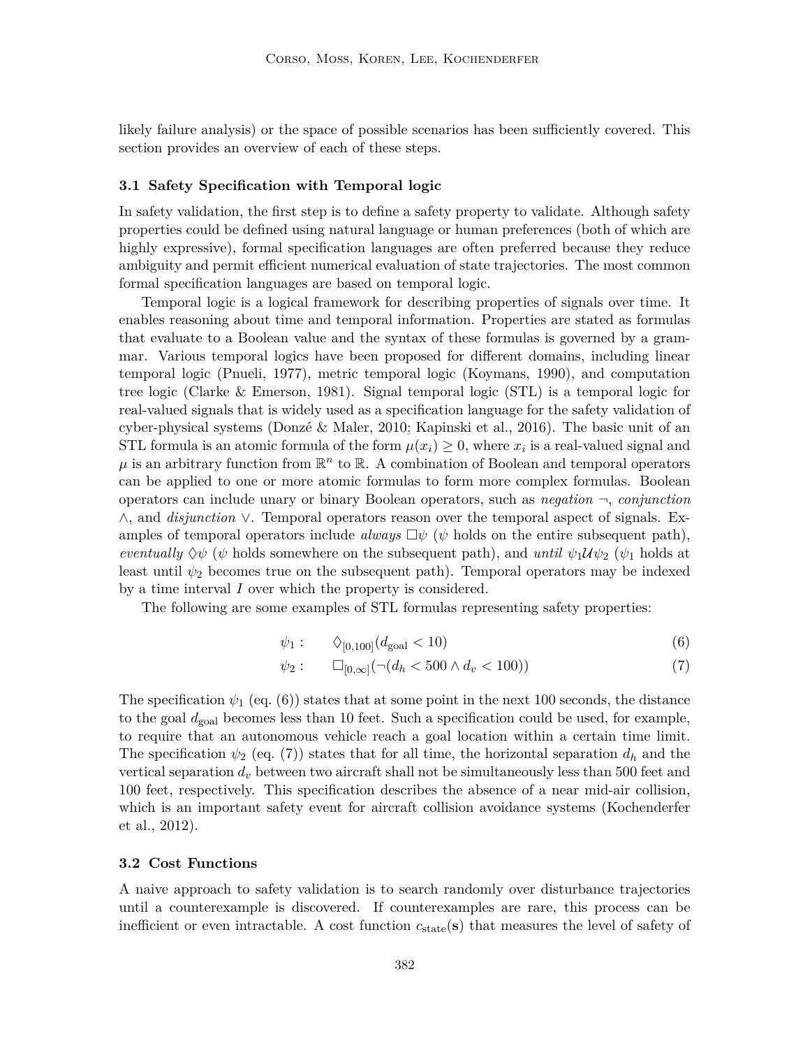likely failure analysis) or the space of possible scenarios has been sufficiently covered. This section provides an overview of each of these steps.

### 3.1 Safety Specification with Temporal logic

In safety validation, the first step is to define a safety property to validate. Although safety properties could be defined using natural language or human preferences (both of which are highly expressive), formal specification languages are often preferred because they reduce ambiguity and permit efficient numerical evaluation of state trajectories. The most common formal specification languages are based on temporal logic.

Temporal logic is a logical framework for describing properties of signals over time. It enables reasoning about time and temporal information. Properties are stated as formulas that evaluate to a Boolean value and the syntax of these formulas is governed by a grammar. Various temporal logics have been proposed for different domains, including linear temporal logic (Pnueli, 1977), metric temporal logic (Koymans, 1990), and computation tree logic (Clarke & Emerson, 1981). Signal temporal logic (STL) is a temporal logic for real-valued signals that is widely used as a specification language for the safety validation of cyber-physical systems (Donzé & Maler, 2010; Kapinski et al., 2016). The basic unit of an STL formula is an atomic formula of the form $\mu(x_i) \geq 0$, where $x_i$ is a real-valued signal and $\mu$ is an arbitrary function from $\mathbb{R}^n$ to $\mathbb{R}$. A combination of Boolean and temporal operators can be applied to one or more atomic formulas to form more complex formulas. Boolean operators can include unary or binary Boolean operators, such as *negation* $\neg$, *conjunction* $\wedge$, and *disjunction* $\vee$. Temporal operators reason over the temporal aspect of signals. Examples of temporal operators include *always* $\Box\psi$ ($\psi$ holds on the entire subsequent path), *eventually* $\Diamond\psi$ ($\psi$ holds somewhere on the subsequent path), and *until* $\psi_1 \mathcal{U} \psi_2$ ($\psi_1$ holds at least until $\psi_2$ becomes true on the subsequent path). Temporal operators may be indexed by a time interval $I$ over which the property is considered.

The following are some examples of STL formulas representing safety properties:

$$\psi_1 : \quad \Diamond_{[0,100]}(d_{\text{goal}} < 10) \tag{6}$$

$$\psi_2 : \quad \Box_{[0,\infty]}(\neg(d_h < 500 \wedge d_v < 100)) \tag{7}$$

The specification $\psi_1$ (eq. (6)) states that at some point in the next 100 seconds, the distance to the goal $d_{\text{goal}}$ becomes less than 10 feet. Such a specification could be used, for example, to require that an autonomous vehicle reach a goal location within a certain time limit. The specification $\psi_2$ (eq. (7)) states that for all time, the horizontal separation $d_h$ and the vertical separation $d_v$ between two aircraft shall not be simultaneously less than 500 feet and 100 feet, respectively. This specification describes the absence of a near mid-air collision, which is an important safety event for aircraft collision avoidance systems (Kochenderfer et al., 2012).

### 3.2 Cost Functions

A naive approach to safety validation is to search randomly over disturbance trajectories until a counterexample is discovered. If counterexamples are rare, this process can be inefficient or even intractable. A cost function $c_{\text{state}}(\mathbf{s})$ that measures the level of safety of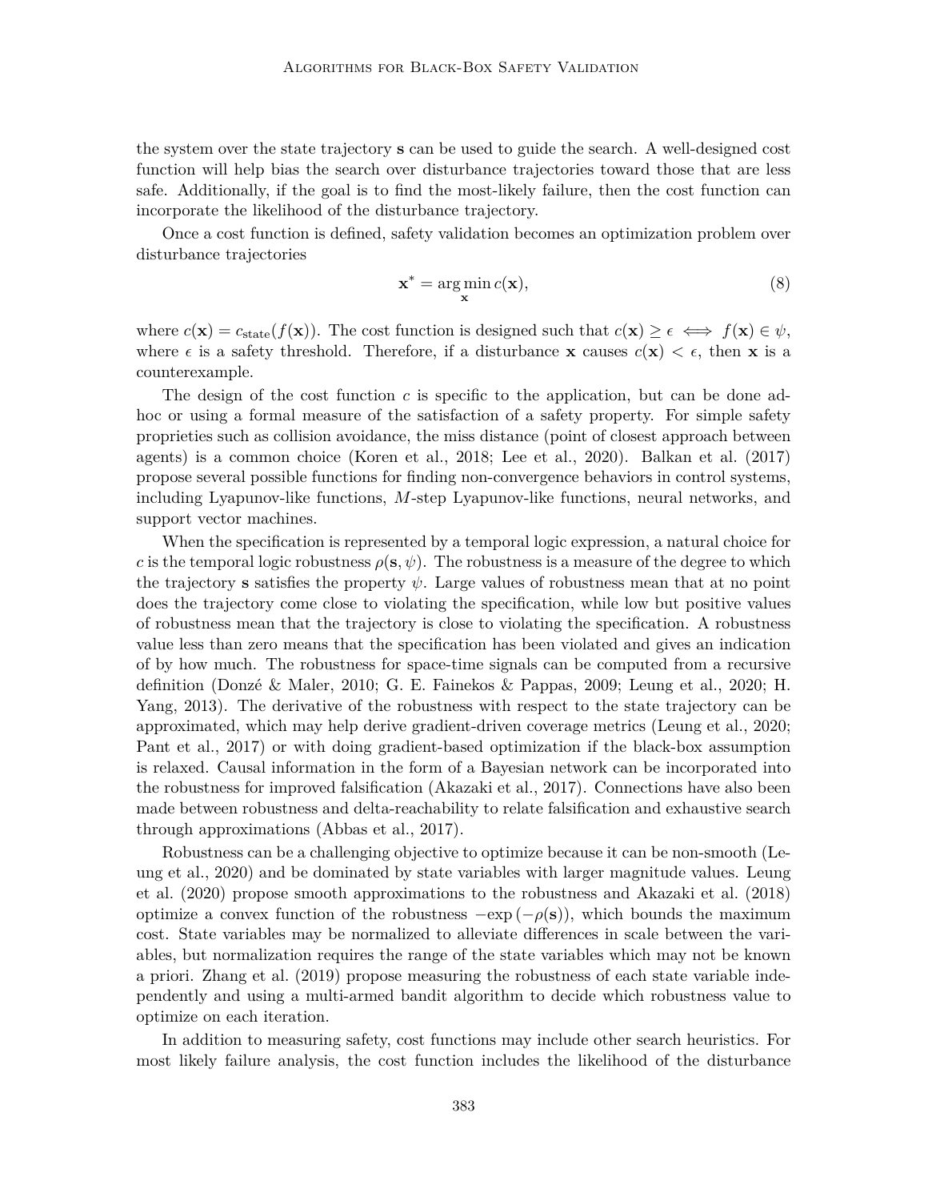the system over the state trajectory $\mathbf{s}$ can be used to guide the search. A well-designed cost function will help bias the search over disturbance trajectories toward those that are less safe. Additionally, if the goal is to find the most-likely failure, then the cost function can incorporate the likelihood of the disturbance trajectory.

Once a cost function is defined, safety validation becomes an optimization problem over disturbance trajectories

$$\mathbf{x}^* = \arg\min_{\mathbf{x}} c(\mathbf{x}), \tag{8}$$

where $c(\mathbf{x}) = c_{\text{state}}(f(\mathbf{x}))$. The cost function is designed such that $c(\mathbf{x}) \geq \epsilon \iff f(\mathbf{x}) \in \psi$, where $\epsilon$ is a safety threshold. Therefore, if a disturbance $\mathbf{x}$ causes $c(\mathbf{x}) < \epsilon$, then $\mathbf{x}$ is a counterexample.

The design of the cost function $c$ is specific to the application, but can be done ad-hoc or using a formal measure of the satisfaction of a safety property. For simple safety proprieties such as collision avoidance, the miss distance (point of closest approach between agents) is a common choice (Koren et al., 2018; Lee et al., 2020). Balkan et al. (2017) propose several possible functions for finding non-convergence behaviors in control systems, including Lyapunov-like functions, $M$-step Lyapunov-like functions, neural networks, and support vector machines.

When the specification is represented by a temporal logic expression, a natural choice for $c$ is the temporal logic robustness $\rho(\mathbf{s}, \psi)$. The robustness is a measure of the degree to which the trajectory $\mathbf{s}$ satisfies the property $\psi$. Large values of robustness mean that at no point does the trajectory come close to violating the specification, while low but positive values of robustness mean that the trajectory is close to violating the specification. A robustness value less than zero means that the specification has been violated and gives an indication of by how much. The robustness for space-time signals can be computed from a recursive definition (Donzé & Maler, 2010; G. E. Fainekos & Pappas, 2009; Leung et al., 2020; H. Yang, 2013). The derivative of the robustness with respect to the state trajectory can be approximated, which may help derive gradient-driven coverage metrics (Leung et al., 2020; Pant et al., 2017) or with doing gradient-based optimization if the black-box assumption is relaxed. Causal information in the form of a Bayesian network can be incorporated into the robustness for improved falsification (Akazaki et al., 2017). Connections have also been made between robustness and delta-reachability to relate falsification and exhaustive search through approximations (Abbas et al., 2017).

Robustness can be a challenging objective to optimize because it can be non-smooth (Leung et al., 2020) and be dominated by state variables with larger magnitude values. Leung et al. (2020) propose smooth approximations to the robustness and Akazaki et al. (2018) optimize a convex function of the robustness $-\exp(-\rho(\mathbf{s}))$, which bounds the maximum cost. State variables may be normalized to alleviate differences in scale between the variables, but normalization requires the range of the state variables which may not be known a priori. Zhang et al. (2019) propose measuring the robustness of each state variable independently and using a multi-armed bandit algorithm to decide which robustness value to optimize on each iteration.

In addition to measuring safety, cost functions may include other search heuristics. For most likely failure analysis, the cost function includes the likelihood of the disturbance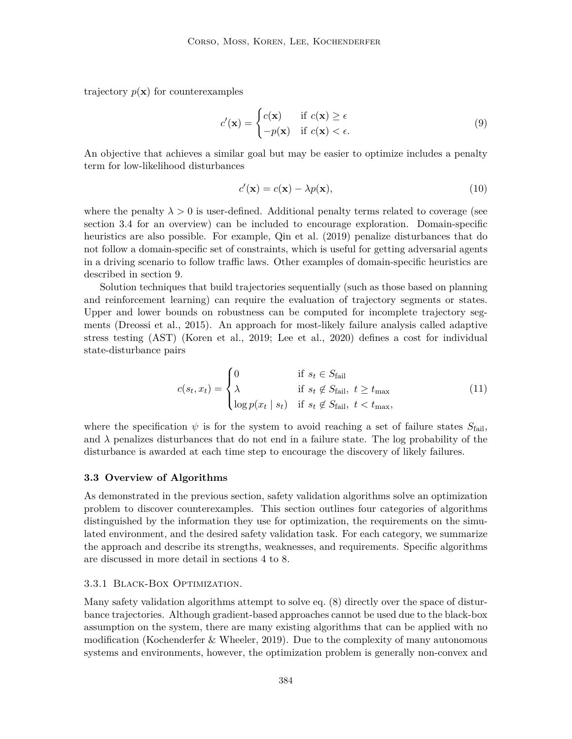trajectory $p(\mathbf{x})$ for counterexamples

$$c'(\mathbf{x}) = \begin{cases} c(\mathbf{x}) & \text{if } c(\mathbf{x}) \geq \epsilon \\ -p(\mathbf{x}) & \text{if } c(\mathbf{x}) < \epsilon. \end{cases} \tag{9}$$

An objective that achieves a similar goal but may be easier to optimize includes a penalty term for low-likelihood disturbances

$$c'(\mathbf{x}) = c(\mathbf{x}) - \lambda p(\mathbf{x}), \tag{10}$$

where the penalty $\lambda > 0$ is user-defined. Additional penalty terms related to coverage (see section 3.4 for an overview) can be included to encourage exploration. Domain-specific heuristics are also possible. For example, Qin et al. (2019) penalize disturbances that do not follow a domain-specific set of constraints, which is useful for getting adversarial agents in a driving scenario to follow traffic laws. Other examples of domain-specific heuristics are described in section 9.

Solution techniques that build trajectories sequentially (such as those based on planning and reinforcement learning) can require the evaluation of trajectory segments or states. Upper and lower bounds on robustness can be computed for incomplete trajectory segments (Dreossi et al., 2015). An approach for most-likely failure analysis called adaptive stress testing (AST) (Koren et al., 2019; Lee et al., 2020) defines a cost for individual state-disturbance pairs

$$c(s_t, x_t) = \begin{cases} 0 & \text{if } s_t \in S_{\text{fail}} \\ \lambda & \text{if } s_t \notin S_{\text{fail}},\ t \geq t_{\max} \\ \log p(x_t \mid s_t) & \text{if } s_t \notin S_{\text{fail}},\ t < t_{\max}, \end{cases} \tag{11}$$

where the specification $\psi$ is for the system to avoid reaching a set of failure states $S_{\text{fail}}$, and $\lambda$ penalizes disturbances that do not end in a failure state. The log probability of the disturbance is awarded at each time step to encourage the discovery of likely failures.

### 3.3 Overview of Algorithms

As demonstrated in the previous section, safety validation algorithms solve an optimization problem to discover counterexamples. This section outlines four categories of algorithms distinguished by the information they use for optimization, the requirements on the simulated environment, and the desired safety validation task. For each category, we summarize the approach and describe its strengths, weaknesses, and requirements. Specific algorithms are discussed in more detail in sections 4 to 8.

#### 3.3.1 Black-Box Optimization.

Many safety validation algorithms attempt to solve eq. (8) directly over the space of disturbance trajectories. Although gradient-based approaches cannot be used due to the black-box assumption on the system, there are many existing algorithms that can be applied with no modification (Kochenderfer & Wheeler, 2019). Due to the complexity of many autonomous systems and environments, however, the optimization problem is generally non-convex and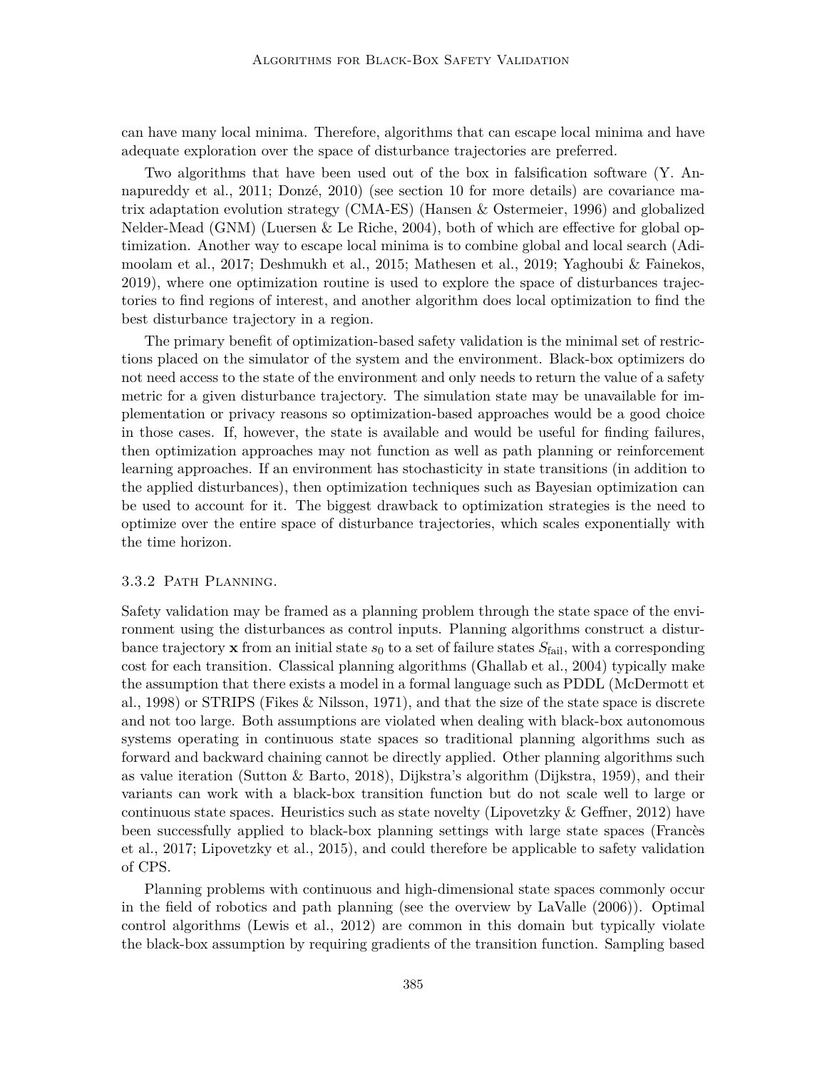can have many local minima. Therefore, algorithms that can escape local minima and have adequate exploration over the space of disturbance trajectories are preferred.

Two algorithms that have been used out of the box in falsification software (Y. Annapureddy et al., 2011; Donzé, 2010) (see section 10 for more details) are covariance matrix adaptation evolution strategy (CMA-ES) (Hansen & Ostermeier, 1996) and globalized Nelder-Mead (GNM) (Luersen & Le Riche, 2004), both of which are effective for global optimization. Another way to escape local minima is to combine global and local search (Adimoolam et al., 2017; Deshmukh et al., 2015; Mathesen et al., 2019; Yaghoubi & Fainekos, 2019), where one optimization routine is used to explore the space of disturbances trajectories to find regions of interest, and another algorithm does local optimization to find the best disturbance trajectory in a region.

The primary benefit of optimization-based safety validation is the minimal set of restrictions placed on the simulator of the system and the environment. Black-box optimizers do not need access to the state of the environment and only needs to return the value of a safety metric for a given disturbance trajectory. The simulation state may be unavailable for implementation or privacy reasons so optimization-based approaches would be a good choice in those cases. If, however, the state is available and would be useful for finding failures, then optimization approaches may not function as well as path planning or reinforcement learning approaches. If an environment has stochasticity in state transitions (in addition to the applied disturbances), then optimization techniques such as Bayesian optimization can be used to account for it. The biggest drawback to optimization strategies is the need to optimize over the entire space of disturbance trajectories, which scales exponentially with the time horizon.

### 3.3.2 Path Planning.

Safety validation may be framed as a planning problem through the state space of the environment using the disturbances as control inputs. Planning algorithms construct a disturbance trajectory $\mathbf{x}$ from an initial state $s_0$ to a set of failure states $S_{\text{fail}}$, with a corresponding cost for each transition. Classical planning algorithms (Ghallab et al., 2004) typically make the assumption that there exists a model in a formal language such as PDDL (McDermott et al., 1998) or STRIPS (Fikes & Nilsson, 1971), and that the size of the state space is discrete and not too large. Both assumptions are violated when dealing with black-box autonomous systems operating in continuous state spaces so traditional planning algorithms such as forward and backward chaining cannot be directly applied. Other planning algorithms such as value iteration (Sutton & Barto, 2018), Dijkstra's algorithm (Dijkstra, 1959), and their variants can work with a black-box transition function but do not scale well to large or continuous state spaces. Heuristics such as state novelty (Lipovetzky & Geffner, 2012) have been successfully applied to black-box planning settings with large state spaces (Francès et al., 2017; Lipovetzky et al., 2015), and could therefore be applicable to safety validation of CPS.

Planning problems with continuous and high-dimensional state spaces commonly occur in the field of robotics and path planning (see the overview by LaValle (2006)). Optimal control algorithms (Lewis et al., 2012) are common in this domain but typically violate the black-box assumption by requiring gradients of the transition function. Sampling based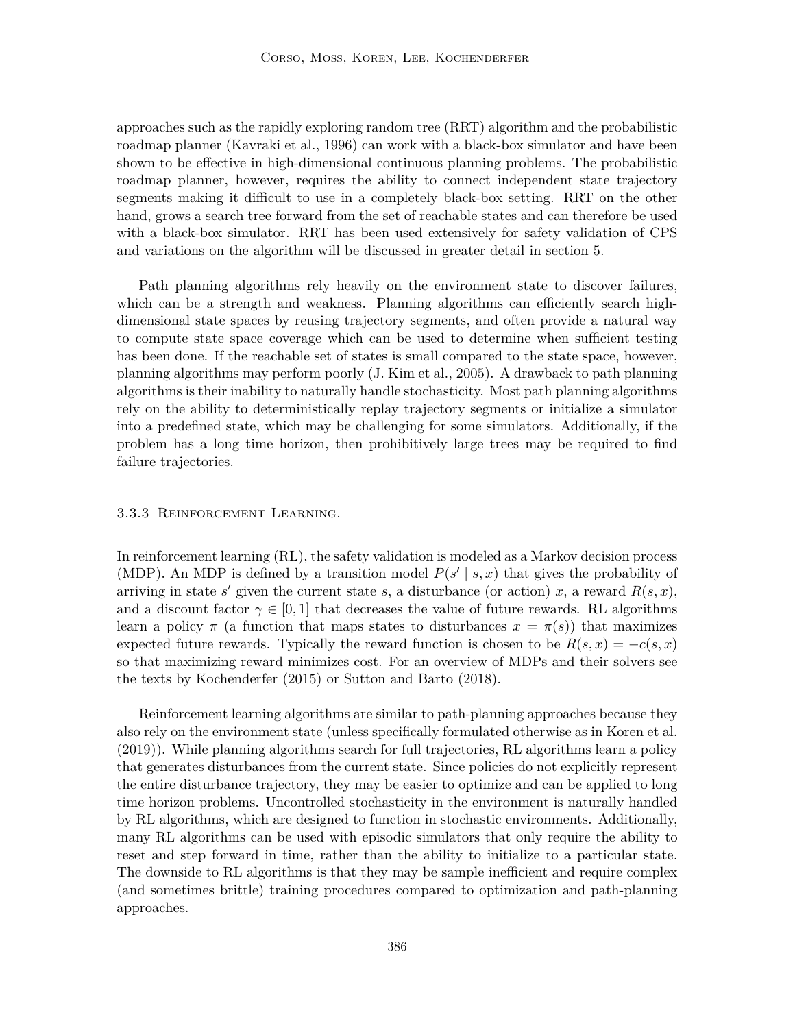approaches such as the rapidly exploring random tree (RRT) algorithm and the probabilistic roadmap planner (Kavraki et al., 1996) can work with a black-box simulator and have been shown to be effective in high-dimensional continuous planning problems. The probabilistic roadmap planner, however, requires the ability to connect independent state trajectory segments making it difficult to use in a completely black-box setting. RRT on the other hand, grows a search tree forward from the set of reachable states and can therefore be used with a black-box simulator. RRT has been used extensively for safety validation of CPS and variations on the algorithm will be discussed in greater detail in section 5.

Path planning algorithms rely heavily on the environment state to discover failures, which can be a strength and weakness. Planning algorithms can efficiently search high-dimensional state spaces by reusing trajectory segments, and often provide a natural way to compute state space coverage which can be used to determine when sufficient testing has been done. If the reachable set of states is small compared to the state space, however, planning algorithms may perform poorly (J. Kim et al., 2005). A drawback to path planning algorithms is their inability to naturally handle stochasticity. Most path planning algorithms rely on the ability to deterministically replay trajectory segments or initialize a simulator into a predefined state, which may be challenging for some simulators. Additionally, if the problem has a long time horizon, then prohibitively large trees may be required to find failure trajectories.

### 3.3.3 Reinforcement Learning.

In reinforcement learning (RL), the safety validation is modeled as a Markov decision process (MDP). An MDP is defined by a transition model $P(s' \mid s, x)$ that gives the probability of arriving in state $s'$ given the current state $s$, a disturbance (or action) $x$, a reward $R(s, x)$, and a discount factor $\gamma \in [0, 1]$ that decreases the value of future rewards. RL algorithms learn a policy $\pi$ (a function that maps states to disturbances $x = \pi(s)$) that maximizes expected future rewards. Typically the reward function is chosen to be $R(s, x) = -c(s, x)$ so that maximizing reward minimizes cost. For an overview of MDPs and their solvers see the texts by Kochenderfer (2015) or Sutton and Barto (2018).

Reinforcement learning algorithms are similar to path-planning approaches because they also rely on the environment state (unless specifically formulated otherwise as in Koren et al. (2019)). While planning algorithms search for full trajectories, RL algorithms learn a policy that generates disturbances from the current state. Since policies do not explicitly represent the entire disturbance trajectory, they may be easier to optimize and can be applied to long time horizon problems. Uncontrolled stochasticity in the environment is naturally handled by RL algorithms, which are designed to function in stochastic environments. Additionally, many RL algorithms can be used with episodic simulators that only require the ability to reset and step forward in time, rather than the ability to initialize to a particular state. The downside to RL algorithms is that they may be sample inefficient and require complex (and sometimes brittle) training procedures compared to optimization and path-planning approaches.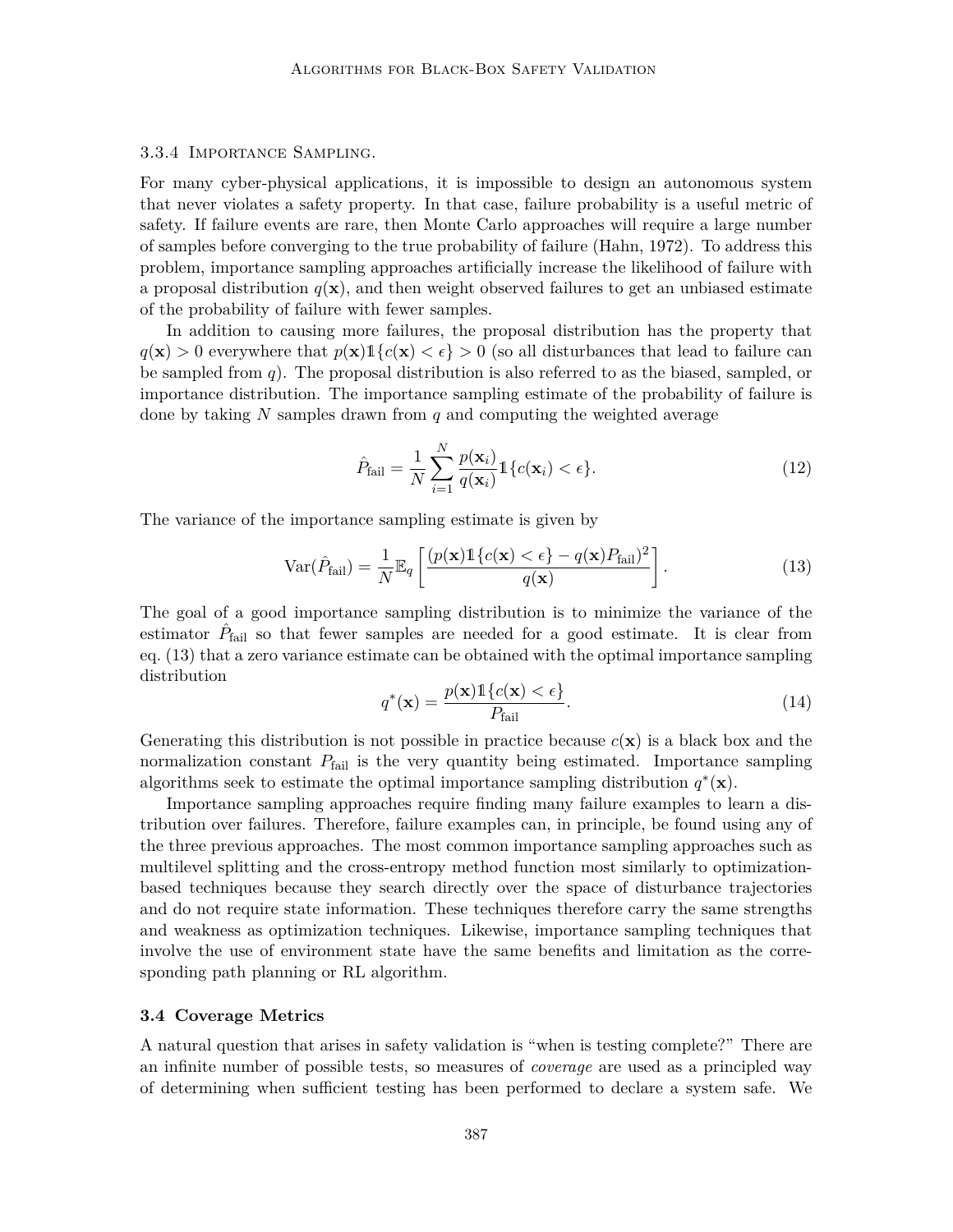#### 3.3.4 Importance Sampling.

For many cyber-physical applications, it is impossible to design an autonomous system that never violates a safety property. In that case, failure probability is a useful metric of safety. If failure events are rare, then Monte Carlo approaches will require a large number of samples before converging to the true probability of failure (Hahn, 1972). To address this problem, importance sampling approaches artificially increase the likelihood of failure with a proposal distribution $q(\mathbf{x})$, and then weight observed failures to get an unbiased estimate of the probability of failure with fewer samples.

In addition to causing more failures, the proposal distribution has the property that $q(\mathbf{x}) > 0$ everywhere that $p(\mathbf{x})\mathbb{1}\{c(\mathbf{x}) < \epsilon\} > 0$ (so all disturbances that lead to failure can be sampled from $q$). The proposal distribution is also referred to as the biased, sampled, or importance distribution. The importance sampling estimate of the probability of failure is done by taking $N$ samples drawn from $q$ and computing the weighted average

$$\hat{P}_{\text{fail}} = \frac{1}{N} \sum_{i=1}^{N} \frac{p(\mathbf{x}_i)}{q(\mathbf{x}_i)} \mathbb{1}\{c(\mathbf{x}_i) < \epsilon\}. \tag{12}$$

The variance of the importance sampling estimate is given by

$$\text{Var}(\hat{P}_{\text{fail}}) = \frac{1}{N} \mathbb{E}_q \left[ \frac{(p(\mathbf{x})\mathbb{1}\{c(\mathbf{x}) < \epsilon\} - q(\mathbf{x})P_{\text{fail}})^2}{q(\mathbf{x})} \right]. \tag{13}$$

The goal of a good importance sampling distribution is to minimize the variance of the estimator $\hat{P}_{\text{fail}}$ so that fewer samples are needed for a good estimate. It is clear from eq. (13) that a zero variance estimate can be obtained with the optimal importance sampling distribution

$$q^*(\mathbf{x}) = \frac{p(\mathbf{x})\mathbb{1}\{c(\mathbf{x}) < \epsilon\}}{P_{\text{fail}}}. \tag{14}$$

Generating this distribution is not possible in practice because $c(\mathbf{x})$ is a black box and the normalization constant $P_{\text{fail}}$ is the very quantity being estimated. Importance sampling algorithms seek to estimate the optimal importance sampling distribution $q^*(\mathbf{x})$.

Importance sampling approaches require finding many failure examples to learn a distribution over failures. Therefore, failure examples can, in principle, be found using any of the three previous approaches. The most common importance sampling approaches such as multilevel splitting and the cross-entropy method function most similarly to optimization-based techniques because they search directly over the space of disturbance trajectories and do not require state information. These techniques therefore carry the same strengths and weakness as optimization techniques. Likewise, importance sampling techniques that involve the use of environment state have the same benefits and limitation as the corresponding path planning or RL algorithm.

### 3.4 Coverage Metrics

A natural question that arises in safety validation is "when is testing complete?" There are an infinite number of possible tests, so measures of *coverage* are used as a principled way of determining when sufficient testing has been performed to declare a system safe. We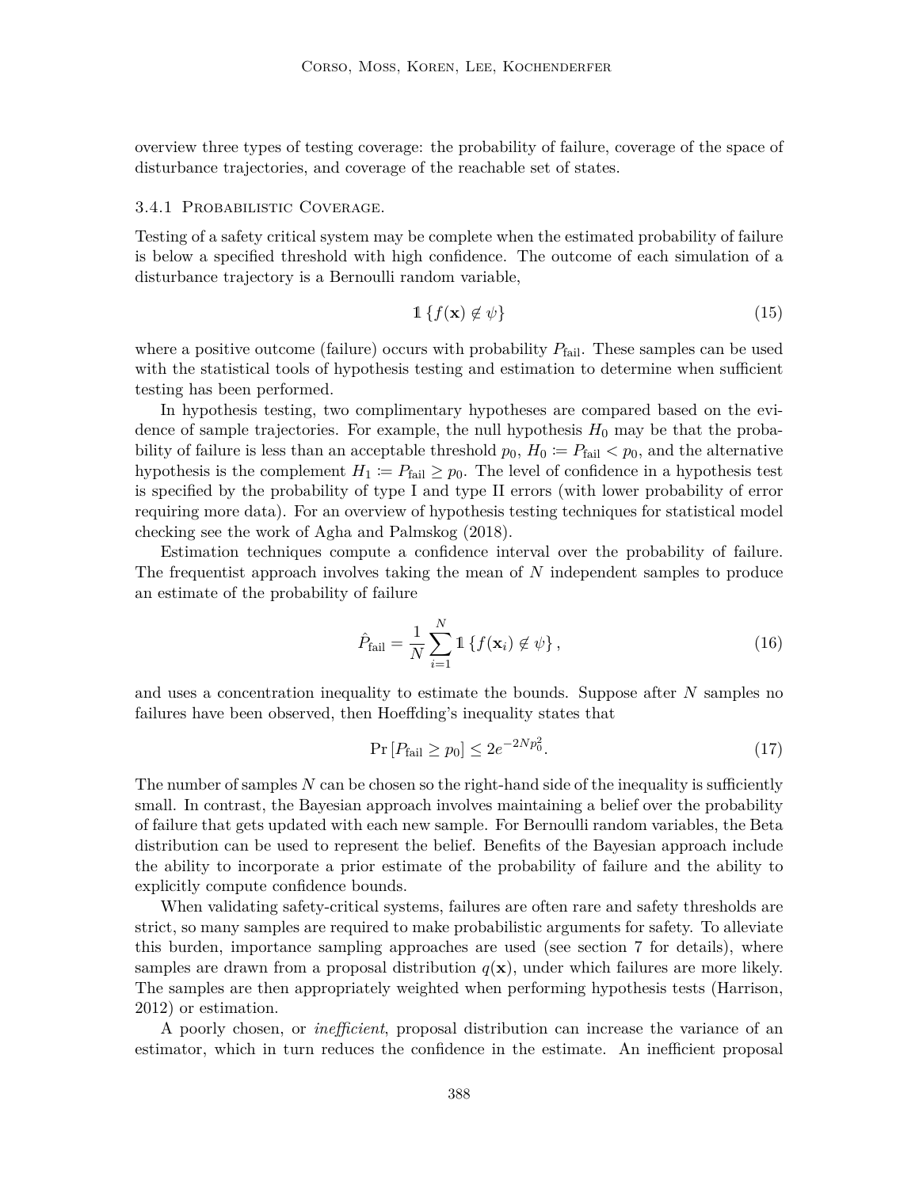overview three types of testing coverage: the probability of failure, coverage of the space of disturbance trajectories, and coverage of the reachable set of states.

### 3.4.1 Probabilistic Coverage.

Testing of a safety critical system may be complete when the estimated probability of failure is below a specified threshold with high confidence. The outcome of each simulation of a disturbance trajectory is a Bernoulli random variable,

$$\mathbb{1}\{f(\mathbf{x}) \notin \psi\} \tag{15}$$

where a positive outcome (failure) occurs with probability $P_{\text{fail}}$. These samples can be used with the statistical tools of hypothesis testing and estimation to determine when sufficient testing has been performed.

In hypothesis testing, two complimentary hypotheses are compared based on the evidence of sample trajectories. For example, the null hypothesis $H_0$ may be that the probability of failure is less than an acceptable threshold $p_0$, $H_0 \coloneqq P_{\text{fail}} < p_0$, and the alternative hypothesis is the complement $H_1 \coloneqq P_{\text{fail}} \geq p_0$. The level of confidence in a hypothesis test is specified by the probability of type I and type II errors (with lower probability of error requiring more data). For an overview of hypothesis testing techniques for statistical model checking see the work of Agha and Palmskog (2018).

Estimation techniques compute a confidence interval over the probability of failure. The frequentist approach involves taking the mean of $N$ independent samples to produce an estimate of the probability of failure

$$\hat{P}_{\text{fail}} = \frac{1}{N}\sum_{i=1}^{N} \mathbb{1}\{f(\mathbf{x}_i) \notin \psi\}, \tag{16}$$

and uses a concentration inequality to estimate the bounds. Suppose after $N$ samples no failures have been observed, then Hoeffding's inequality states that

$$\Pr\left[P_{\text{fail}} \geq p_0\right] \leq 2e^{-2Np_0^2}. \tag{17}$$

The number of samples $N$ can be chosen so the right-hand side of the inequality is sufficiently small. In contrast, the Bayesian approach involves maintaining a belief over the probability of failure that gets updated with each new sample. For Bernoulli random variables, the Beta distribution can be used to represent the belief. Benefits of the Bayesian approach include the ability to incorporate a prior estimate of the probability of failure and the ability to explicitly compute confidence bounds.

When validating safety-critical systems, failures are often rare and safety thresholds are strict, so many samples are required to make probabilistic arguments for safety. To alleviate this burden, importance sampling approaches are used (see section 7 for details), where samples are drawn from a proposal distribution $q(\mathbf{x})$, under which failures are more likely. The samples are then appropriately weighted when performing hypothesis tests (Harrison, 2012) or estimation.

A poorly chosen, or *inefficient*, proposal distribution can increase the variance of an estimator, which in turn reduces the confidence in the estimate. An inefficient proposal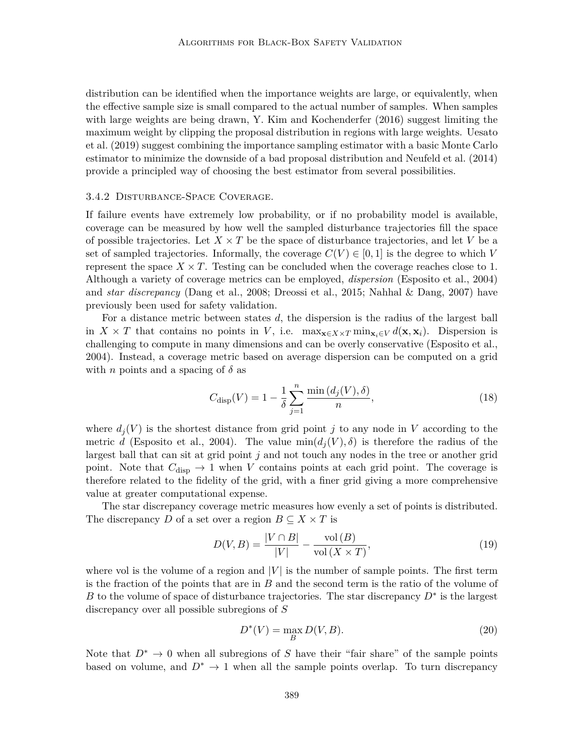distribution can be identified when the importance weights are large, or equivalently, when the effective sample size is small compared to the actual number of samples. When samples with large weights are being drawn, Y. Kim and Kochenderfer (2016) suggest limiting the maximum weight by clipping the proposal distribution in regions with large weights. Uesato et al. (2019) suggest combining the importance sampling estimator with a basic Monte Carlo estimator to minimize the downside of a bad proposal distribution and Neufeld et al. (2014) provide a principled way of choosing the best estimator from several possibilities.

#### 3.4.2 Disturbance-Space Coverage.

If failure events have extremely low probability, or if no probability model is available, coverage can be measured by how well the sampled disturbance trajectories fill the space of possible trajectories. Let $X \times T$ be the space of disturbance trajectories, and let $V$ be a set of sampled trajectories. Informally, the coverage $C(V) \in [0, 1]$ is the degree to which $V$ represent the space $X \times T$. Testing can be concluded when the coverage reaches close to 1. Although a variety of coverage metrics can be employed, *dispersion* (Esposito et al., 2004) and *star discrepancy* (Dang et al., 2008; Dreossi et al., 2015; Nahhal & Dang, 2007) have previously been used for safety validation.

For a distance metric between states $d$, the dispersion is the radius of the largest ball in $X \times T$ that contains no points in $V$, i.e. $\max_{\mathbf{x} \in X \times T} \min_{\mathbf{x}_i \in V} d(\mathbf{x}, \mathbf{x}_i)$. Dispersion is challenging to compute in many dimensions and can be overly conservative (Esposito et al., 2004). Instead, a coverage metric based on average dispersion can be computed on a grid with $n$ points and a spacing of $\delta$ as

$$C_{\text{disp}}(V) = 1 - \frac{1}{\delta} \sum_{j=1}^{n} \frac{\min(d_j(V), \delta)}{n}, \tag{18}$$

where $d_j(V)$ is the shortest distance from grid point $j$ to any node in $V$ according to the metric $d$ (Esposito et al., 2004). The value $\min(d_j(V), \delta)$ is therefore the radius of the largest ball that can sit at grid point $j$ and not touch any nodes in the tree or another grid point. Note that $C_{\text{disp}} \to 1$ when $V$ contains points at each grid point. The coverage is therefore related to the fidelity of the grid, with a finer grid giving a more comprehensive value at greater computational expense.

The star discrepancy coverage metric measures how evenly a set of points is distributed. The discrepancy $D$ of a set over a region $B \subseteq X \times T$ is

$$D(V, B) = \frac{|V \cap B|}{|V|} - \frac{\text{vol}(B)}{\text{vol}(X \times T)}, \tag{19}$$

where vol is the volume of a region and $|V|$ is the number of sample points. The first term is the fraction of the points that are in $B$ and the second term is the ratio of the volume of $B$ to the volume of space of disturbance trajectories. The star discrepancy $D^*$ is the largest discrepancy over all possible subregions of $S$

$$D^*(V) = \max_{B} D(V, B). \tag{20}$$

Note that $D^* \to 0$ when all subregions of $S$ have their "fair share" of the sample points based on volume, and $D^* \to 1$ when all the sample points overlap. To turn discrepancy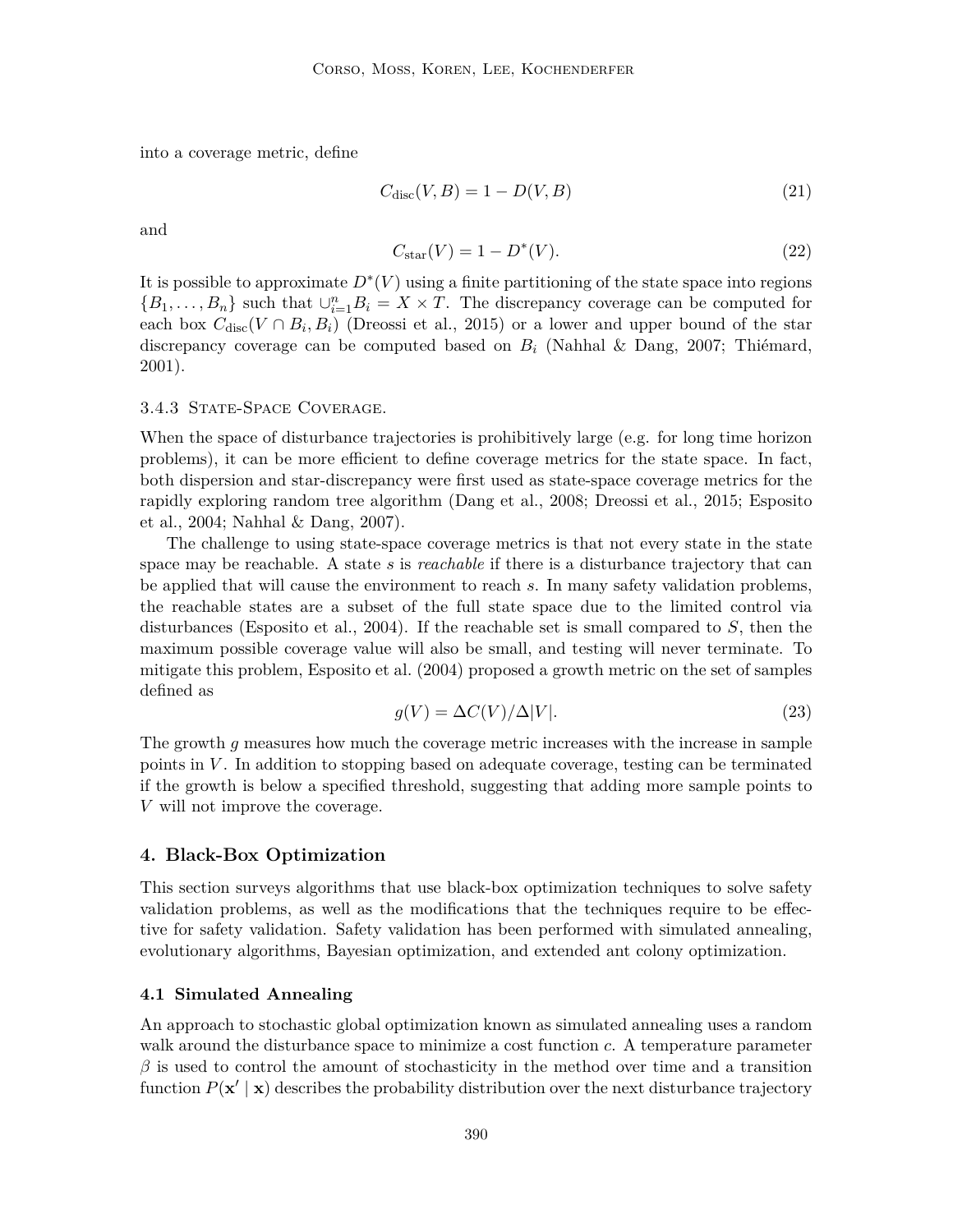into a coverage metric, define

$$C_{\text{disc}}(V, B) = 1 - D(V, B) \tag{21}$$

and

$$C_{\text{star}}(V) = 1 - D^*(V). \tag{22}$$

It is possible to approximate $D^*(V)$ using a finite partitioning of the state space into regions $\{B_1, \ldots, B_n\}$ such that $\cup_{i=1}^n B_i = X \times T$. The discrepancy coverage can be computed for each box $C_{\text{disc}}(V \cap B_i, B_i)$ (Dreossi et al., 2015) or a lower and upper bound of the star discrepancy coverage can be computed based on $B_i$ (Nahhal & Dang, 2007; Thiémard, 2001).

#### 3.4.3 State-Space Coverage.

When the space of disturbance trajectories is prohibitively large (e.g. for long time horizon problems), it can be more efficient to define coverage metrics for the state space. In fact, both dispersion and star-discrepancy were first used as state-space coverage metrics for the rapidly exploring random tree algorithm (Dang et al., 2008; Dreossi et al., 2015; Esposito et al., 2004; Nahhal & Dang, 2007).

The challenge to using state-space coverage metrics is that not every state in the state space may be reachable. A state $s$ is *reachable* if there is a disturbance trajectory that can be applied that will cause the environment to reach $s$. In many safety validation problems, the reachable states are a subset of the full state space due to the limited control via disturbances (Esposito et al., 2004). If the reachable set is small compared to $S$, then the maximum possible coverage value will also be small, and testing will never terminate. To mitigate this problem, Esposito et al. (2004) proposed a growth metric on the set of samples defined as

$$g(V) = \Delta C(V)/\Delta|V|. \tag{23}$$

The growth $g$ measures how much the coverage metric increases with the increase in sample points in $V$. In addition to stopping based on adequate coverage, testing can be terminated if the growth is below a specified threshold, suggesting that adding more sample points to $V$ will not improve the coverage.

## 4. Black-Box Optimization

This section surveys algorithms that use black-box optimization techniques to solve safety validation problems, as well as the modifications that the techniques require to be effective for safety validation. Safety validation has been performed with simulated annealing, evolutionary algorithms, Bayesian optimization, and extended ant colony optimization.

### 4.1 Simulated Annealing

An approach to stochastic global optimization known as simulated annealing uses a random walk around the disturbance space to minimize a cost function $c$. A temperature parameter $\beta$ is used to control the amount of stochasticity in the method over time and a transition function $P(\mathbf{x}' \mid \mathbf{x})$ describes the probability distribution over the next disturbance trajectory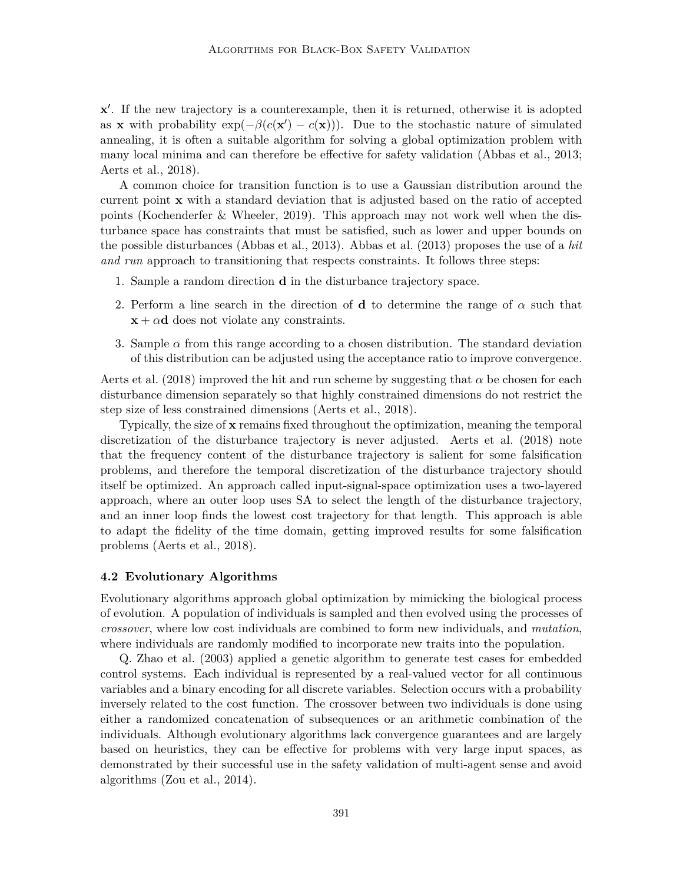$\mathbf{x}'$. If the new trajectory is a counterexample, then it is returned, otherwise it is adopted as $\mathbf{x}$ with probability $\exp(-\beta(c(\mathbf{x}') - c(\mathbf{x})))$. Due to the stochastic nature of simulated annealing, it is often a suitable algorithm for solving a global optimization problem with many local minima and can therefore be effective for safety validation (Abbas et al., 2013; Aerts et al., 2018).

A common choice for transition function is to use a Gaussian distribution around the current point $\mathbf{x}$ with a standard deviation that is adjusted based on the ratio of accepted points (Kochenderfer & Wheeler, 2019). This approach may not work well when the disturbance space has constraints that must be satisfied, such as lower and upper bounds on the possible disturbances (Abbas et al., 2013). Abbas et al. (2013) proposes the use of a *hit and run* approach to transitioning that respects constraints. It follows three steps:

1. Sample a random direction $\mathbf{d}$ in the disturbance trajectory space.
2. Perform a line search in the direction of $\mathbf{d}$ to determine the range of $\alpha$ such that $\mathbf{x} + \alpha\mathbf{d}$ does not violate any constraints.
3. Sample $\alpha$ from this range according to a chosen distribution. The standard deviation of this distribution can be adjusted using the acceptance ratio to improve convergence.

Aerts et al. (2018) improved the hit and run scheme by suggesting that $\alpha$ be chosen for each disturbance dimension separately so that highly constrained dimensions do not restrict the step size of less constrained dimensions (Aerts et al., 2018).

Typically, the size of $\mathbf{x}$ remains fixed throughout the optimization, meaning the temporal discretization of the disturbance trajectory is never adjusted. Aerts et al. (2018) note that the frequency content of the disturbance trajectory is salient for some falsification problems, and therefore the temporal discretization of the disturbance trajectory should itself be optimized. An approach called input-signal-space optimization uses a two-layered approach, where an outer loop uses SA to select the length of the disturbance trajectory, and an inner loop finds the lowest cost trajectory for that length. This approach is able to adapt the fidelity of the time domain, getting improved results for some falsification problems (Aerts et al., 2018).

### 4.2 Evolutionary Algorithms

Evolutionary algorithms approach global optimization by mimicking the biological process of evolution. A population of individuals is sampled and then evolved using the processes of *crossover*, where low cost individuals are combined to form new individuals, and *mutation*, where individuals are randomly modified to incorporate new traits into the population.

Q. Zhao et al. (2003) applied a genetic algorithm to generate test cases for embedded control systems. Each individual is represented by a real-valued vector for all continuous variables and a binary encoding for all discrete variables. Selection occurs with a probability inversely related to the cost function. The crossover between two individuals is done using either a randomized concatenation of subsequences or an arithmetic combination of the individuals. Although evolutionary algorithms lack convergence guarantees and are largely based on heuristics, they can be effective for problems with very large input spaces, as demonstrated by their successful use in the safety validation of multi-agent sense and avoid algorithms (Zou et al., 2014).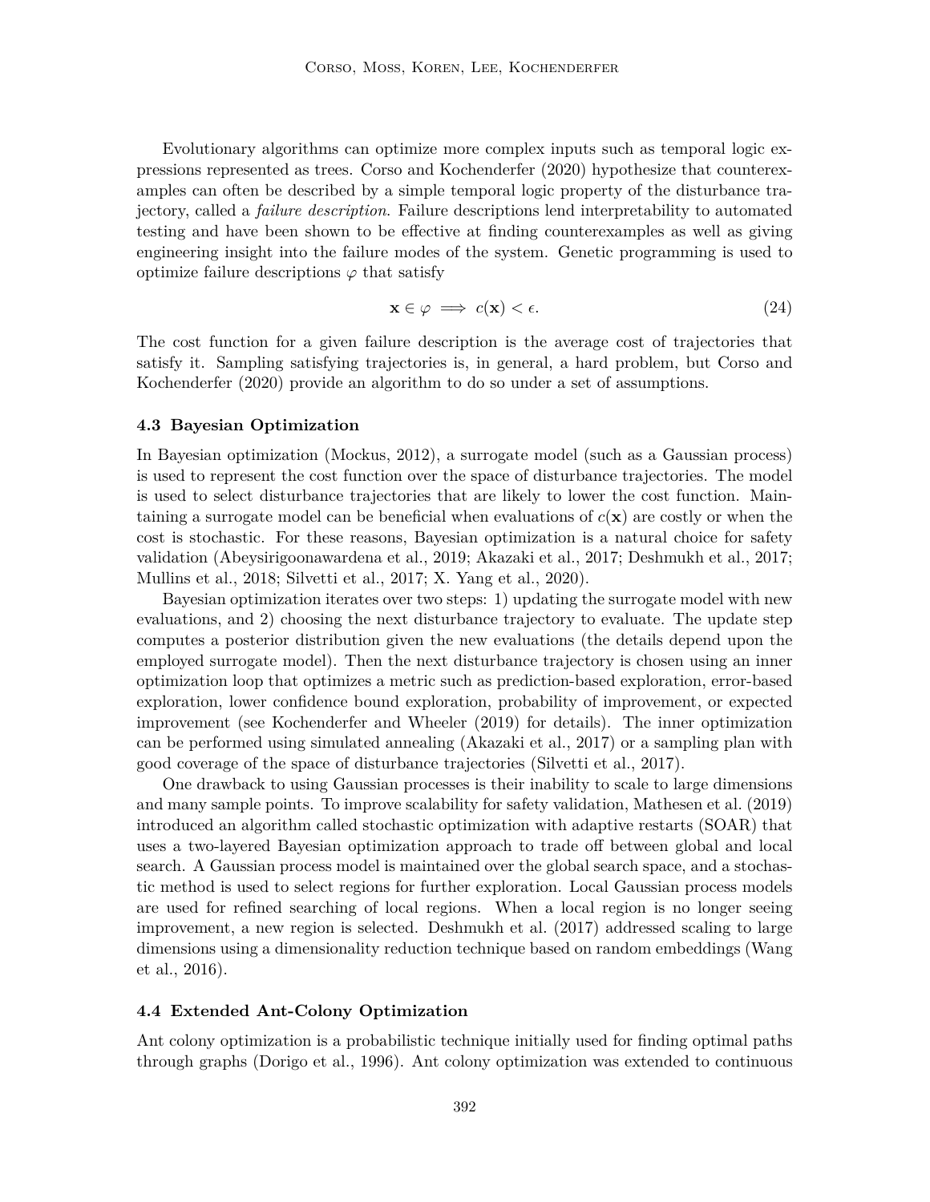Evolutionary algorithms can optimize more complex inputs such as temporal logic expressions represented as trees. Corso and Kochenderfer (2020) hypothesize that counterexamples can often be described by a simple temporal logic property of the disturbance trajectory, called a *failure description*. Failure descriptions lend interpretability to automated testing and have been shown to be effective at finding counterexamples as well as giving engineering insight into the failure modes of the system. Genetic programming is used to optimize failure descriptions $\varphi$ that satisfy

$$\mathbf{x} \in \varphi \implies c(\mathbf{x}) < \epsilon. \tag{24}$$

The cost function for a given failure description is the average cost of trajectories that satisfy it. Sampling satisfying trajectories is, in general, a hard problem, but Corso and Kochenderfer (2020) provide an algorithm to do so under a set of assumptions.

### 4.3 Bayesian Optimization

In Bayesian optimization (Mockus, 2012), a surrogate model (such as a Gaussian process) is used to represent the cost function over the space of disturbance trajectories. The model is used to select disturbance trajectories that are likely to lower the cost function. Maintaining a surrogate model can be beneficial when evaluations of $c(\mathbf{x})$ are costly or when the cost is stochastic. For these reasons, Bayesian optimization is a natural choice for safety validation (Abeysirigoonawardena et al., 2019; Akazaki et al., 2017; Deshmukh et al., 2017; Mullins et al., 2018; Silvetti et al., 2017; X. Yang et al., 2020).

Bayesian optimization iterates over two steps: 1) updating the surrogate model with new evaluations, and 2) choosing the next disturbance trajectory to evaluate. The update step computes a posterior distribution given the new evaluations (the details depend upon the employed surrogate model). Then the next disturbance trajectory is chosen using an inner optimization loop that optimizes a metric such as prediction-based exploration, error-based exploration, lower confidence bound exploration, probability of improvement, or expected improvement (see Kochenderfer and Wheeler (2019) for details). The inner optimization can be performed using simulated annealing (Akazaki et al., 2017) or a sampling plan with good coverage of the space of disturbance trajectories (Silvetti et al., 2017).

One drawback to using Gaussian processes is their inability to scale to large dimensions and many sample points. To improve scalability for safety validation, Mathesen et al. (2019) introduced an algorithm called stochastic optimization with adaptive restarts (SOAR) that uses a two-layered Bayesian optimization approach to trade off between global and local search. A Gaussian process model is maintained over the global search space, and a stochastic method is used to select regions for further exploration. Local Gaussian process models are used for refined searching of local regions. When a local region is no longer seeing improvement, a new region is selected. Deshmukh et al. (2017) addressed scaling to large dimensions using a dimensionality reduction technique based on random embeddings (Wang et al., 2016).

### 4.4 Extended Ant-Colony Optimization

Ant colony optimization is a probabilistic technique initially used for finding optimal paths through graphs (Dorigo et al., 1996). Ant colony optimization was extended to continuous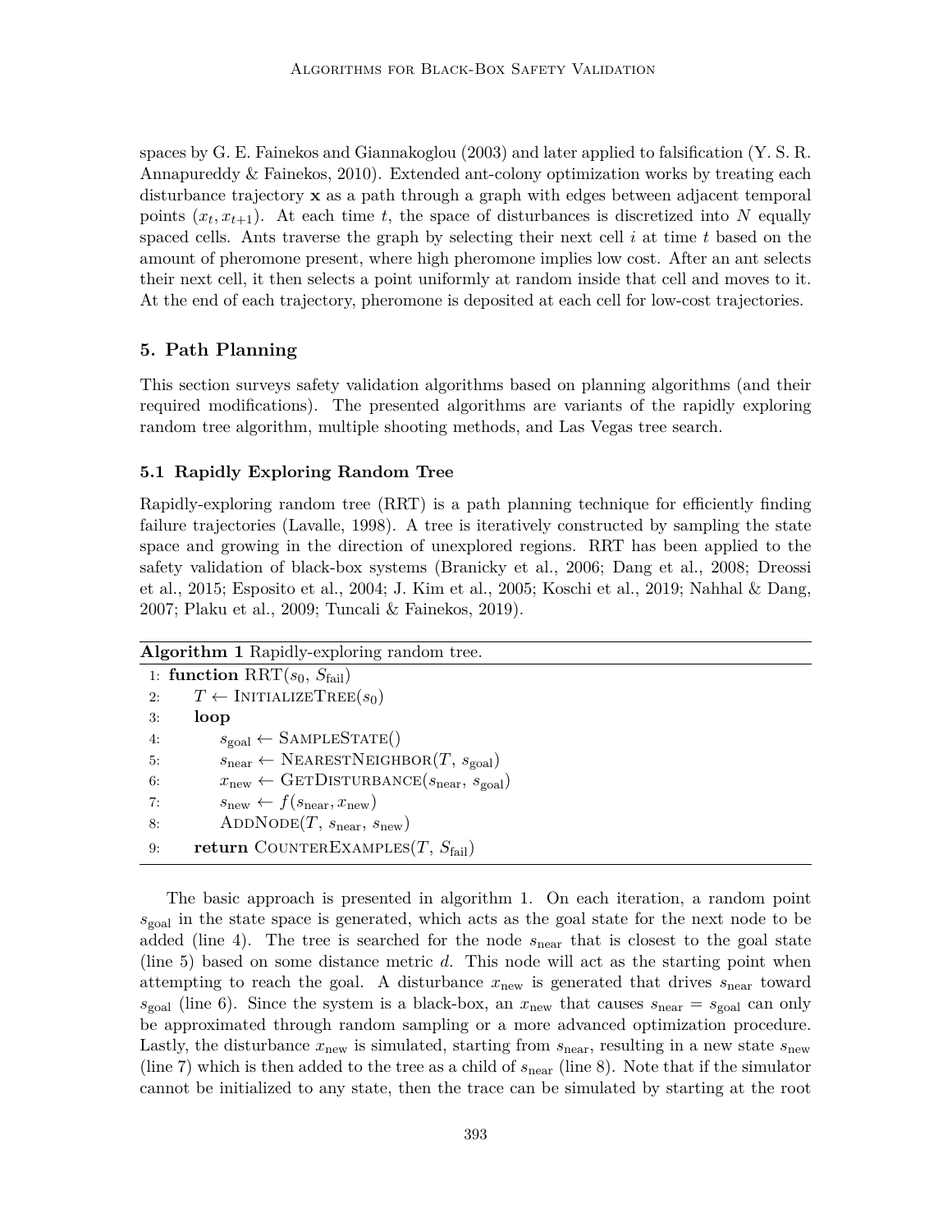spaces by G. E. Fainekos and Giannakoglou (2003) and later applied to falsification (Y. S. R. Annapureddy & Fainekos, 2010). Extended ant-colony optimization works by treating each disturbance trajectory $\mathbf{x}$ as a path through a graph with edges between adjacent temporal points $(x_t, x_{t+1})$. At each time $t$, the space of disturbances is discretized into $N$ equally spaced cells. Ants traverse the graph by selecting their next cell $i$ at time $t$ based on the amount of pheromone present, where high pheromone implies low cost. After an ant selects their next cell, it then selects a point uniformly at random inside that cell and moves to it. At the end of each trajectory, pheromone is deposited at each cell for low-cost trajectories.

## 5. Path Planning

This section surveys safety validation algorithms based on planning algorithms (and their required modifications). The presented algorithms are variants of the rapidly exploring random tree algorithm, multiple shooting methods, and Las Vegas tree search.

### 5.1 Rapidly Exploring Random Tree

Rapidly-exploring random tree (RRT) is a path planning technique for efficiently finding failure trajectories (Lavalle, 1998). A tree is iteratively constructed by sampling the state space and growing in the direction of unexplored regions. RRT has been applied to the safety validation of black-box systems (Branicky et al., 2006; Dang et al., 2008; Dreossi et al., 2015; Esposito et al., 2004; J. Kim et al., 2005; Koschi et al., 2019; Nahhal & Dang, 2007; Plaku et al., 2009; Tuncali & Fainekos, 2019).

**Algorithm 1** Rapidly-exploring random tree.

```
1: function RRT(s_0, S_fail)
2:     T ← InitializeTree(s_0)
3:     loop
4:         s_goal ← SampleState()
5:         s_near ← NearestNeighbor(T, s_goal)
6:         x_new ← GetDisturbance(s_near, s_goal)
7:         s_new ← f(s_near, x_new)
8:         AddNode(T, s_near, s_new)
9:     return CounterExamples(T, S_fail)
```

The basic approach is presented in algorithm 1. On each iteration, a random point $s_{\text{goal}}$ in the state space is generated, which acts as the goal state for the next node to be added (line 4). The tree is searched for the node $s_{\text{near}}$ that is closest to the goal state (line 5) based on some distance metric $d$. This node will act as the starting point when attempting to reach the goal. A disturbance $x_{\text{new}}$ is generated that drives $s_{\text{near}}$ toward $s_{\text{goal}}$ (line 6). Since the system is a black-box, an $x_{\text{new}}$ that causes $s_{\text{near}} = s_{\text{goal}}$ can only be approximated through random sampling or a more advanced optimization procedure. Lastly, the disturbance $x_{\text{new}}$ is simulated, starting from $s_{\text{near}}$, resulting in a new state $s_{\text{new}}$ (line 7) which is then added to the tree as a child of $s_{\text{near}}$ (line 8). Note that if the simulator cannot be initialized to any state, then the trace can be simulated by starting at the root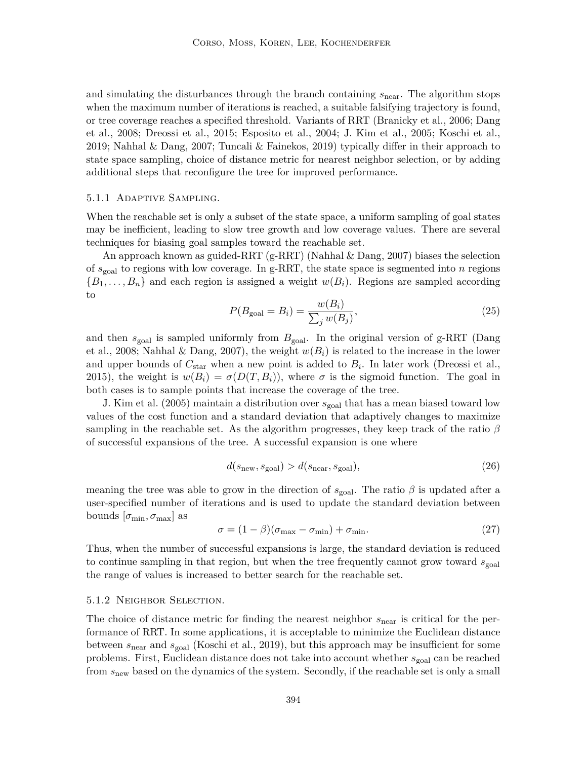and simulating the disturbances through the branch containing $s_{\text{near}}$. The algorithm stops when the maximum number of iterations is reached, a suitable falsifying trajectory is found, or tree coverage reaches a specified threshold. Variants of RRT (Branicky et al., 2006; Dang et al., 2008; Dreossi et al., 2015; Esposito et al., 2004; J. Kim et al., 2005; Koschi et al., 2019; Nahhal & Dang, 2007; Tuncali & Fainekos, 2019) typically differ in their approach to state space sampling, choice of distance metric for nearest neighbor selection, or by adding additional steps that reconfigure the tree for improved performance.

#### 5.1.1 Adaptive Sampling.

When the reachable set is only a subset of the state space, a uniform sampling of goal states may be inefficient, leading to slow tree growth and low coverage values. There are several techniques for biasing goal samples toward the reachable set.

An approach known as guided-RRT (g-RRT) (Nahhal & Dang, 2007) biases the selection of $s_{\text{goal}}$ to regions with low coverage. In g-RRT, the state space is segmented into $n$ regions $\{B_1, \ldots, B_n\}$ and each region is assigned a weight $w(B_i)$. Regions are sampled according to

$$P(B_{\text{goal}} = B_i) = \frac{w(B_i)}{\sum_j w(B_j)}, \tag{25}$$

and then $s_{\text{goal}}$ is sampled uniformly from $B_{\text{goal}}$. In the original version of g-RRT (Dang et al., 2008; Nahhal & Dang, 2007), the weight $w(B_i)$ is related to the increase in the lower and upper bounds of $C_{\text{star}}$ when a new point is added to $B_i$. In later work (Dreossi et al., 2015), the weight is $w(B_i) = \sigma(D(T, B_i))$, where $\sigma$ is the sigmoid function. The goal in both cases is to sample points that increase the coverage of the tree.

J. Kim et al. (2005) maintain a distribution over $s_{\text{goal}}$ that has a mean biased toward low values of the cost function and a standard deviation that adaptively changes to maximize sampling in the reachable set. As the algorithm progresses, they keep track of the ratio $\beta$ of successful expansions of the tree. A successful expansion is one where

$$d(s_{\text{new}}, s_{\text{goal}}) > d(s_{\text{near}}, s_{\text{goal}}), \tag{26}$$

meaning the tree was able to grow in the direction of $s_{\text{goal}}$. The ratio $\beta$ is updated after a user-specified number of iterations and is used to update the standard deviation between bounds $[\sigma_{\min}, \sigma_{\max}]$ as

$$\sigma = (1 - \beta)(\sigma_{\max} - \sigma_{\min}) + \sigma_{\min}. \tag{27}$$

Thus, when the number of successful expansions is large, the standard deviation is reduced to continue sampling in that region, but when the tree frequently cannot grow toward $s_{\text{goal}}$ the range of values is increased to better search for the reachable set.

#### 5.1.2 Neighbor Selection.

The choice of distance metric for finding the nearest neighbor $s_{\text{near}}$ is critical for the performance of RRT. In some applications, it is acceptable to minimize the Euclidean distance between $s_{\text{near}}$ and $s_{\text{goal}}$ (Koschi et al., 2019), but this approach may be insufficient for some problems. First, Euclidean distance does not take into account whether $s_{\text{goal}}$ can be reached from $s_{\text{new}}$ based on the dynamics of the system. Secondly, if the reachable set is only a small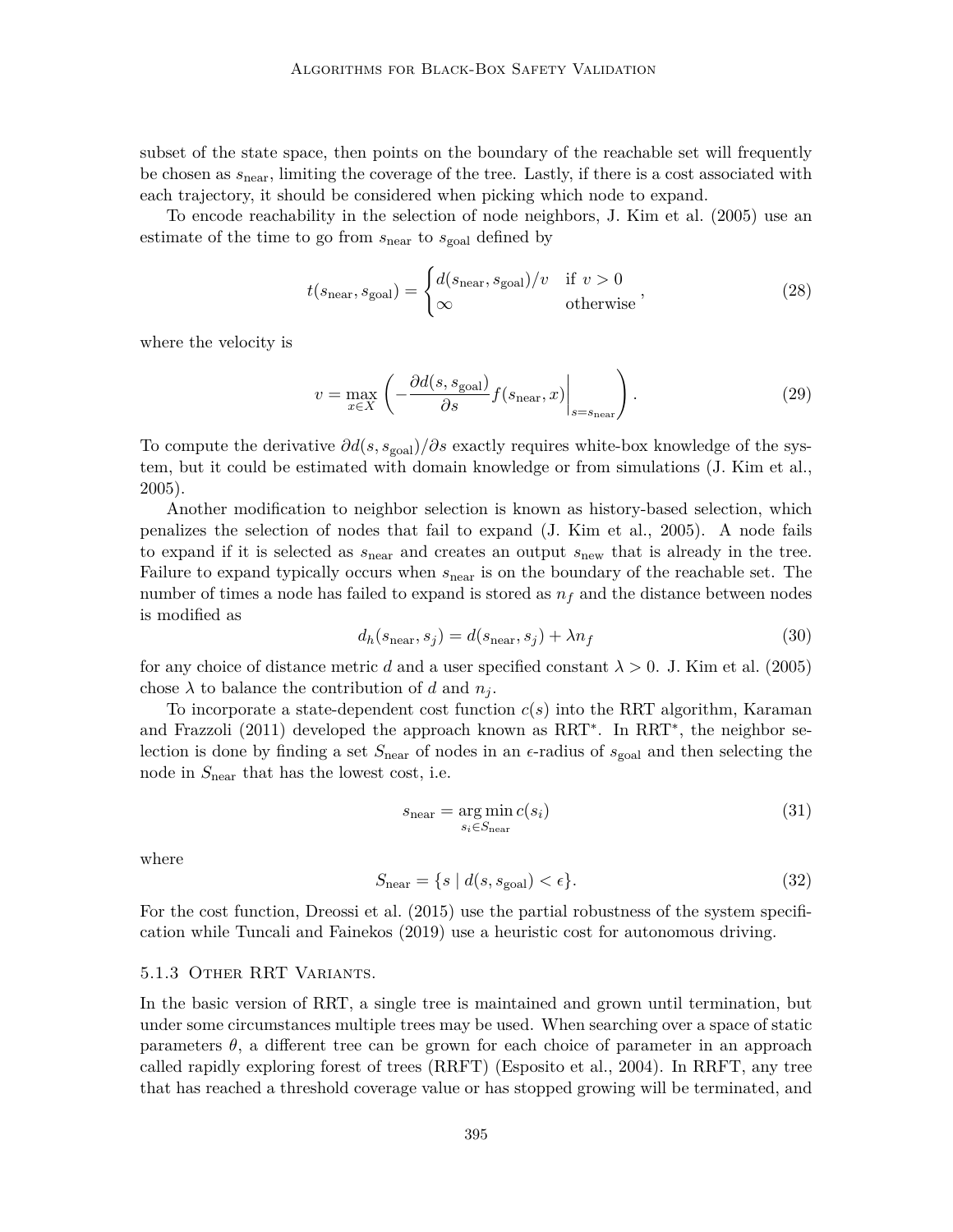subset of the state space, then points on the boundary of the reachable set will frequently be chosen as $s_{\text{near}}$, limiting the coverage of the tree. Lastly, if there is a cost associated with each trajectory, it should be considered when picking which node to expand.

To encode reachability in the selection of node neighbors, J. Kim et al. (2005) use an estimate of the time to go from $s_{\text{near}}$ to $s_{\text{goal}}$ defined by

$$t(s_{\text{near}}, s_{\text{goal}}) = \begin{cases} d(s_{\text{near}}, s_{\text{goal}})/v & \text{if } v > 0 \\ \infty & \text{otherwise} \end{cases}, \tag{28}$$

where the velocity is

$$v = \max_{x \in X} \left( -\frac{\partial d(s, s_{\text{goal}})}{\partial s} f(s_{\text{near}}, x) \bigg|_{s = s_{\text{near}}} \right). \tag{29}$$

To compute the derivative $\partial d(s, s_{\text{goal}})/\partial s$ exactly requires white-box knowledge of the system, but it could be estimated with domain knowledge or from simulations (J. Kim et al., 2005).

Another modification to neighbor selection is known as history-based selection, which penalizes the selection of nodes that fail to expand (J. Kim et al., 2005). A node fails to expand if it is selected as $s_{\text{near}}$ and creates an output $s_{\text{new}}$ that is already in the tree. Failure to expand typically occurs when $s_{\text{near}}$ is on the boundary of the reachable set. The number of times a node has failed to expand is stored as $n_f$ and the distance between nodes is modified as

$$d_h(s_{\text{near}}, s_j) = d(s_{\text{near}}, s_j) + \lambda n_f \tag{30}$$

for any choice of distance metric $d$ and a user specified constant $\lambda > 0$. J. Kim et al. (2005) chose $\lambda$ to balance the contribution of $d$ and $n_j$.

To incorporate a state-dependent cost function $c(s)$ into the RRT algorithm, Karaman and Frazzoli (2011) developed the approach known as RRT$^*$. In RRT$^*$, the neighbor selection is done by finding a set $S_{\text{near}}$ of nodes in an $\epsilon$-radius of $s_{\text{goal}}$ and then selecting the node in $S_{\text{near}}$ that has the lowest cost, i.e.

$$s_{\text{near}} = \arg\min_{s_i \in S_{\text{near}}} c(s_i) \tag{31}$$

where

$$S_{\text{near}} = \{s \mid d(s, s_{\text{goal}}) < \epsilon\}. \tag{32}$$

For the cost function, Dreossi et al. (2015) use the partial robustness of the system specification while Tuncali and Fainekos (2019) use a heuristic cost for autonomous driving.

#### 5.1.3 Other RRT Variants.

In the basic version of RRT, a single tree is maintained and grown until termination, but under some circumstances multiple trees may be used. When searching over a space of static parameters $\theta$, a different tree can be grown for each choice of parameter in an approach called rapidly exploring forest of trees (RRFT) (Esposito et al., 2004). In RRFT, any tree that has reached a threshold coverage value or has stopped growing will be terminated, and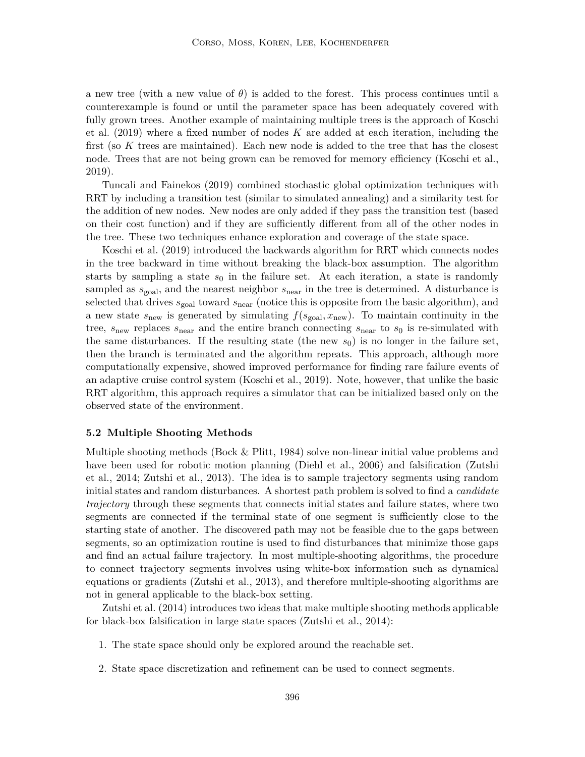a new tree (with a new value of $\theta$) is added to the forest. This process continues until a counterexample is found or until the parameter space has been adequately covered with fully grown trees. Another example of maintaining multiple trees is the approach of Koschi et al. (2019) where a fixed number of nodes $K$ are added at each iteration, including the first (so $K$ trees are maintained). Each new node is added to the tree that has the closest node. Trees that are not being grown can be removed for memory efficiency (Koschi et al., 2019).

Tuncali and Fainekos (2019) combined stochastic global optimization techniques with RRT by including a transition test (similar to simulated annealing) and a similarity test for the addition of new nodes. New nodes are only added if they pass the transition test (based on their cost function) and if they are sufficiently different from all of the other nodes in the tree. These two techniques enhance exploration and coverage of the state space.

Koschi et al. (2019) introduced the backwards algorithm for RRT which connects nodes in the tree backward in time without breaking the black-box assumption. The algorithm starts by sampling a state $s_0$ in the failure set. At each iteration, a state is randomly sampled as $s_{\text{goal}}$, and the nearest neighbor $s_{\text{near}}$ in the tree is determined. A disturbance is selected that drives $s_{\text{goal}}$ toward $s_{\text{near}}$ (notice this is opposite from the basic algorithm), and a new state $s_{\text{new}}$ is generated by simulating $f(s_{\text{goal}}, x_{\text{new}})$. To maintain continuity in the tree, $s_{\text{new}}$ replaces $s_{\text{near}}$ and the entire branch connecting $s_{\text{near}}$ to $s_0$ is re-simulated with the same disturbances. If the resulting state (the new $s_0$) is no longer in the failure set, then the branch is terminated and the algorithm repeats. This approach, although more computationally expensive, showed improved performance for finding rare failure events of an adaptive cruise control system (Koschi et al., 2019). Note, however, that unlike the basic RRT algorithm, this approach requires a simulator that can be initialized based only on the observed state of the environment.

### 5.2 Multiple Shooting Methods

Multiple shooting methods (Bock & Plitt, 1984) solve non-linear initial value problems and have been used for robotic motion planning (Diehl et al., 2006) and falsification (Zutshi et al., 2014; Zutshi et al., 2013). The idea is to sample trajectory segments using random initial states and random disturbances. A shortest path problem is solved to find a *candidate trajectory* through these segments that connects initial states and failure states, where two segments are connected if the terminal state of one segment is sufficiently close to the starting state of another. The discovered path may not be feasible due to the gaps between segments, so an optimization routine is used to find disturbances that minimize those gaps and find an actual failure trajectory. In most multiple-shooting algorithms, the procedure to connect trajectory segments involves using white-box information such as dynamical equations or gradients (Zutshi et al., 2013), and therefore multiple-shooting algorithms are not in general applicable to the black-box setting.

Zutshi et al. (2014) introduces two ideas that make multiple shooting methods applicable for black-box falsification in large state spaces (Zutshi et al., 2014):

1. The state space should only be explored around the reachable set.
2. State space discretization and refinement can be used to connect segments.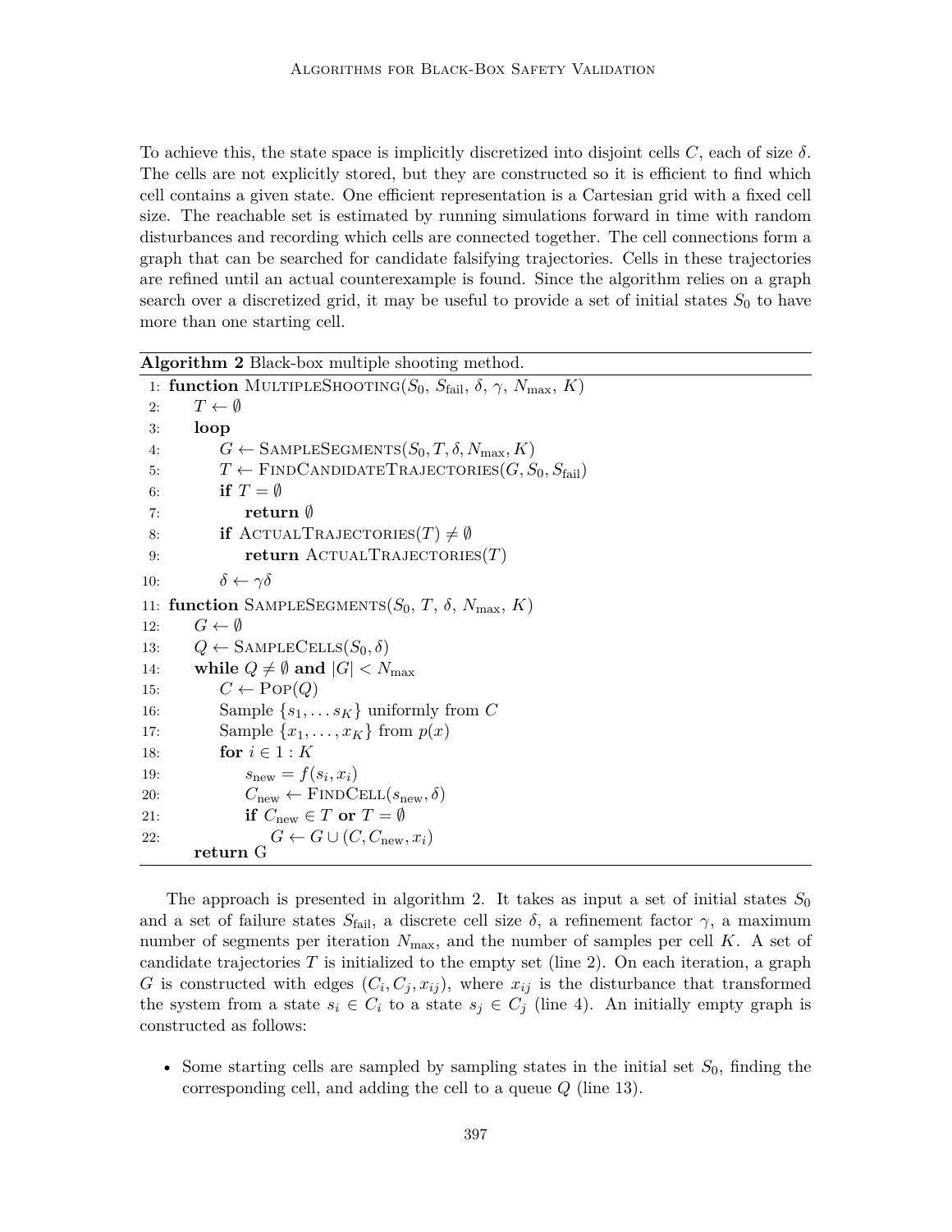To achieve this, the state space is implicitly discretized into disjoint cells $C$, each of size $\delta$. The cells are not explicitly stored, but they are constructed so it is efficient to find which cell contains a given state. One efficient representation is a Cartesian grid with a fixed cell size. The reachable set is estimated by running simulations forward in time with random disturbances and recording which cells are connected together. The cell connections form a graph that can be searched for candidate falsifying trajectories. Cells in these trajectories are refined until an actual counterexample is found. Since the algorithm relies on a graph search over a discretized grid, it may be useful to provide a set of initial states $S_0$ to have more than one starting cell.

**Algorithm 2** Black-box multiple shooting method.

```
 1: function MultipleShooting(S_0, S_fail, δ, γ, N_max, K)
 2:     T ← ∅
 3:     loop
 4:         G ← SampleSegments(S_0, T, δ, N_max, K)
 5:         T ← FindCandidateTrajectories(G, S_0, S_fail)
 6:         if T = ∅
 7:             return ∅
 8:         if ActualTrajectories(T) ≠ ∅
 9:             return ActualTrajectories(T)
10:         δ ← γδ
11: function SampleSegments(S_0, T, δ, N_max, K)
12:     G ← ∅
13:     Q ← SampleCells(S_0, δ)
14:     while Q ≠ ∅ and |G| < N_max
15:         C ← Pop(Q)
16:         Sample {s_1, ... s_K} uniformly from C
17:         Sample {x_1, ..., x_K} from p(x)
18:         for i ∈ 1 : K
19:             s_new = f(s_i, x_i)
20:             C_new ← FindCell(s_new, δ)
21:             if C_new ∈ T or T = ∅
22:                 G ← G ∪ (C, C_new, x_i)
        return G
```

The approach is presented in algorithm 2. It takes as input a set of initial states $S_0$ and a set of failure states $S_{\text{fail}}$, a discrete cell size $\delta$, a refinement factor $\gamma$, a maximum number of segments per iteration $N_{\max}$, and the number of samples per cell $K$. A set of candidate trajectories $T$ is initialized to the empty set (line 2). On each iteration, a graph $G$ is constructed with edges $(C_i, C_j, x_{ij})$, where $x_{ij}$ is the disturbance that transformed the system from a state $s_i \in C_i$ to a state $s_j \in C_j$ (line 4). An initially empty graph is constructed as follows:

- Some starting cells are sampled by sampling states in the initial set $S_0$, finding the corresponding cell, and adding the cell to a queue $Q$ (line 13).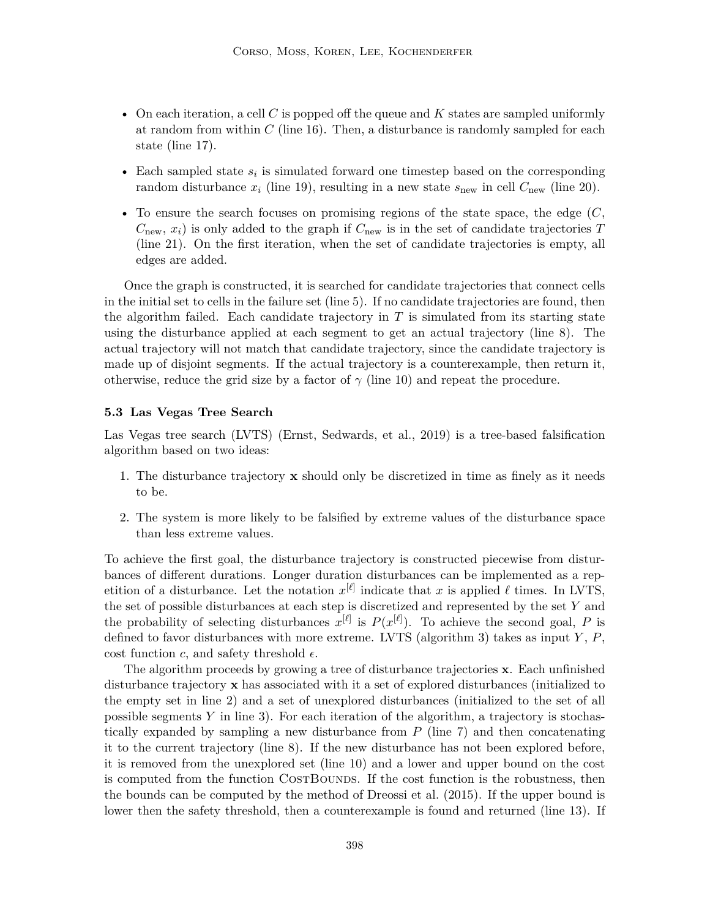- On each iteration, a cell $C$ is popped off the queue and $K$ states are sampled uniformly at random from within $C$ (line 16). Then, a disturbance is randomly sampled for each state (line 17).
- Each sampled state $s_i$ is simulated forward one timestep based on the corresponding random disturbance $x_i$ (line 19), resulting in a new state $s_{\text{new}}$ in cell $C_{\text{new}}$ (line 20).
- To ensure the search focuses on promising regions of the state space, the edge ($C$, $C_{\text{new}}$, $x_i$) is only added to the graph if $C_{\text{new}}$ is in the set of candidate trajectories $T$ (line 21). On the first iteration, when the set of candidate trajectories is empty, all edges are added.

Once the graph is constructed, it is searched for candidate trajectories that connect cells in the initial set to cells in the failure set (line 5). If no candidate trajectories are found, then the algorithm failed. Each candidate trajectory in $T$ is simulated from its starting state using the disturbance applied at each segment to get an actual trajectory (line 8). The actual trajectory will not match that candidate trajectory, since the candidate trajectory is made up of disjoint segments. If the actual trajectory is a counterexample, then return it, otherwise, reduce the grid size by a factor of $\gamma$ (line 10) and repeat the procedure.

### 5.3 Las Vegas Tree Search

Las Vegas tree search (LVTS) (Ernst, Sedwards, et al., 2019) is a tree-based falsification algorithm based on two ideas:

1. The disturbance trajectory $\mathbf{x}$ should only be discretized in time as finely as it needs to be.
2. The system is more likely to be falsified by extreme values of the disturbance space than less extreme values.

To achieve the first goal, the disturbance trajectory is constructed piecewise from disturbances of different durations. Longer duration disturbances can be implemented as a repetition of a disturbance. Let the notation $x^{[\ell]}$ indicate that $x$ is applied $\ell$ times. In LVTS, the set of possible disturbances at each step is discretized and represented by the set $Y$ and the probability of selecting disturbances $x^{[\ell]}$ is $P(x^{[\ell]})$. To achieve the second goal, $P$ is defined to favor disturbances with more extreme. LVTS (algorithm 3) takes as input $Y$, $P$, cost function $c$, and safety threshold $\epsilon$.

The algorithm proceeds by growing a tree of disturbance trajectories $\mathbf{x}$. Each unfinished disturbance trajectory $\mathbf{x}$ has associated with it a set of explored disturbances (initialized to the empty set in line 2) and a set of unexplored disturbances (initialized to the set of all possible segments $Y$ in line 3). For each iteration of the algorithm, a trajectory is stochastically expanded by sampling a new disturbance from $P$ (line 7) and then concatenating it to the current trajectory (line 8). If the new disturbance has not been explored before, it is removed from the unexplored set (line 10) and a lower and upper bound on the cost is computed from the function CostBounds. If the cost function is the robustness, then the bounds can be computed by the method of Dreossi et al. (2015). If the upper bound is lower then the safety threshold, then a counterexample is found and returned (line 13). If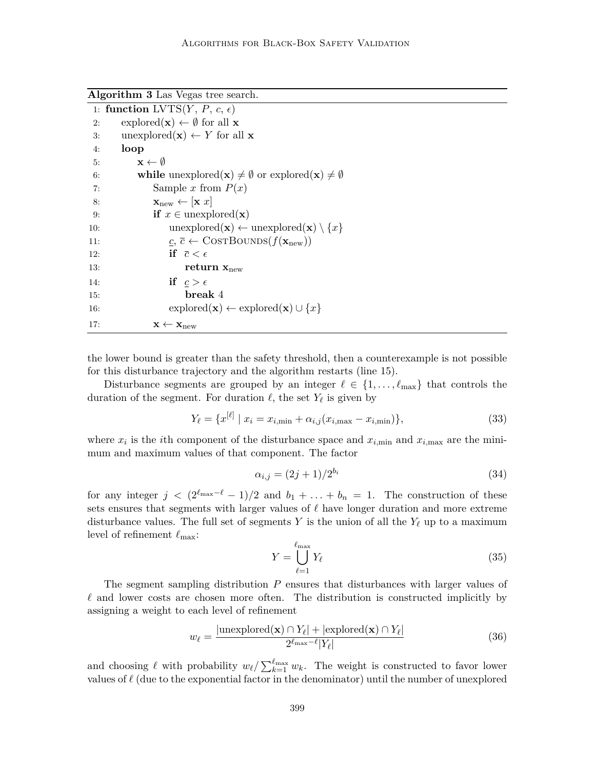**Algorithm 3** Las Vegas tree search.

```
1: function LVTS(Y, P, c, ϵ)
2:     explored(x) ← ∅ for all x
3:     unexplored(x) ← Y for all x
4:     loop
5:         x ← ∅
6:         while unexplored(x) ≠ ∅ or explored(x) ≠ ∅
7:             Sample x from P(x)
8:             x_new ← [x x]
9:             if x ∈ unexplored(x)
10:                unexplored(x) ← unexplored(x) \ {x}
11:                c̲, c̄ ← CostBounds(f(x_new))
12:                if c̄ < ϵ
13:                    return x_new
14:                if c̲ > ϵ
15:                    break 4
16:                explored(x) ← explored(x) ∪ {x}
17:            x ← x_new
```

the lower bound is greater than the safety threshold, then a counterexample is not possible for this disturbance trajectory and the algorithm restarts (line 15).

Disturbance segments are grouped by an integer $\ell \in \{1, \dots, \ell_{\max}\}$ that controls the duration of the segment. For duration $\ell$, the set $Y_\ell$ is given by

$$Y_\ell = \{x^{[\ell]} \mid x_i = x_{i,\min} + \alpha_{i,j}(x_{i,\max} - x_{i,\min})\}, \tag{33}$$

where $x_i$ is the $i$th component of the disturbance space and $x_{i,\min}$ and $x_{i,\max}$ are the minimum and maximum values of that component. The factor

$$\alpha_{i,j} = (2j + 1)/2^{b_i} \tag{34}$$

for any integer $j < (2^{\ell_{\max} - \ell} - 1)/2$ and $b_1 + \ldots + b_n = 1$. The construction of these sets ensures that segments with larger values of $\ell$ have longer duration and more extreme disturbance values. The full set of segments $Y$ is the union of all the $Y_\ell$ up to a maximum level of refinement $\ell_{\max}$:

$$Y = \bigcup_{\ell=1}^{\ell_{\max}} Y_\ell \tag{35}$$

The segment sampling distribution $P$ ensures that disturbances with larger values of $\ell$ and lower costs are chosen more often. The distribution is constructed implicitly by assigning a weight to each level of refinement

$$w_\ell = \frac{|\text{unexplored}(\mathbf{x}) \cap Y_\ell| + |\text{explored}(\mathbf{x}) \cap Y_\ell|}{2^{\ell_{\max} - \ell}|Y_\ell|} \tag{36}$$

and choosing $\ell$ with probability $w_\ell / \sum_{k=1}^{\ell_{\max}} w_k$. The weight is constructed to favor lower values of $\ell$ (due to the exponential factor in the denominator) until the number of unexplored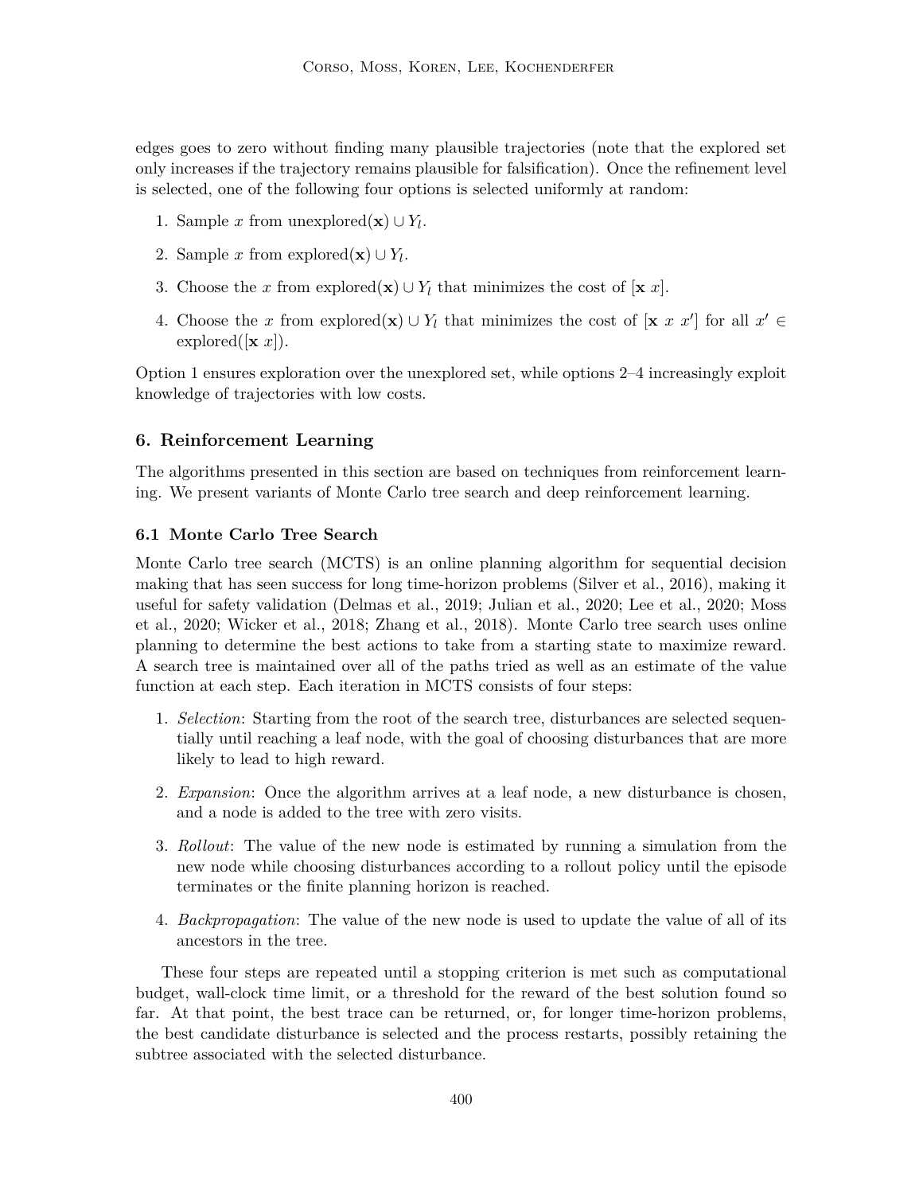edges goes to zero without finding many plausible trajectories (note that the explored set only increases if the trajectory remains plausible for falsification). Once the refinement level is selected, one of the following four options is selected uniformly at random:

1. Sample $x$ from unexplored$(\mathbf{x}) \cup Y_l$.
2. Sample $x$ from explored$(\mathbf{x}) \cup Y_l$.
3. Choose the $x$ from explored$(\mathbf{x}) \cup Y_l$ that minimizes the cost of $[\mathbf{x}\ x]$.
4. Choose the $x$ from explored$(\mathbf{x}) \cup Y_l$ that minimizes the cost of $[\mathbf{x}\ x\ x']$ for all $x' \in$ explored$([\mathbf{x}\ x])$.

Option 1 ensures exploration over the unexplored set, while options 2–4 increasingly exploit knowledge of trajectories with low costs.

## 6. Reinforcement Learning

The algorithms presented in this section are based on techniques from reinforcement learning. We present variants of Monte Carlo tree search and deep reinforcement learning.

### 6.1 Monte Carlo Tree Search

Monte Carlo tree search (MCTS) is an online planning algorithm for sequential decision making that has seen success for long time-horizon problems (Silver et al., 2016), making it useful for safety validation (Delmas et al., 2019; Julian et al., 2020; Lee et al., 2020; Moss et al., 2020; Wicker et al., 2018; Zhang et al., 2018). Monte Carlo tree search uses online planning to determine the best actions to take from a starting state to maximize reward. A search tree is maintained over all of the paths tried as well as an estimate of the value function at each step. Each iteration in MCTS consists of four steps:

1. *Selection*: Starting from the root of the search tree, disturbances are selected sequentially until reaching a leaf node, with the goal of choosing disturbances that are more likely to lead to high reward.
2. *Expansion*: Once the algorithm arrives at a leaf node, a new disturbance is chosen, and a node is added to the tree with zero visits.
3. *Rollout*: The value of the new node is estimated by running a simulation from the new node while choosing disturbances according to a rollout policy until the episode terminates or the finite planning horizon is reached.
4. *Backpropagation*: The value of the new node is used to update the value of all of its ancestors in the tree.

These four steps are repeated until a stopping criterion is met such as computational budget, wall-clock time limit, or a threshold for the reward of the best solution found so far. At that point, the best trace can be returned, or, for longer time-horizon problems, the best candidate disturbance is selected and the process restarts, possibly retaining the subtree associated with the selected disturbance.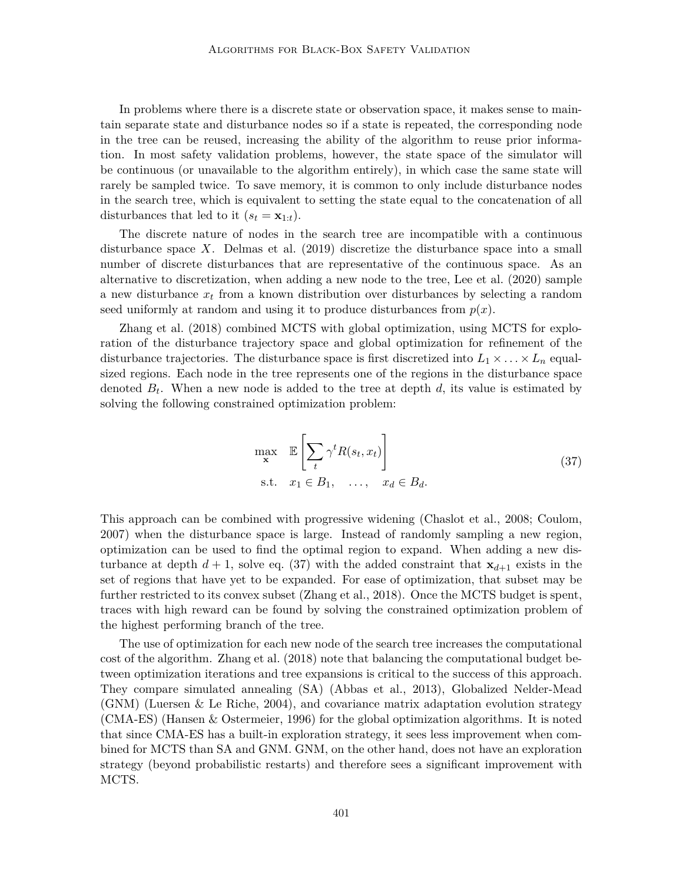In problems where there is a discrete state or observation space, it makes sense to maintain separate state and disturbance nodes so if a state is repeated, the corresponding node in the tree can be reused, increasing the ability of the algorithm to reuse prior information. In most safety validation problems, however, the state space of the simulator will be continuous (or unavailable to the algorithm entirely), in which case the same state will rarely be sampled twice. To save memory, it is common to only include disturbance nodes in the search tree, which is equivalent to setting the state equal to the concatenation of all disturbances that led to it ($s_t = \mathbf{x}_{1:t}$).

The discrete nature of nodes in the search tree are incompatible with a continuous disturbance space $X$. Delmas et al. (2019) discretize the disturbance space into a small number of discrete disturbances that are representative of the continuous space. As an alternative to discretization, when adding a new node to the tree, Lee et al. (2020) sample a new disturbance $x_t$ from a known distribution over disturbances by selecting a random seed uniformly at random and using it to produce disturbances from $p(x)$.

Zhang et al. (2018) combined MCTS with global optimization, using MCTS for exploration of the disturbance trajectory space and global optimization for refinement of the disturbance trajectories. The disturbance space is first discretized into $L_1 \times \ldots \times L_n$ equal-sized regions. Each node in the tree represents one of the regions in the disturbance space denoted $B_t$. When a new node is added to the tree at depth $d$, its value is estimated by solving the following constrained optimization problem:

$$
\begin{aligned}
\max_{\mathbf{x}} \quad & \mathbb{E}\left[\sum_t \gamma^t R(s_t, x_t)\right] \\
\text{s.t.} \quad & x_1 \in B_1, \quad \ldots, \quad x_d \in B_d.
\end{aligned}
\tag{37}
$$

This approach can be combined with progressive widening (Chaslot et al., 2008; Coulom, 2007) when the disturbance space is large. Instead of randomly sampling a new region, optimization can be used to find the optimal region to expand. When adding a new disturbance at depth $d+1$, solve eq. (37) with the added constraint that $\mathbf{x}_{d+1}$ exists in the set of regions that have yet to be expanded. For ease of optimization, that subset may be further restricted to its convex subset (Zhang et al., 2018). Once the MCTS budget is spent, traces with high reward can be found by solving the constrained optimization problem of the highest performing branch of the tree.

The use of optimization for each new node of the search tree increases the computational cost of the algorithm. Zhang et al. (2018) note that balancing the computational budget between optimization iterations and tree expansions is critical to the success of this approach. They compare simulated annealing (SA) (Abbas et al., 2013), Globalized Nelder-Mead (GNM) (Luersen & Le Riche, 2004), and covariance matrix adaptation evolution strategy (CMA-ES) (Hansen & Ostermeier, 1996) for the global optimization algorithms. It is noted that since CMA-ES has a built-in exploration strategy, it sees less improvement when combined for MCTS than SA and GNM. GNM, on the other hand, does not have an exploration strategy (beyond probabilistic restarts) and therefore sees a significant improvement with MCTS.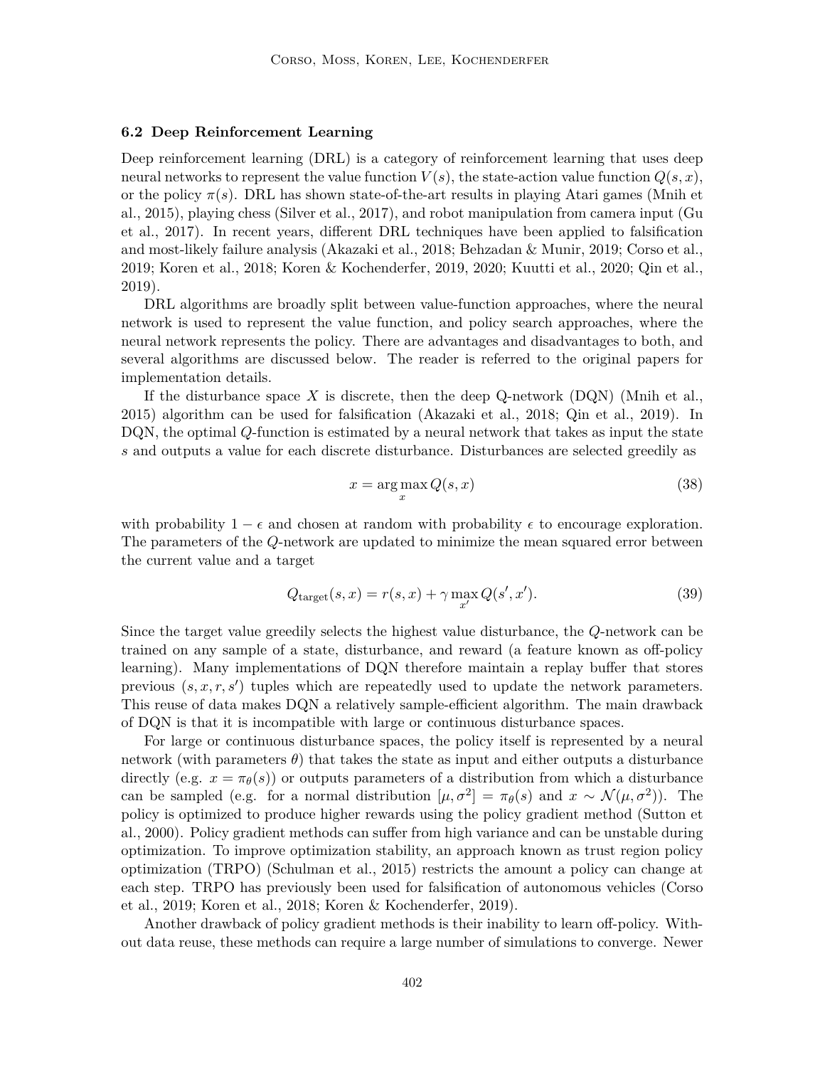### 6.2 Deep Reinforcement Learning

Deep reinforcement learning (DRL) is a category of reinforcement learning that uses deep neural networks to represent the value function $V(s)$, the state-action value function $Q(s, x)$, or the policy $\pi(s)$. DRL has shown state-of-the-art results in playing Atari games (Mnih et al., 2015), playing chess (Silver et al., 2017), and robot manipulation from camera input (Gu et al., 2017). In recent years, different DRL techniques have been applied to falsification and most-likely failure analysis (Akazaki et al., 2018; Behzadan & Munir, 2019; Corso et al., 2019; Koren et al., 2018; Koren & Kochenderfer, 2019, 2020; Kuutti et al., 2020; Qin et al., 2019).

DRL algorithms are broadly split between value-function approaches, where the neural network is used to represent the value function, and policy search approaches, where the neural network represents the policy. There are advantages and disadvantages to both, and several algorithms are discussed below. The reader is referred to the original papers for implementation details.

If the disturbance space $X$ is discrete, then the deep Q-network (DQN) (Mnih et al., 2015) algorithm can be used for falsification (Akazaki et al., 2018; Qin et al., 2019). In DQN, the optimal $Q$-function is estimated by a neural network that takes as input the state $s$ and outputs a value for each discrete disturbance. Disturbances are selected greedily as

$$x = \arg\max_{x} Q(s, x) \tag{38}$$

with probability $1 - \epsilon$ and chosen at random with probability $\epsilon$ to encourage exploration. The parameters of the $Q$-network are updated to minimize the mean squared error between the current value and a target

$$Q_{\text{target}}(s, x) = r(s, x) + \gamma \max_{x'} Q(s', x'). \tag{39}$$

Since the target value greedily selects the highest value disturbance, the $Q$-network can be trained on any sample of a state, disturbance, and reward (a feature known as off-policy learning). Many implementations of DQN therefore maintain a replay buffer that stores previous $(s, x, r, s')$ tuples which are repeatedly used to update the network parameters. This reuse of data makes DQN a relatively sample-efficient algorithm. The main drawback of DQN is that it is incompatible with large or continuous disturbance spaces.

For large or continuous disturbance spaces, the policy itself is represented by a neural network (with parameters $\theta$) that takes the state as input and either outputs a disturbance directly (e.g. $x = \pi_\theta(s)$) or outputs parameters of a distribution from which a disturbance can be sampled (e.g. for a normal distribution $[\mu, \sigma^2] = \pi_\theta(s)$ and $x \sim \mathcal{N}(\mu, \sigma^2)$). The policy is optimized to produce higher rewards using the policy gradient method (Sutton et al., 2000). Policy gradient methods can suffer from high variance and can be unstable during optimization. To improve optimization stability, an approach known as trust region policy optimization (TRPO) (Schulman et al., 2015) restricts the amount a policy can change at each step. TRPO has previously been used for falsification of autonomous vehicles (Corso et al., 2019; Koren et al., 2018; Koren & Kochenderfer, 2019).

Another drawback of policy gradient methods is their inability to learn off-policy. Without data reuse, these methods can require a large number of simulations to converge. Newer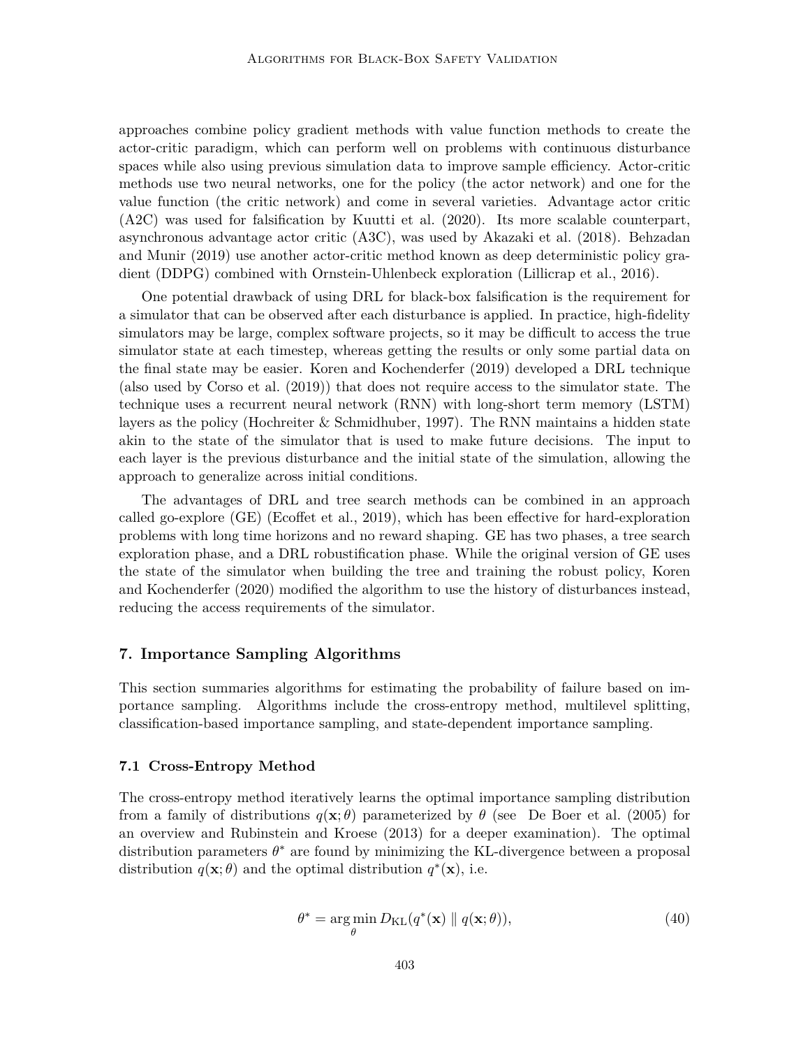approaches combine policy gradient methods with value function methods to create the actor-critic paradigm, which can perform well on problems with continuous disturbance spaces while also using previous simulation data to improve sample efficiency. Actor-critic methods use two neural networks, one for the policy (the actor network) and one for the value function (the critic network) and come in several varieties. Advantage actor critic (A2C) was used for falsification by Kuutti et al. (2020). Its more scalable counterpart, asynchronous advantage actor critic (A3C), was used by Akazaki et al. (2018). Behzadan and Munir (2019) use another actor-critic method known as deep deterministic policy gradient (DDPG) combined with Ornstein-Uhlenbeck exploration (Lillicrap et al., 2016).

One potential drawback of using DRL for black-box falsification is the requirement for a simulator that can be observed after each disturbance is applied. In practice, high-fidelity simulators may be large, complex software projects, so it may be difficult to access the true simulator state at each timestep, whereas getting the results or only some partial data on the final state may be easier. Koren and Kochenderfer (2019) developed a DRL technique (also used by Corso et al. (2019)) that does not require access to the simulator state. The technique uses a recurrent neural network (RNN) with long-short term memory (LSTM) layers as the policy (Hochreiter & Schmidhuber, 1997). The RNN maintains a hidden state akin to the state of the simulator that is used to make future decisions. The input to each layer is the previous disturbance and the initial state of the simulation, allowing the approach to generalize across initial conditions.

The advantages of DRL and tree search methods can be combined in an approach called go-explore (GE) (Ecoffet et al., 2019), which has been effective for hard-exploration problems with long time horizons and no reward shaping. GE has two phases, a tree search exploration phase, and a DRL robustification phase. While the original version of GE uses the state of the simulator when building the tree and training the robust policy, Koren and Kochenderfer (2020) modified the algorithm to use the history of disturbances instead, reducing the access requirements of the simulator.

## 7. Importance Sampling Algorithms

This section summaries algorithms for estimating the probability of failure based on importance sampling. Algorithms include the cross-entropy method, multilevel splitting, classification-based importance sampling, and state-dependent importance sampling.

### 7.1 Cross-Entropy Method

The cross-entropy method iteratively learns the optimal importance sampling distribution from a family of distributions $q(\mathbf{x};\theta)$ parameterized by $\theta$ (see De Boer et al. (2005) for an overview and Rubinstein and Kroese (2013) for a deeper examination). The optimal distribution parameters $\theta^*$ are found by minimizing the KL-divergence between a proposal distribution $q(\mathbf{x};\theta)$ and the optimal distribution $q^*(\mathbf{x})$, i.e.

$$\theta^* = \arg\min_{\theta} D_{\mathrm{KL}}(q^*(\mathbf{x}) \parallel q(\mathbf{x};\theta)), \tag{40}$$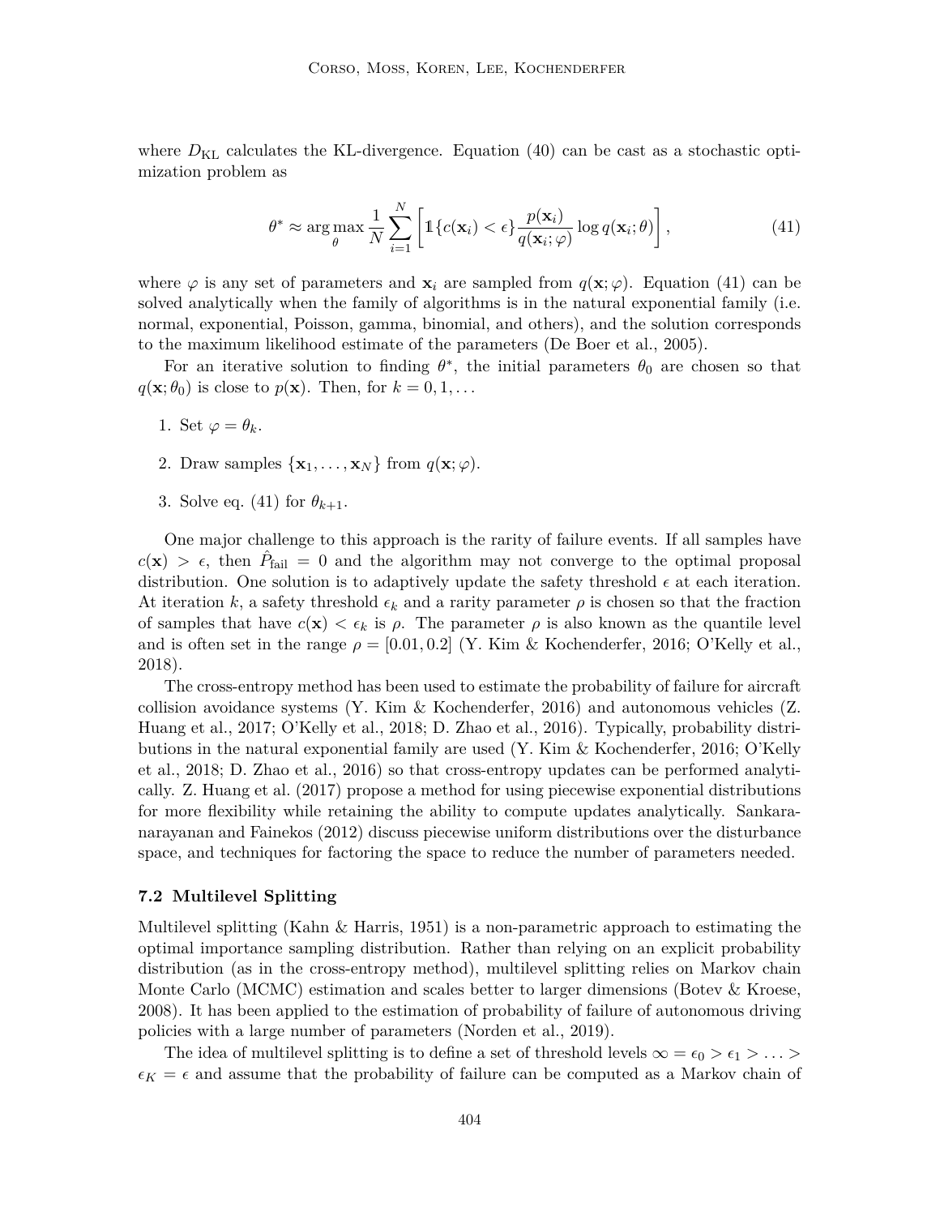where $D_{\mathrm{KL}}$ calculates the KL-divergence. Equation (40) can be cast as a stochastic optimization problem as

$$\theta^* \approx \arg\max_{\theta} \frac{1}{N} \sum_{i=1}^{N} \left[ \mathbb{1}\{c(\mathbf{x}_i) < \epsilon\} \frac{p(\mathbf{x}_i)}{q(\mathbf{x}_i; \varphi)} \log q(\mathbf{x}_i; \theta) \right], \tag{41}$$

where $\varphi$ is any set of parameters and $\mathbf{x}_i$ are sampled from $q(\mathbf{x}; \varphi)$. Equation (41) can be solved analytically when the family of algorithms is in the natural exponential family (i.e. normal, exponential, Poisson, gamma, binomial, and others), and the solution corresponds to the maximum likelihood estimate of the parameters (De Boer et al., 2005).

For an iterative solution to finding $\theta^*$, the initial parameters $\theta_0$ are chosen so that $q(\mathbf{x}; \theta_0)$ is close to $p(\mathbf{x})$. Then, for $k = 0, 1, \ldots$

1. Set $\varphi = \theta_k$.
2. Draw samples $\{\mathbf{x}_1, \ldots, \mathbf{x}_N\}$ from $q(\mathbf{x}; \varphi)$.
3. Solve eq. (41) for $\theta_{k+1}$.

One major challenge to this approach is the rarity of failure events. If all samples have $c(\mathbf{x}) > \epsilon$, then $\hat{P}_{\mathrm{fail}} = 0$ and the algorithm may not converge to the optimal proposal distribution. One solution is to adaptively update the safety threshold $\epsilon$ at each iteration. At iteration $k$, a safety threshold $\epsilon_k$ and a rarity parameter $\rho$ is chosen so that the fraction of samples that have $c(\mathbf{x}) < \epsilon_k$ is $\rho$. The parameter $\rho$ is also known as the quantile level and is often set in the range $\rho = [0.01, 0.2]$ (Y. Kim & Kochenderfer, 2016; O'Kelly et al., 2018).

The cross-entropy method has been used to estimate the probability of failure for aircraft collision avoidance systems (Y. Kim & Kochenderfer, 2016) and autonomous vehicles (Z. Huang et al., 2017; O'Kelly et al., 2018; D. Zhao et al., 2016). Typically, probability distributions in the natural exponential family are used (Y. Kim & Kochenderfer, 2016; O'Kelly et al., 2018; D. Zhao et al., 2016) so that cross-entropy updates can be performed analytically. Z. Huang et al. (2017) propose a method for using piecewise exponential distributions for more flexibility while retaining the ability to compute updates analytically. Sankaranarayanan and Fainekos (2012) discuss piecewise uniform distributions over the disturbance space, and techniques for factoring the space to reduce the number of parameters needed.

### 7.2 Multilevel Splitting

Multilevel splitting (Kahn & Harris, 1951) is a non-parametric approach to estimating the optimal importance sampling distribution. Rather than relying on an explicit probability distribution (as in the cross-entropy method), multilevel splitting relies on Markov chain Monte Carlo (MCMC) estimation and scales better to larger dimensions (Botev & Kroese, 2008). It has been applied to the estimation of probability of failure of autonomous driving policies with a large number of parameters (Norden et al., 2019).

The idea of multilevel splitting is to define a set of threshold levels $\infty = \epsilon_0 > \epsilon_1 > \ldots > \epsilon_K = \epsilon$ and assume that the probability of failure can be computed as a Markov chain of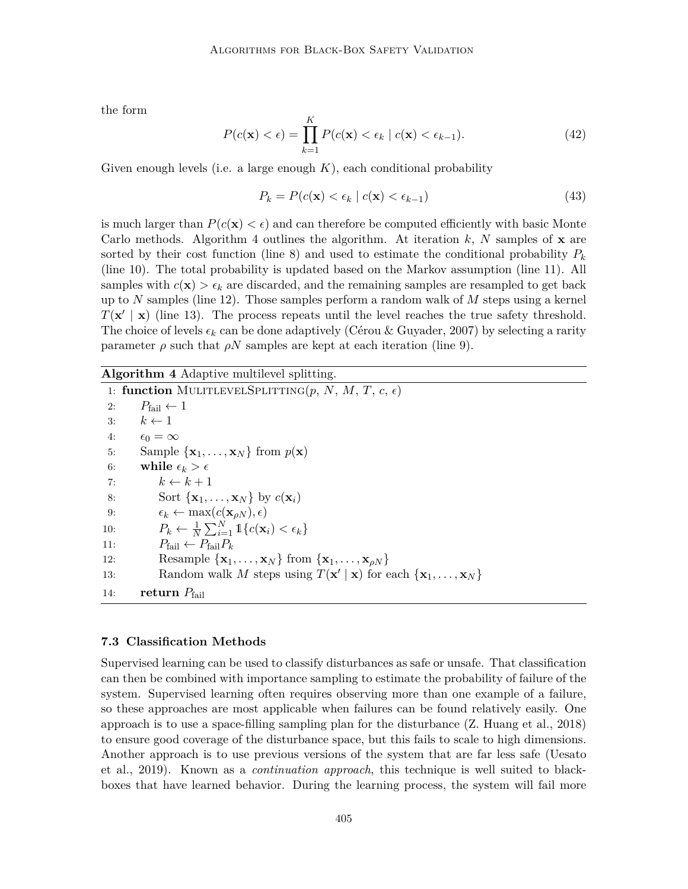the form

$$P(c(\mathbf{x}) < \epsilon) = \prod_{k=1}^{K} P(c(\mathbf{x}) < \epsilon_k \mid c(\mathbf{x}) < \epsilon_{k-1}). \tag{42}$$

Given enough levels (i.e. a large enough $K$), each conditional probability

$$P_k = P(c(\mathbf{x}) < \epsilon_k \mid c(\mathbf{x}) < \epsilon_{k-1}) \tag{43}$$

is much larger than $P(c(\mathbf{x}) < \epsilon)$ and can therefore be computed efficiently with basic Monte Carlo methods. Algorithm 4 outlines the algorithm. At iteration $k$, $N$ samples of $\mathbf{x}$ are sorted by their cost function (line 8) and used to estimate the conditional probability $P_k$ (line 10). The total probability is updated based on the Markov assumption (line 11). All samples with $c(\mathbf{x}) > \epsilon_k$ are discarded, and the remaining samples are resampled to get back up to $N$ samples (line 12). Those samples perform a random walk of $M$ steps using a kernel $T(\mathbf{x}' \mid \mathbf{x})$ (line 13). The process repeats until the level reaches the true safety threshold. The choice of levels $\epsilon_k$ can be done adaptively (Cérou & Guyader, 2007) by selecting a rarity parameter $\rho$ such that $\rho N$ samples are kept at each iteration (line 9).

**Algorithm 4** Adaptive multilevel splitting.

```
1:  function MULITLEVELSPLITTING(p, N, M, T, c, ε)
2:      P_fail ← 1
3:      k ← 1
4:      ε_0 = ∞
5:      Sample {x_1, ..., x_N} from p(x)
6:      while ε_k > ε
7:          k ← k + 1
8:          Sort {x_1, ..., x_N} by c(x_i)
9:          ε_k ← max(c(x_ρN), ε)
10:         P_k ← (1/N) Σ_{i=1}^{N} 1{c(x_i) < ε_k}
11:         P_fail ← P_fail P_k
12:         Resample {x_1, ..., x_N} from {x_1, ..., x_ρN}
13:         Random walk M steps using T(x' | x) for each {x_1, ..., x_N}
14:     return P_fail
```

### 7.3 Classification Methods

Supervised learning can be used to classify disturbances as safe or unsafe. That classification can then be combined with importance sampling to estimate the probability of failure of the system. Supervised learning often requires observing more than one example of a failure, so these approaches are most applicable when failures can be found relatively easily. One approach is to use a space-filling sampling plan for the disturbance (Z. Huang et al., 2018) to ensure good coverage of the disturbance space, but this fails to scale to high dimensions. Another approach is to use previous versions of the system that are far less safe (Uesato et al., 2019). Known as a *continuation approach*, this technique is well suited to black-boxes that have learned behavior. During the learning process, the system will fail more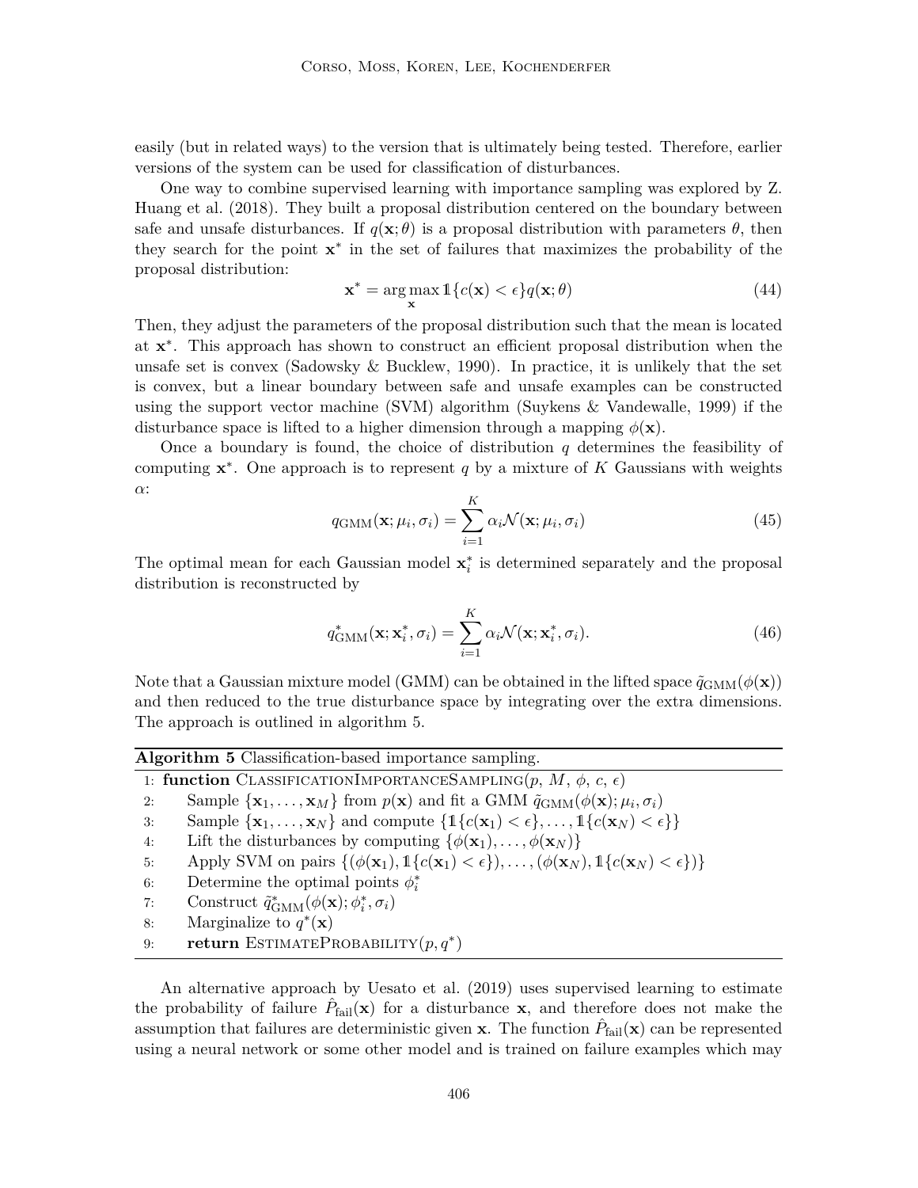easily (but in related ways) to the version that is ultimately being tested. Therefore, earlier versions of the system can be used for classification of disturbances.

One way to combine supervised learning with importance sampling was explored by Z. Huang et al. (2018). They built a proposal distribution centered on the boundary between safe and unsafe disturbances. If $q(\mathbf{x};\theta)$ is a proposal distribution with parameters $\theta$, then they search for the point $\mathbf{x}^*$ in the set of failures that maximizes the probability of the proposal distribution:

$$\mathbf{x}^* = \arg\max_{\mathbf{x}} \mathbb{1}\{c(\mathbf{x}) < \epsilon\} q(\mathbf{x};\theta) \tag{44}$$

Then, they adjust the parameters of the proposal distribution such that the mean is located at $\mathbf{x}^*$. This approach has shown to construct an efficient proposal distribution when the unsafe set is convex (Sadowsky & Bucklew, 1990). In practice, it is unlikely that the set is convex, but a linear boundary between safe and unsafe examples can be constructed using the support vector machine (SVM) algorithm (Suykens & Vandewalle, 1999) if the disturbance space is lifted to a higher dimension through a mapping $\phi(\mathbf{x})$.

Once a boundary is found, the choice of distribution $q$ determines the feasibility of computing $\mathbf{x}^*$. One approach is to represent $q$ by a mixture of $K$ Gaussians with weights $\alpha$:

$$q_{\text{GMM}}(\mathbf{x};\mu_i,\sigma_i) = \sum_{i=1}^{K} \alpha_i \mathcal{N}(\mathbf{x};\mu_i,\sigma_i) \tag{45}$$

The optimal mean for each Gaussian model $\mathbf{x}_i^*$ is determined separately and the proposal distribution is reconstructed by

$$q^*_{\text{GMM}}(\mathbf{x};\mathbf{x}_i^*,\sigma_i) = \sum_{i=1}^{K} \alpha_i \mathcal{N}(\mathbf{x};\mathbf{x}_i^*,\sigma_i). \tag{46}$$

Note that a Gaussian mixture model (GMM) can be obtained in the lifted space $\tilde{q}_{\text{GMM}}(\phi(\mathbf{x}))$ and then reduced to the true disturbance space by integrating over the extra dimensions. The approach is outlined in algorithm 5.

**Algorithm 5** Classification-based importance sampling.

```
1: function ClassificationImportanceSampling(p, M, φ, c, ε)
2:     Sample {x_1, ..., x_M} from p(x) and fit a GMM q̃_GMM(φ(x); μ_i, σ_i)
3:     Sample {x_1, ..., x_N} and compute {1{c(x_1) < ε}, ..., 1{c(x_N) < ε}}
4:     Lift the disturbances by computing {φ(x_1), ..., φ(x_N)}
5:     Apply SVM on pairs {(φ(x_1), 1{c(x_1) < ε}), ..., (φ(x_N), 1{c(x_N) < ε})}
6:     Determine the optimal points φ*_i
7:     Construct q̃*_GMM(φ(x); φ*_i, σ_i)
8:     Marginalize to q*(x)
9:     return EstimateProbability(p, q*)
```

An alternative approach by Uesato et al. (2019) uses supervised learning to estimate the probability of failure $\hat{P}_{\text{fail}}(\mathbf{x})$ for a disturbance $\mathbf{x}$, and therefore does not make the assumption that failures are deterministic given $\mathbf{x}$. The function $\hat{P}_{\text{fail}}(\mathbf{x})$ can be represented using a neural network or some other model and is trained on failure examples which may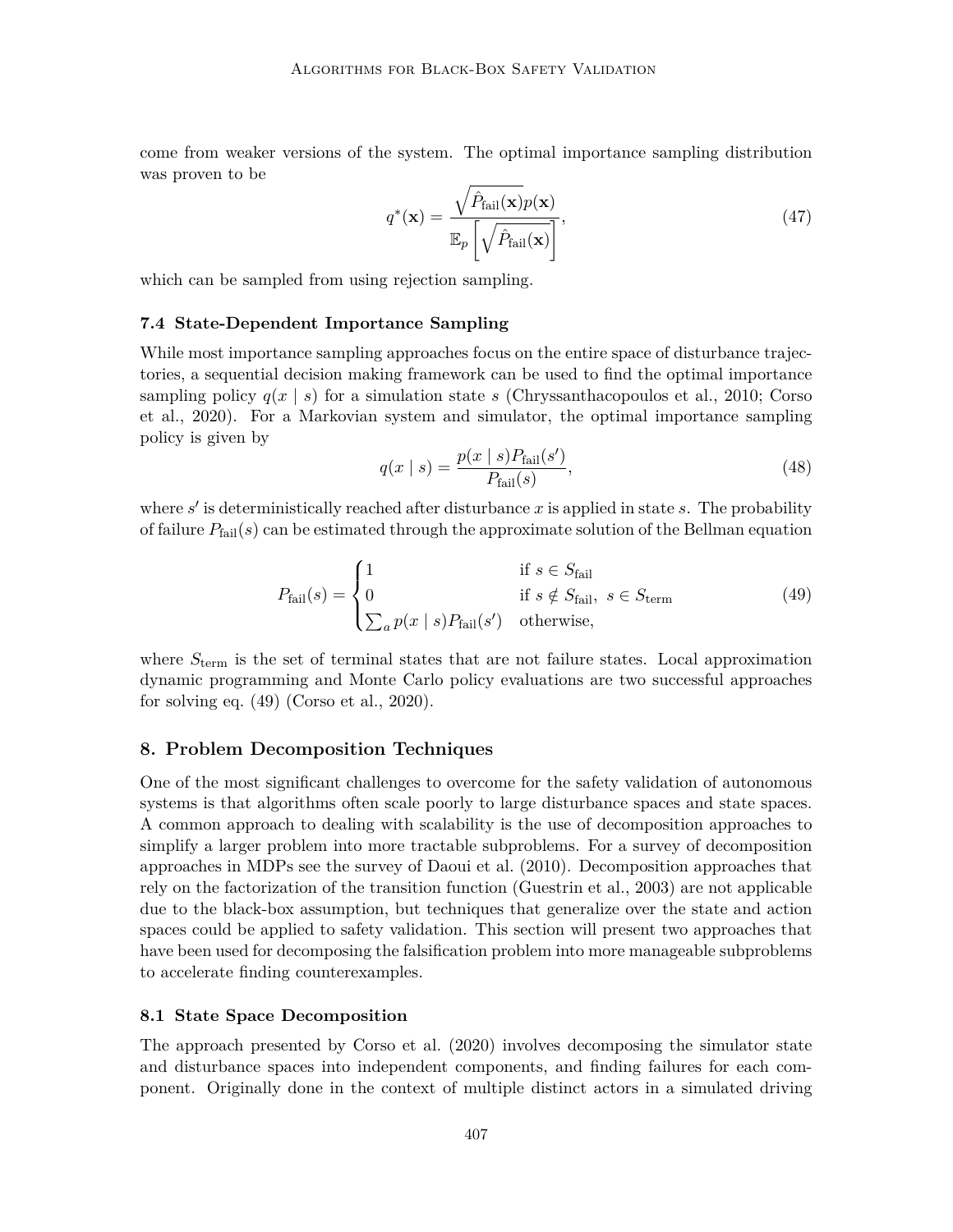come from weaker versions of the system. The optimal importance sampling distribution was proven to be

$$q^*(\mathbf{x}) = \frac{\sqrt{\hat{P}_{\text{fail}}(\mathbf{x})}p(\mathbf{x})}{\mathbb{E}_p\left[\sqrt{\hat{P}_{\text{fail}}(\mathbf{x})}\right]}, \tag{47}$$

which can be sampled from using rejection sampling.

### 7.4 State-Dependent Importance Sampling

While most importance sampling approaches focus on the entire space of disturbance trajectories, a sequential decision making framework can be used to find the optimal importance sampling policy $q(x \mid s)$ for a simulation state $s$ (Chryssanthacopoulos et al., 2010; Corso et al., 2020). For a Markovian system and simulator, the optimal importance sampling policy is given by

$$q(x \mid s) = \frac{p(x \mid s)P_{\text{fail}}(s')}{P_{\text{fail}}(s)}, \tag{48}$$

where $s'$ is deterministically reached after disturbance $x$ is applied in state $s$. The probability of failure $P_{\text{fail}}(s)$ can be estimated through the approximate solution of the Bellman equation

$$P_{\text{fail}}(s) = \begin{cases} 1 & \text{if } s \in S_{\text{fail}} \\ 0 & \text{if } s \notin S_{\text{fail}},\ s \in S_{\text{term}} \\ \sum_a p(x \mid s)P_{\text{fail}}(s') & \text{otherwise,} \end{cases} \tag{49}$$

where $S_{\text{term}}$ is the set of terminal states that are not failure states. Local approximation dynamic programming and Monte Carlo policy evaluations are two successful approaches for solving eq. (49) (Corso et al., 2020).

## 8. Problem Decomposition Techniques

One of the most significant challenges to overcome for the safety validation of autonomous systems is that algorithms often scale poorly to large disturbance spaces and state spaces. A common approach to dealing with scalability is the use of decomposition approaches to simplify a larger problem into more tractable subproblems. For a survey of decomposition approaches in MDPs see the survey of Daoui et al. (2010). Decomposition approaches that rely on the factorization of the transition function (Guestrin et al., 2003) are not applicable due to the black-box assumption, but techniques that generalize over the state and action spaces could be applied to safety validation. This section will present two approaches that have been used for decomposing the falsification problem into more manageable subproblems to accelerate finding counterexamples.

### 8.1 State Space Decomposition

The approach presented by Corso et al. (2020) involves decomposing the simulator state and disturbance spaces into independent components, and finding failures for each component. Originally done in the context of multiple distinct actors in a simulated driving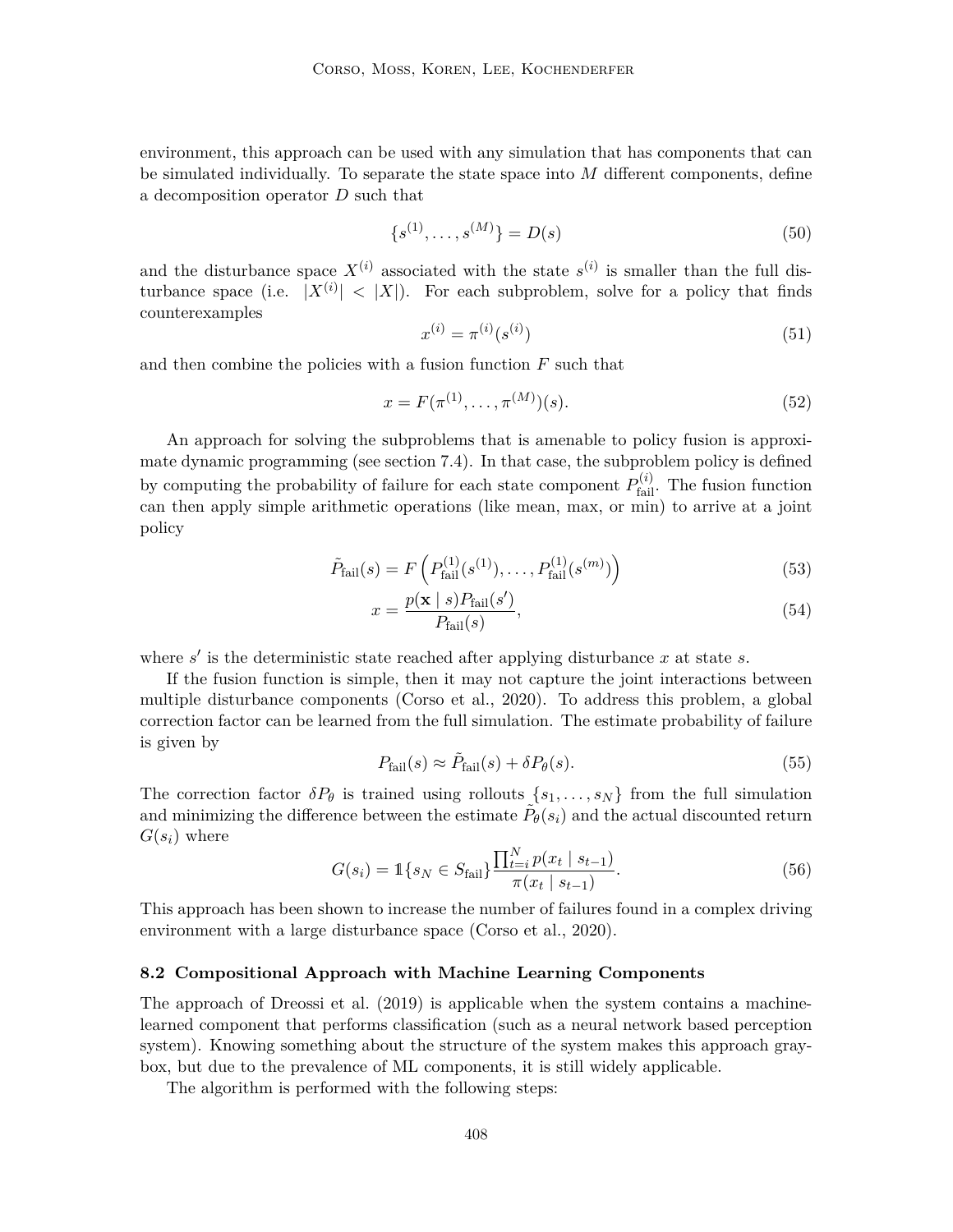environment, this approach can be used with any simulation that has components that can be simulated individually. To separate the state space into $M$ different components, define a decomposition operator $D$ such that

$$\{s^{(1)}, \dots, s^{(M)}\} = D(s) \tag{50}$$

and the disturbance space $X^{(i)}$ associated with the state $s^{(i)}$ is smaller than the full disturbance space (i.e. $|X^{(i)}| < |X|$). For each subproblem, solve for a policy that finds counterexamples

$$x^{(i)} = \pi^{(i)}(s^{(i)}) \tag{51}$$

and then combine the policies with a fusion function $F$ such that

$$x = F(\pi^{(1)}, \dots, \pi^{(M)})(s). \tag{52}$$

An approach for solving the subproblems that is amenable to policy fusion is approximate dynamic programming (see section 7.4). In that case, the subproblem policy is defined by computing the probability of failure for each state component $P_{\text{fail}}^{(i)}$. The fusion function can then apply simple arithmetic operations (like mean, max, or min) to arrive at a joint policy

$$\tilde{P}_{\text{fail}}(s) = F\left(P_{\text{fail}}^{(1)}(s^{(1)}), \dots, P_{\text{fail}}^{(1)}(s^{(m)})\right) \tag{53}$$

$$x = \frac{p(\mathbf{x} \mid s) P_{\text{fail}}(s')}{P_{\text{fail}}(s)}, \tag{54}$$

where $s'$ is the deterministic state reached after applying disturbance $x$ at state $s$.

If the fusion function is simple, then it may not capture the joint interactions between multiple disturbance components (Corso et al., 2020). To address this problem, a global correction factor can be learned from the full simulation. The estimate probability of failure is given by

$$P_{\text{fail}}(s) \approx \tilde{P}_{\text{fail}}(s) + \delta P_\theta(s). \tag{55}$$

The correction factor $\delta P_\theta$ is trained using rollouts $\{s_1, \dots, s_N\}$ from the full simulation and minimizing the difference between the estimate $\tilde{P}_\theta(s_i)$ and the actual discounted return $G(s_i)$ where

$$G(s_i) = \mathbb{1}\{s_N \in S_{\text{fail}}\} \frac{\prod_{t=i}^{N} p(x_t \mid s_{t-1})}{\pi(x_t \mid s_{t-1})}. \tag{56}$$

This approach has been shown to increase the number of failures found in a complex driving environment with a large disturbance space (Corso et al., 2020).

### 8.2 Compositional Approach with Machine Learning Components

The approach of Dreossi et al. (2019) is applicable when the system contains a machine-learned component that performs classification (such as a neural network based perception system). Knowing something about the structure of the system makes this approach gray-box, but due to the prevalence of ML components, it is still widely applicable.

The algorithm is performed with the following steps: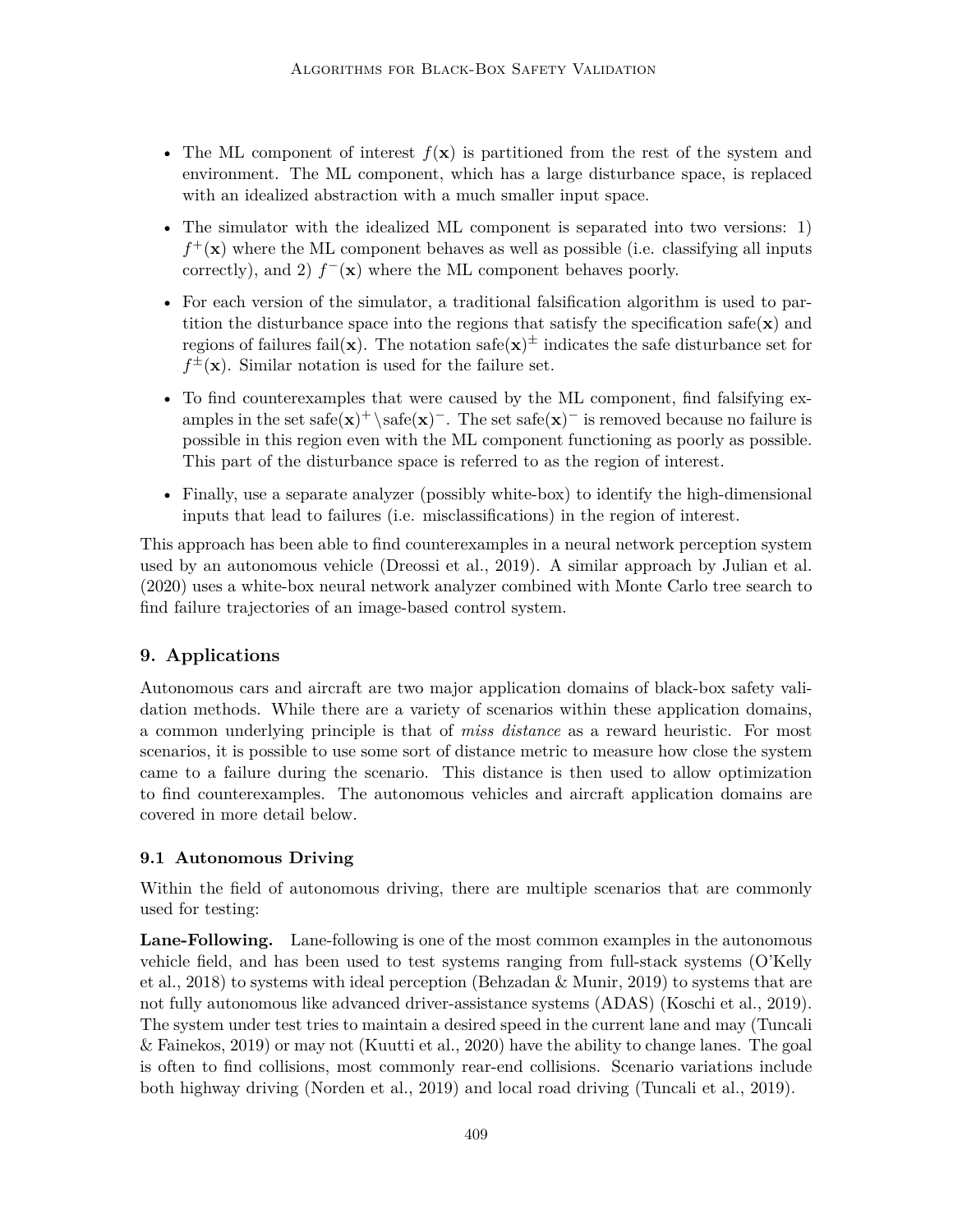- The ML component of interest $f(\mathbf{x})$ is partitioned from the rest of the system and environment. The ML component, which has a large disturbance space, is replaced with an idealized abstraction with a much smaller input space.
- The simulator with the idealized ML component is separated into two versions: 1) $f^+(\mathbf{x})$ where the ML component behaves as well as possible (i.e. classifying all inputs correctly), and 2) $f^-(\mathbf{x})$ where the ML component behaves poorly.
- For each version of the simulator, a traditional falsification algorithm is used to partition the disturbance space into the regions that satisfy the specification $\text{safe}(\mathbf{x})$ and regions of failures $\text{fail}(\mathbf{x})$. The notation $\text{safe}(\mathbf{x})^\pm$ indicates the safe disturbance set for $f^\pm(\mathbf{x})$. Similar notation is used for the failure set.
- To find counterexamples that were caused by the ML component, find falsifying examples in the set $\text{safe}(\mathbf{x})^+ \setminus \text{safe}(\mathbf{x})^-$. The set $\text{safe}(\mathbf{x})^-$ is removed because no failure is possible in this region even with the ML component functioning as poorly as possible. This part of the disturbance space is referred to as the region of interest.
- Finally, use a separate analyzer (possibly white-box) to identify the high-dimensional inputs that lead to failures (i.e. misclassifications) in the region of interest.

This approach has been able to find counterexamples in a neural network perception system used by an autonomous vehicle (Dreossi et al., 2019). A similar approach by Julian et al. (2020) uses a white-box neural network analyzer combined with Monte Carlo tree search to find failure trajectories of an image-based control system.

## 9. Applications

Autonomous cars and aircraft are two major application domains of black-box safety validation methods. While there are a variety of scenarios within these application domains, a common underlying principle is that of *miss distance* as a reward heuristic. For most scenarios, it is possible to use some sort of distance metric to measure how close the system came to a failure during the scenario. This distance is then used to allow optimization to find counterexamples. The autonomous vehicles and aircraft application domains are covered in more detail below.

### 9.1 Autonomous Driving

Within the field of autonomous driving, there are multiple scenarios that are commonly used for testing:

**Lane-Following.** Lane-following is one of the most common examples in the autonomous vehicle field, and has been used to test systems ranging from full-stack systems (O'Kelly et al., 2018) to systems with ideal perception (Behzadan & Munir, 2019) to systems that are not fully autonomous like advanced driver-assistance systems (ADAS) (Koschi et al., 2019). The system under test tries to maintain a desired speed in the current lane and may (Tuncali & Fainekos, 2019) or may not (Kuutti et al., 2020) have the ability to change lanes. The goal is often to find collisions, most commonly rear-end collisions. Scenario variations include both highway driving (Norden et al., 2019) and local road driving (Tuncali et al., 2019).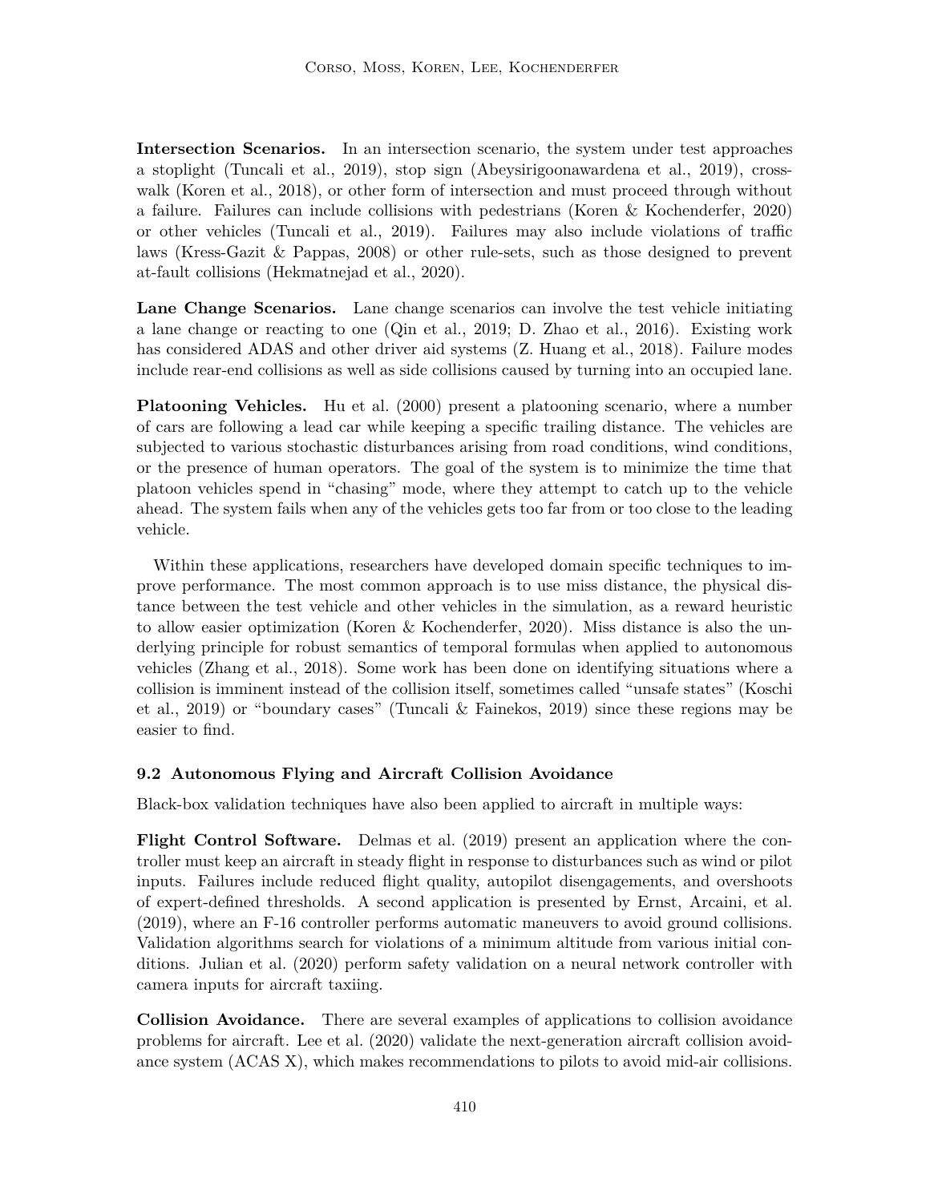**Intersection Scenarios.** In an intersection scenario, the system under test approaches a stoplight (Tuncali et al., 2019), stop sign (Abeysirigoonawardena et al., 2019), crosswalk (Koren et al., 2018), or other form of intersection and must proceed through without a failure. Failures can include collisions with pedestrians (Koren & Kochenderfer, 2020) or other vehicles (Tuncali et al., 2019). Failures may also include violations of traffic laws (Kress-Gazit & Pappas, 2008) or other rule-sets, such as those designed to prevent at-fault collisions (Hekmatnejad et al., 2020).

**Lane Change Scenarios.** Lane change scenarios can involve the test vehicle initiating a lane change or reacting to one (Qin et al., 2019; D. Zhao et al., 2016). Existing work has considered ADAS and other driver aid systems (Z. Huang et al., 2018). Failure modes include rear-end collisions as well as side collisions caused by turning into an occupied lane.

**Platooning Vehicles.** Hu et al. (2000) present a platooning scenario, where a number of cars are following a lead car while keeping a specific trailing distance. The vehicles are subjected to various stochastic disturbances arising from road conditions, wind conditions, or the presence of human operators. The goal of the system is to minimize the time that platoon vehicles spend in "chasing" mode, where they attempt to catch up to the vehicle ahead. The system fails when any of the vehicles gets too far from or too close to the leading vehicle.

Within these applications, researchers have developed domain specific techniques to improve performance. The most common approach is to use miss distance, the physical distance between the test vehicle and other vehicles in the simulation, as a reward heuristic to allow easier optimization (Koren & Kochenderfer, 2020). Miss distance is also the underlying principle for robust semantics of temporal formulas when applied to autonomous vehicles (Zhang et al., 2018). Some work has been done on identifying situations where a collision is imminent instead of the collision itself, sometimes called "unsafe states" (Koschi et al., 2019) or "boundary cases" (Tuncali & Fainekos, 2019) since these regions may be easier to find.

### 9.2 Autonomous Flying and Aircraft Collision Avoidance

Black-box validation techniques have also been applied to aircraft in multiple ways:

**Flight Control Software.** Delmas et al. (2019) present an application where the controller must keep an aircraft in steady flight in response to disturbances such as wind or pilot inputs. Failures include reduced flight quality, autopilot disengagements, and overshoots of expert-defined thresholds. A second application is presented by Ernst, Arcaini, et al. (2019), where an F-16 controller performs automatic maneuvers to avoid ground collisions. Validation algorithms search for violations of a minimum altitude from various initial conditions. Julian et al. (2020) perform safety validation on a neural network controller with camera inputs for aircraft taxiing.

**Collision Avoidance.** There are several examples of applications to collision avoidance problems for aircraft. Lee et al. (2020) validate the next-generation aircraft collision avoidance system (ACAS X), which makes recommendations to pilots to avoid mid-air collisions.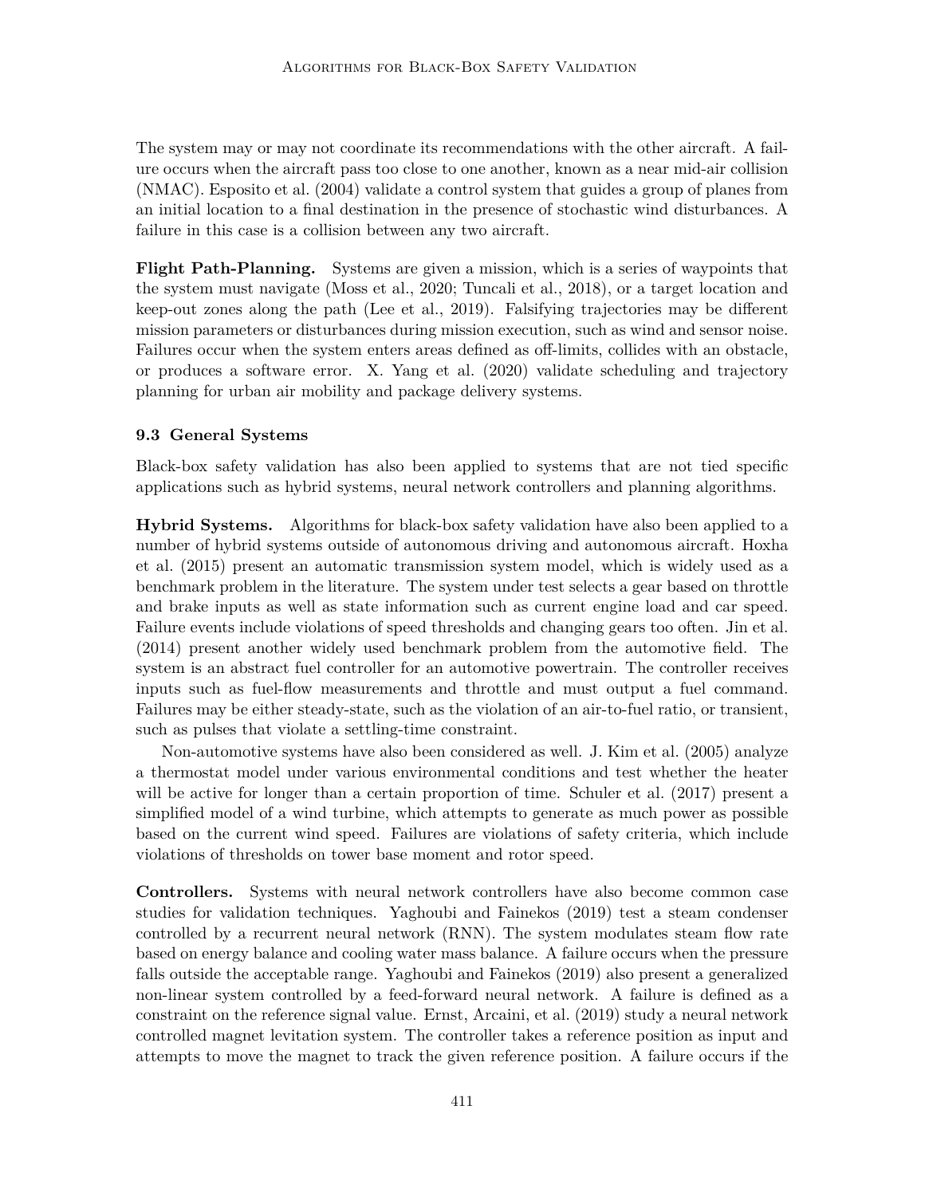The system may or may not coordinate its recommendations with the other aircraft. A failure occurs when the aircraft pass too close to one another, known as a near mid-air collision (NMAC). Esposito et al. (2004) validate a control system that guides a group of planes from an initial location to a final destination in the presence of stochastic wind disturbances. A failure in this case is a collision between any two aircraft.

**Flight Path-Planning.** Systems are given a mission, which is a series of waypoints that the system must navigate (Moss et al., 2020; Tuncali et al., 2018), or a target location and keep-out zones along the path (Lee et al., 2019). Falsifying trajectories may be different mission parameters or disturbances during mission execution, such as wind and sensor noise. Failures occur when the system enters areas defined as off-limits, collides with an obstacle, or produces a software error. X. Yang et al. (2020) validate scheduling and trajectory planning for urban air mobility and package delivery systems.

### 9.3 General Systems

Black-box safety validation has also been applied to systems that are not tied specific applications such as hybrid systems, neural network controllers and planning algorithms.

**Hybrid Systems.** Algorithms for black-box safety validation have also been applied to a number of hybrid systems outside of autonomous driving and autonomous aircraft. Hoxha et al. (2015) present an automatic transmission system model, which is widely used as a benchmark problem in the literature. The system under test selects a gear based on throttle and brake inputs as well as state information such as current engine load and car speed. Failure events include violations of speed thresholds and changing gears too often. Jin et al. (2014) present another widely used benchmark problem from the automotive field. The system is an abstract fuel controller for an automotive powertrain. The controller receives inputs such as fuel-flow measurements and throttle and must output a fuel command. Failures may be either steady-state, such as the violation of an air-to-fuel ratio, or transient, such as pulses that violate a settling-time constraint.

Non-automotive systems have also been considered as well. J. Kim et al. (2005) analyze a thermostat model under various environmental conditions and test whether the heater will be active for longer than a certain proportion of time. Schuler et al. (2017) present a simplified model of a wind turbine, which attempts to generate as much power as possible based on the current wind speed. Failures are violations of safety criteria, which include violations of thresholds on tower base moment and rotor speed.

**Controllers.** Systems with neural network controllers have also become common case studies for validation techniques. Yaghoubi and Fainekos (2019) test a steam condenser controlled by a recurrent neural network (RNN). The system modulates steam flow rate based on energy balance and cooling water mass balance. A failure occurs when the pressure falls outside the acceptable range. Yaghoubi and Fainekos (2019) also present a generalized non-linear system controlled by a feed-forward neural network. A failure is defined as a constraint on the reference signal value. Ernst, Arcaini, et al. (2019) study a neural network controlled magnet levitation system. The controller takes a reference position as input and attempts to move the magnet to track the given reference position. A failure occurs if the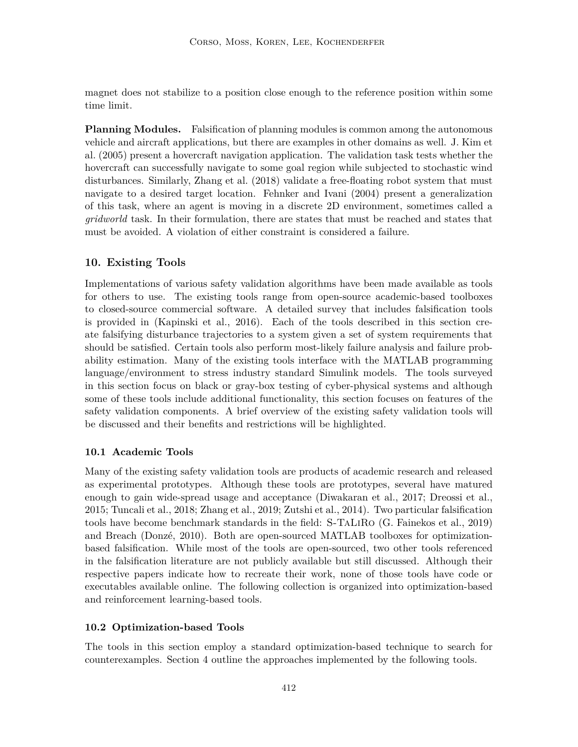magnet does not stabilize to a position close enough to the reference position within some time limit.

**Planning Modules.** Falsification of planning modules is common among the autonomous vehicle and aircraft applications, but there are examples in other domains as well. J. Kim et al. (2005) present a hovercraft navigation application. The validation task tests whether the hovercraft can successfully navigate to some goal region while subjected to stochastic wind disturbances. Similarly, Zhang et al. (2018) validate a free-floating robot system that must navigate to a desired target location. Fehnker and Ivani (2004) present a generalization of this task, where an agent is moving in a discrete 2D environment, sometimes called a *gridworld* task. In their formulation, there are states that must be reached and states that must be avoided. A violation of either constraint is considered a failure.

## 10. Existing Tools

Implementations of various safety validation algorithms have been made available as tools for others to use. The existing tools range from open-source academic-based toolboxes to closed-source commercial software. A detailed survey that includes falsification tools is provided in (Kapinski et al., 2016). Each of the tools described in this section create falsifying disturbance trajectories to a system given a set of system requirements that should be satisfied. Certain tools also perform most-likely failure analysis and failure probability estimation. Many of the existing tools interface with the MATLAB programming language/environment to stress industry standard Simulink models. The tools surveyed in this section focus on black or gray-box testing of cyber-physical systems and although some of these tools include additional functionality, this section focuses on features of the safety validation components. A brief overview of the existing safety validation tools will be discussed and their benefits and restrictions will be highlighted.

### 10.1 Academic Tools

Many of the existing safety validation tools are products of academic research and released as experimental prototypes. Although these tools are prototypes, several have matured enough to gain wide-spread usage and acceptance (Diwakaran et al., 2017; Dreossi et al., 2015; Tuncali et al., 2018; Zhang et al., 2019; Zutshi et al., 2014). Two particular falsification tools have become benchmark standards in the field: S-TaLiRo (G. Fainekos et al., 2019) and Breach (Donzé, 2010). Both are open-sourced MATLAB toolboxes for optimization-based falsification. While most of the tools are open-sourced, two other tools referenced in the falsification literature are not publicly available but still discussed. Although their respective papers indicate how to recreate their work, none of those tools have code or executables available online. The following collection is organized into optimization-based and reinforcement learning-based tools.

### 10.2 Optimization-based Tools

The tools in this section employ a standard optimization-based technique to search for counterexamples. Section 4 outline the approaches implemented by the following tools.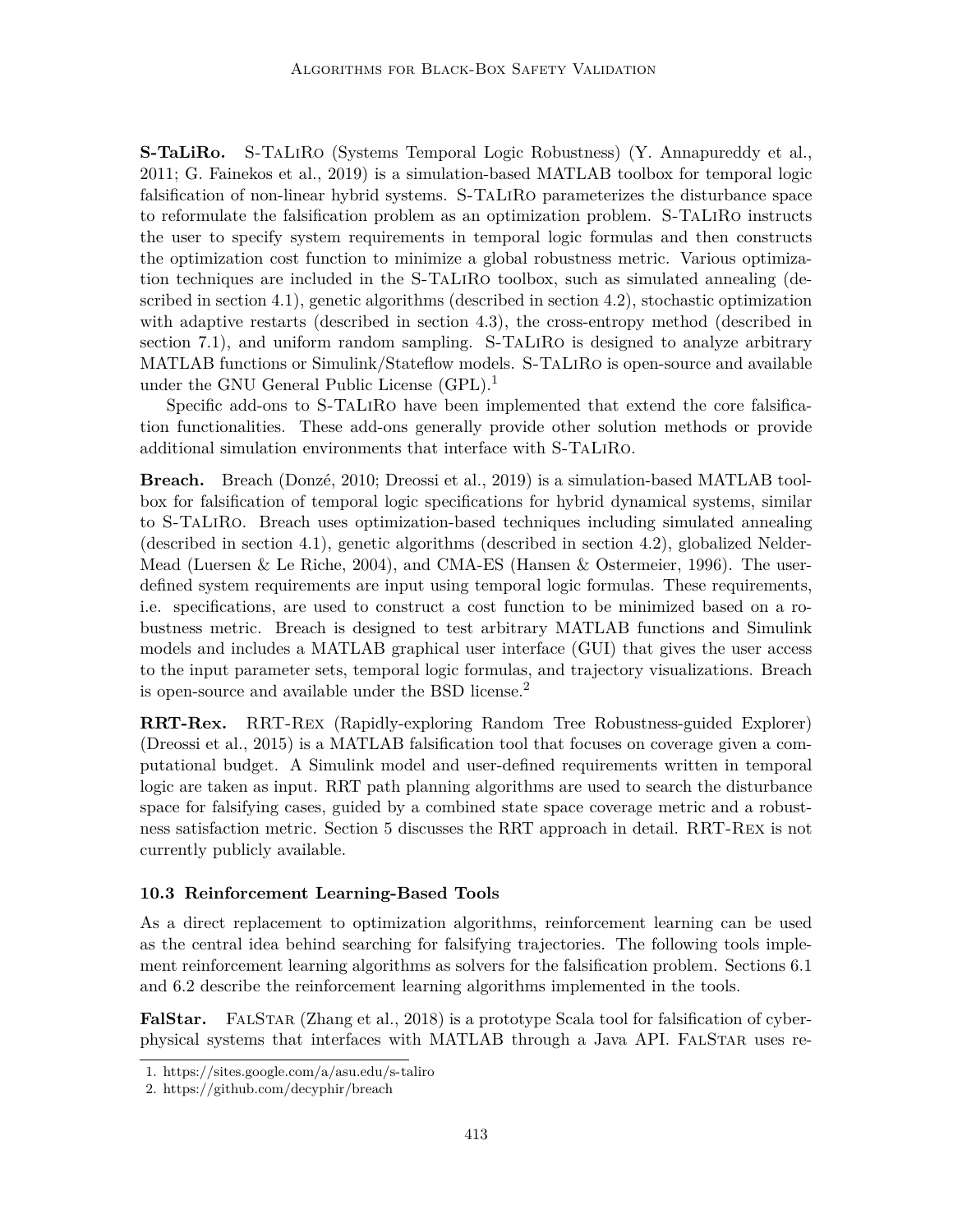**S-TaLiRo.** S-TaLiRo (Systems Temporal Logic Robustness) (Y. Annapureddy et al., 2011; G. Fainekos et al., 2019) is a simulation-based MATLAB toolbox for temporal logic falsification of non-linear hybrid systems. S-TaLiRo parameterizes the disturbance space to reformulate the falsification problem as an optimization problem. S-TaLiRo instructs the user to specify system requirements in temporal logic formulas and then constructs the optimization cost function to minimize a global robustness metric. Various optimization techniques are included in the S-TaLiRo toolbox, such as simulated annealing (described in section 4.1), genetic algorithms (described in section 4.2), stochastic optimization with adaptive restarts (described in section 4.3), the cross-entropy method (described in section 7.1), and uniform random sampling. S-TaLiRo is designed to analyze arbitrary MATLAB functions or Simulink/Stateflow models. S-TaLiRo is open-source and available under the GNU General Public License (GPL).[1]

Specific add-ons to S-TaLiRo have been implemented that extend the core falsification functionalities. These add-ons generally provide other solution methods or provide additional simulation environments that interface with S-TaLiRo.

**Breach.** Breach (Donzé, 2010; Dreossi et al., 2019) is a simulation-based MATLAB toolbox for falsification of temporal logic specifications for hybrid dynamical systems, similar to S-TaLiRo. Breach uses optimization-based techniques including simulated annealing (described in section 4.1), genetic algorithms (described in section 4.2), globalized Nelder-Mead (Luersen & Le Riche, 2004), and CMA-ES (Hansen & Ostermeier, 1996). The user-defined system requirements are input using temporal logic formulas. These requirements, i.e. specifications, are used to construct a cost function to be minimized based on a robustness metric. Breach is designed to test arbitrary MATLAB functions and Simulink models and includes a MATLAB graphical user interface (GUI) that gives the user access to the input parameter sets, temporal logic formulas, and trajectory visualizations. Breach is open-source and available under the BSD license.[2]

**RRT-Rex.** RRT-Rex (Rapidly-exploring Random Tree Robustness-guided Explorer) (Dreossi et al., 2015) is a MATLAB falsification tool that focuses on coverage given a computational budget. A Simulink model and user-defined requirements written in temporal logic are taken as input. RRT path planning algorithms are used to search the disturbance space for falsifying cases, guided by a combined state space coverage metric and a robustness satisfaction metric. Section 5 discusses the RRT approach in detail. RRT-Rex is not currently publicly available.

### 10.3 Reinforcement Learning-Based Tools

As a direct replacement to optimization algorithms, reinforcement learning can be used as the central idea behind searching for falsifying trajectories. The following tools implement reinforcement learning algorithms as solvers for the falsification problem. Sections 6.1 and 6.2 describe the reinforcement learning algorithms implemented in the tools.

**FalStar.** FalStar (Zhang et al., 2018) is a prototype Scala tool for falsification of cyber-physical systems that interfaces with MATLAB through a Java API. FalStar uses re-

1. https://sites.google.com/a/asu.edu/s-taliro
2. https://github.com/decyphir/breach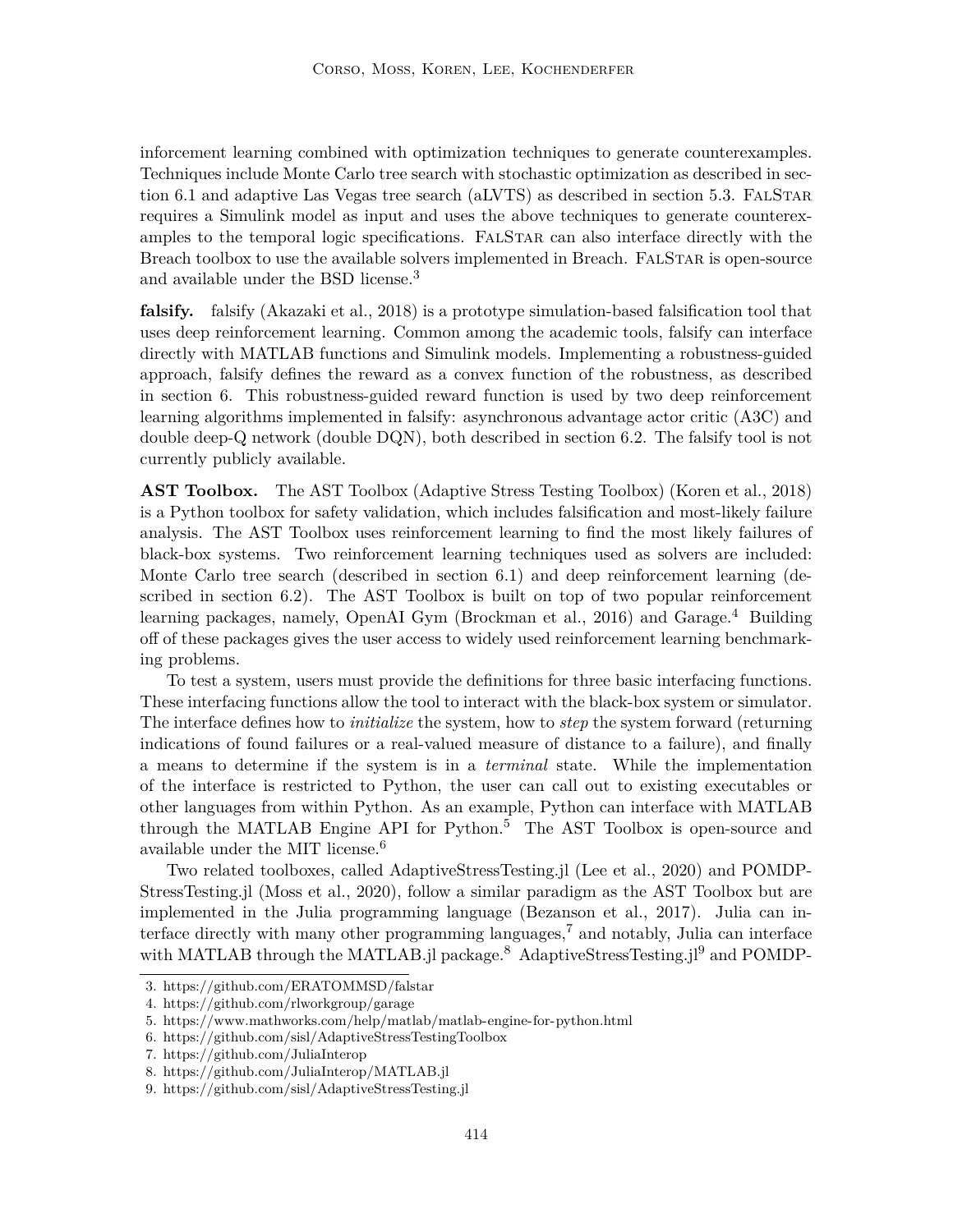inforcement learning combined with optimization techniques to generate counterexamples. Techniques include Monte Carlo tree search with stochastic optimization as described in section 6.1 and adaptive Las Vegas tree search (aLVTS) as described in section 5.3. FalStar requires a Simulink model as input and uses the above techniques to generate counterexamples to the temporal logic specifications. FalStar can also interface directly with the Breach toolbox to use the available solvers implemented in Breach. FalStar is open-source and available under the BSD license.[3]

**falsify.** falsify (Akazaki et al., 2018) is a prototype simulation-based falsification tool that uses deep reinforcement learning. Common among the academic tools, falsify can interface directly with MATLAB functions and Simulink models. Implementing a robustness-guided approach, falsify defines the reward as a convex function of the robustness, as described in section 6. This robustness-guided reward function is used by two deep reinforcement learning algorithms implemented in falsify: asynchronous advantage actor critic (A3C) and double deep-Q network (double DQN), both described in section 6.2. The falsify tool is not currently publicly available.

**AST Toolbox.** The AST Toolbox (Adaptive Stress Testing Toolbox) (Koren et al., 2018) is a Python toolbox for safety validation, which includes falsification and most-likely failure analysis. The AST Toolbox uses reinforcement learning to find the most likely failures of black-box systems. Two reinforcement learning techniques used as solvers are included: Monte Carlo tree search (described in section 6.1) and deep reinforcement learning (described in section 6.2). The AST Toolbox is built on top of two popular reinforcement learning packages, namely, OpenAI Gym (Brockman et al., 2016) and Garage.[4] Building off of these packages gives the user access to widely used reinforcement learning benchmarking problems.

To test a system, users must provide the definitions for three basic interfacing functions. These interfacing functions allow the tool to interact with the black-box system or simulator. The interface defines how to *initialize* the system, how to *step* the system forward (returning indications of found failures or a real-valued measure of distance to a failure), and finally a means to determine if the system is in a *terminal* state. While the implementation of the interface is restricted to Python, the user can call out to existing executables or other languages from within Python. As an example, Python can interface with MATLAB through the MATLAB Engine API for Python.[5] The AST Toolbox is open-source and available under the MIT license.[6]

Two related toolboxes, called AdaptiveStressTesting.jl (Lee et al., 2020) and POMDPStressTesting.jl (Moss et al., 2020), follow a similar paradigm as the AST Toolbox but are implemented in the Julia programming language (Bezanson et al., 2017). Julia can interface directly with many other programming languages,[7] and notably, Julia can interface with MATLAB through the MATLAB.jl package.[8] AdaptiveStressTesting.jl[9] and POMDP-

3. https://github.com/ERATOMMSD/falstar
4. https://github.com/rlworkgroup/garage
5. https://www.mathworks.com/help/matlab/matlab-engine-for-python.html
6. https://github.com/sisl/AdaptiveStressTestingToolbox
7. https://github.com/JuliaInterop
8. https://github.com/JuliaInterop/MATLAB.jl
9. https://github.com/sisl/AdaptiveStressTesting.jl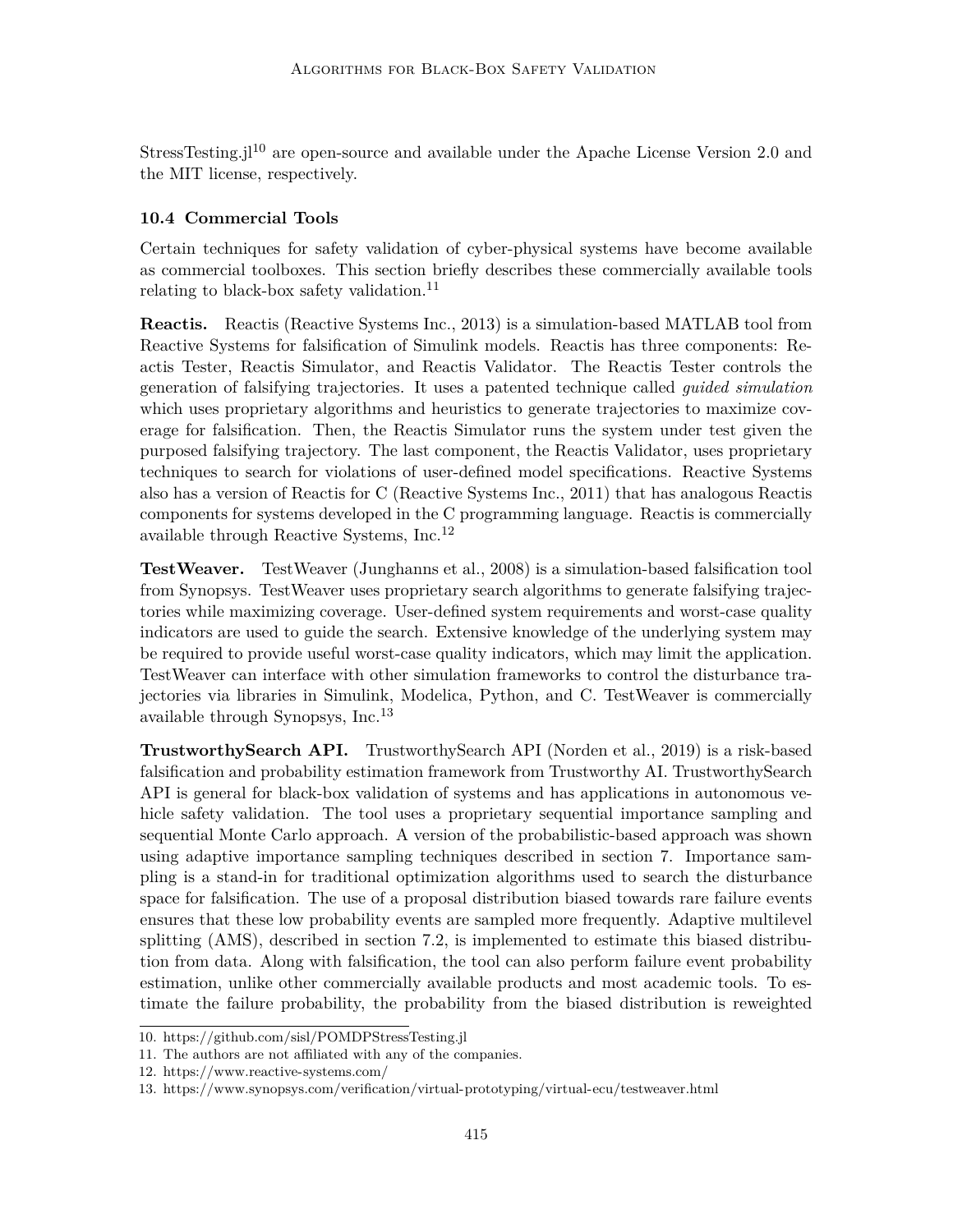StressTesting.jl[10] are open-source and available under the Apache License Version 2.0 and the MIT license, respectively.

### 10.4 Commercial Tools

Certain techniques for safety validation of cyber-physical systems have become available as commercial toolboxes. This section briefly describes these commercially available tools relating to black-box safety validation.[11]

**Reactis.** Reactis (Reactive Systems Inc., 2013) is a simulation-based MATLAB tool from Reactive Systems for falsification of Simulink models. Reactis has three components: Reactis Tester, Reactis Simulator, and Reactis Validator. The Reactis Tester controls the generation of falsifying trajectories. It uses a patented technique called *guided simulation* which uses proprietary algorithms and heuristics to generate trajectories to maximize coverage for falsification. Then, the Reactis Simulator runs the system under test given the purposed falsifying trajectory. The last component, the Reactis Validator, uses proprietary techniques to search for violations of user-defined model specifications. Reactive Systems also has a version of Reactis for C (Reactive Systems Inc., 2011) that has analogous Reactis components for systems developed in the C programming language. Reactis is commercially available through Reactive Systems, Inc.[12]

**TestWeaver.** TestWeaver (Junghanns et al., 2008) is a simulation-based falsification tool from Synopsys. TestWeaver uses proprietary search algorithms to generate falsifying trajectories while maximizing coverage. User-defined system requirements and worst-case quality indicators are used to guide the search. Extensive knowledge of the underlying system may be required to provide useful worst-case quality indicators, which may limit the application. TestWeaver can interface with other simulation frameworks to control the disturbance trajectories via libraries in Simulink, Modelica, Python, and C. TestWeaver is commercially available through Synopsys, Inc.[13]

**TrustworthySearch API.** TrustworthySearch API (Norden et al., 2019) is a risk-based falsification and probability estimation framework from Trustworthy AI. TrustworthySearch API is general for black-box validation of systems and has applications in autonomous vehicle safety validation. The tool uses a proprietary sequential importance sampling and sequential Monte Carlo approach. A version of the probabilistic-based approach was shown using adaptive importance sampling techniques described in section 7. Importance sampling is a stand-in for traditional optimization algorithms used to search the disturbance space for falsification. The use of a proposal distribution biased towards rare failure events ensures that these low probability events are sampled more frequently. Adaptive multilevel splitting (AMS), described in section 7.2, is implemented to estimate this biased distribution from data. Along with falsification, the tool can also perform failure event probability estimation, unlike other commercially available products and most academic tools. To estimate the failure probability, the probability from the biased distribution is reweighted

---

10. https://github.com/sisl/POMDPStressTesting.jl
11. The authors are not affiliated with any of the companies.
12. https://www.reactive-systems.com/
13. https://www.synopsys.com/verification/virtual-prototyping/virtual-ecu/testweaver.html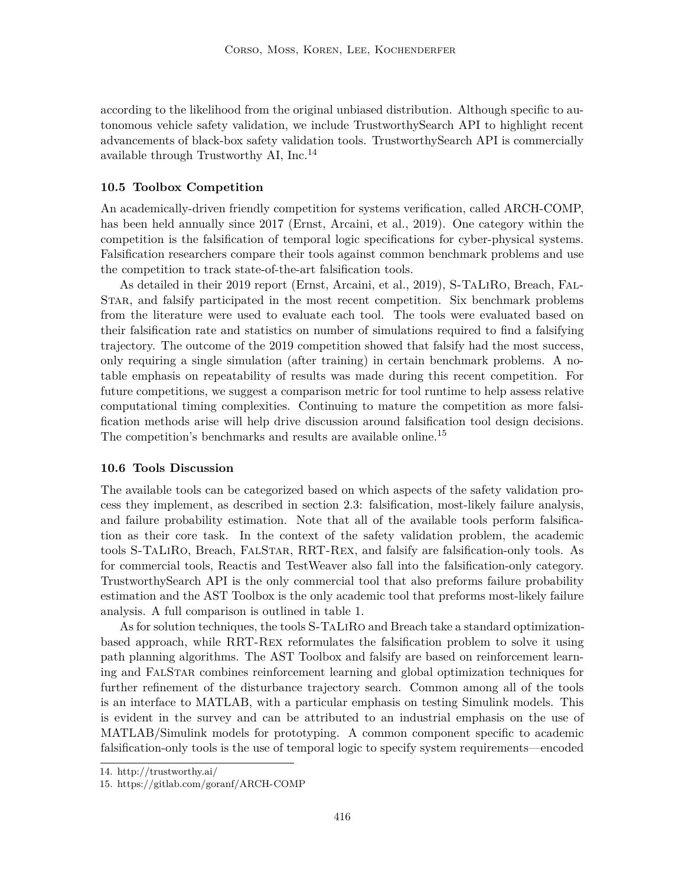according to the likelihood from the original unbiased distribution. Although specific to autonomous vehicle safety validation, we include TrustworthySearch API to highlight recent advancements of black-box safety validation tools. TrustworthySearch API is commercially available through Trustworthy AI, Inc.[14]

### 10.5 Toolbox Competition

An academically-driven friendly competition for systems verification, called ARCH-COMP, has been held annually since 2017 (Ernst, Arcaini, et al., 2019). One category within the competition is the falsification of temporal logic specifications for cyber-physical systems. Falsification researchers compare their tools against common benchmark problems and use the competition to track state-of-the-art falsification tools.

As detailed in their 2019 report (Ernst, Arcaini, et al., 2019), S-TaLiRo, Breach, FalStar, and falsify participated in the most recent competition. Six benchmark problems from the literature were used to evaluate each tool. The tools were evaluated based on their falsification rate and statistics on number of simulations required to find a falsifying trajectory. The outcome of the 2019 competition showed that falsify had the most success, only requiring a single simulation (after training) in certain benchmark problems. A notable emphasis on repeatability of results was made during this recent competition. For future competitions, we suggest a comparison metric for tool runtime to help assess relative computational timing complexities. Continuing to mature the competition as more falsification methods arise will help drive discussion around falsification tool design decisions. The competition's benchmarks and results are available online.[15]

### 10.6 Tools Discussion

The available tools can be categorized based on which aspects of the safety validation process they implement, as described in section 2.3: falsification, most-likely failure analysis, and failure probability estimation. Note that all of the available tools perform falsification as their core task. In the context of the safety validation problem, the academic tools S-TaLiRo, Breach, FalStar, RRT-Rex, and falsify are falsification-only tools. As for commercial tools, Reactis and TestWeaver also fall into the falsification-only category. TrustworthySearch API is the only commercial tool that also preforms failure probability estimation and the AST Toolbox is the only academic tool that preforms most-likely failure analysis. A full comparison is outlined in table 1.

As for solution techniques, the tools S-TaLiRo and Breach take a standard optimization-based approach, while RRT-Rex reformulates the falsification problem to solve it using path planning algorithms. The AST Toolbox and falsify are based on reinforcement learning and FalStar combines reinforcement learning and global optimization techniques for further refinement of the disturbance trajectory search. Common among all of the tools is an interface to MATLAB, with a particular emphasis on testing Simulink models. This is evident in the survey and can be attributed to an industrial emphasis on the use of MATLAB/Simulink models for prototyping. A common component specific to academic falsification-only tools is the use of temporal logic to specify system requirements—encoded

14. http://trustworthy.ai/

15. https://gitlab.com/goranf/ARCH-COMP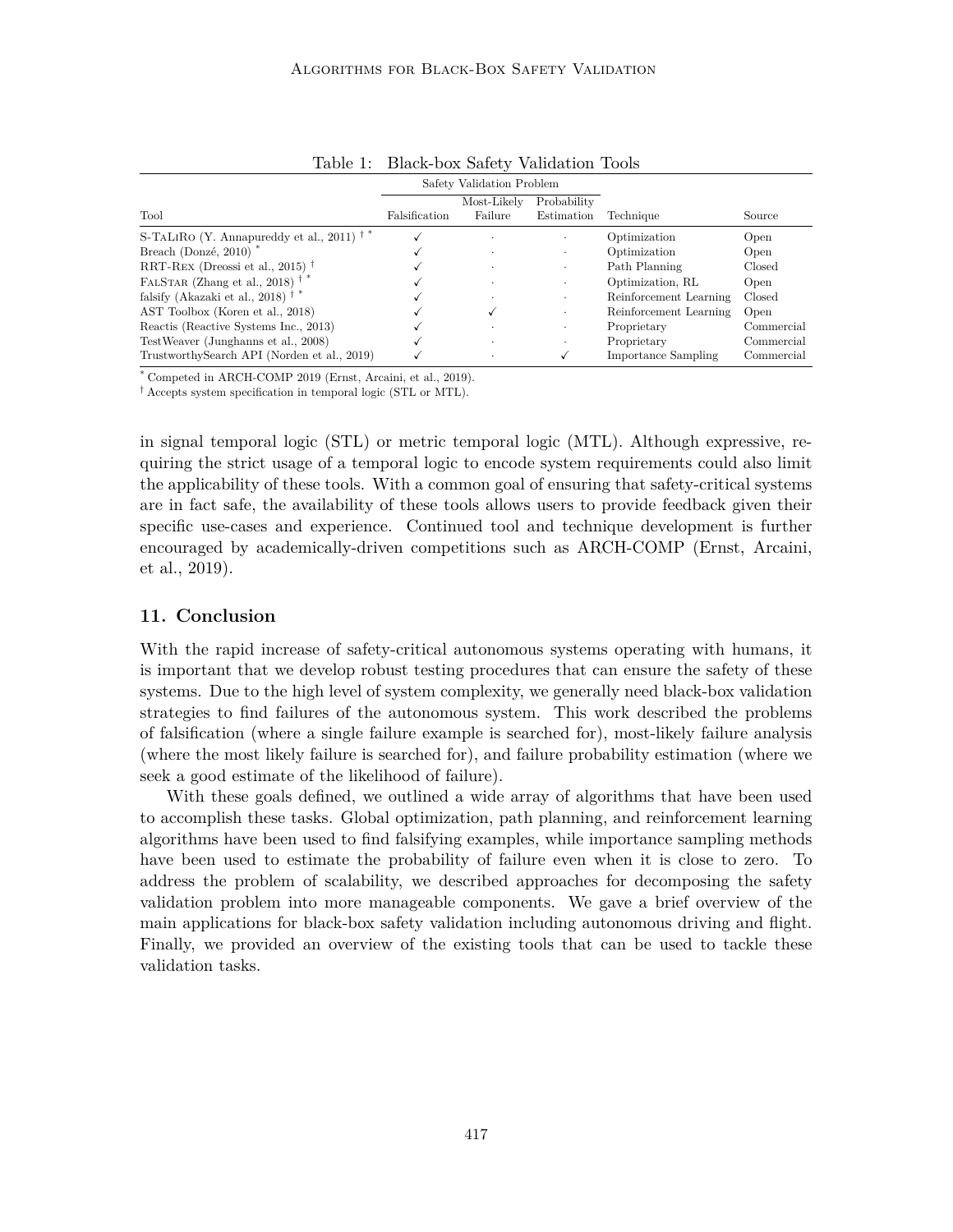Table 1: Black-box Safety Validation Tools

| Tool | Safety Validation Problem | | | Technique | Source |
|---|---|---|---|---|---|
| | Falsification | Most-Likely Failure | Probability Estimation | | |
| S-TaLiRo (Y. Annapureddy et al., 2011) † * | ✓ | · | · | Optimization | Open |
| Breach (Donzé, 2010) * | ✓ | · | · | Optimization | Open |
| RRT-Rex (Dreossi et al., 2015) † | ✓ | · | · | Path Planning | Closed |
| FalStar (Zhang et al., 2018) † * | ✓ | · | · | Optimization, RL | Open |
| falsify (Akazaki et al., 2018) † * | ✓ | · | · | Reinforcement Learning | Closed |
| AST Toolbox (Koren et al., 2018) | ✓ | ✓ | · | Reinforcement Learning | Open |
| Reactis (Reactive Systems Inc., 2013) | ✓ | · | · | Proprietary | Commercial |
| TestWeaver (Junghanns et al., 2008) | ✓ | · | · | Proprietary | Commercial |
| TrustworthySearch API (Norden et al., 2019) | ✓ | · | ✓ | Importance Sampling | Commercial |

* Competed in ARCH-COMP 2019 (Ernst, Arcaini, et al., 2019).
† Accepts system specification in temporal logic (STL or MTL).

in signal temporal logic (STL) or metric temporal logic (MTL). Although expressive, requiring the strict usage of a temporal logic to encode system requirements could also limit the applicability of these tools. With a common goal of ensuring that safety-critical systems are in fact safe, the availability of these tools allows users to provide feedback given their specific use-cases and experience. Continued tool and technique development is further encouraged by academically-driven competitions such as ARCH-COMP (Ernst, Arcaini, et al., 2019).

## 11. Conclusion

With the rapid increase of safety-critical autonomous systems operating with humans, it is important that we develop robust testing procedures that can ensure the safety of these systems. Due to the high level of system complexity, we generally need black-box validation strategies to find failures of the autonomous system. This work described the problems of falsification (where a single failure example is searched for), most-likely failure analysis (where the most likely failure is searched for), and failure probability estimation (where we seek a good estimate of the likelihood of failure).

With these goals defined, we outlined a wide array of algorithms that have been used to accomplish these tasks. Global optimization, path planning, and reinforcement learning algorithms have been used to find falsifying examples, while importance sampling methods have been used to estimate the probability of failure even when it is close to zero. To address the problem of scalability, we described approaches for decomposing the safety validation problem into more manageable components. We gave a brief overview of the main applications for black-box safety validation including autonomous driving and flight. Finally, we provided an overview of the existing tools that can be used to tackle these validation tasks.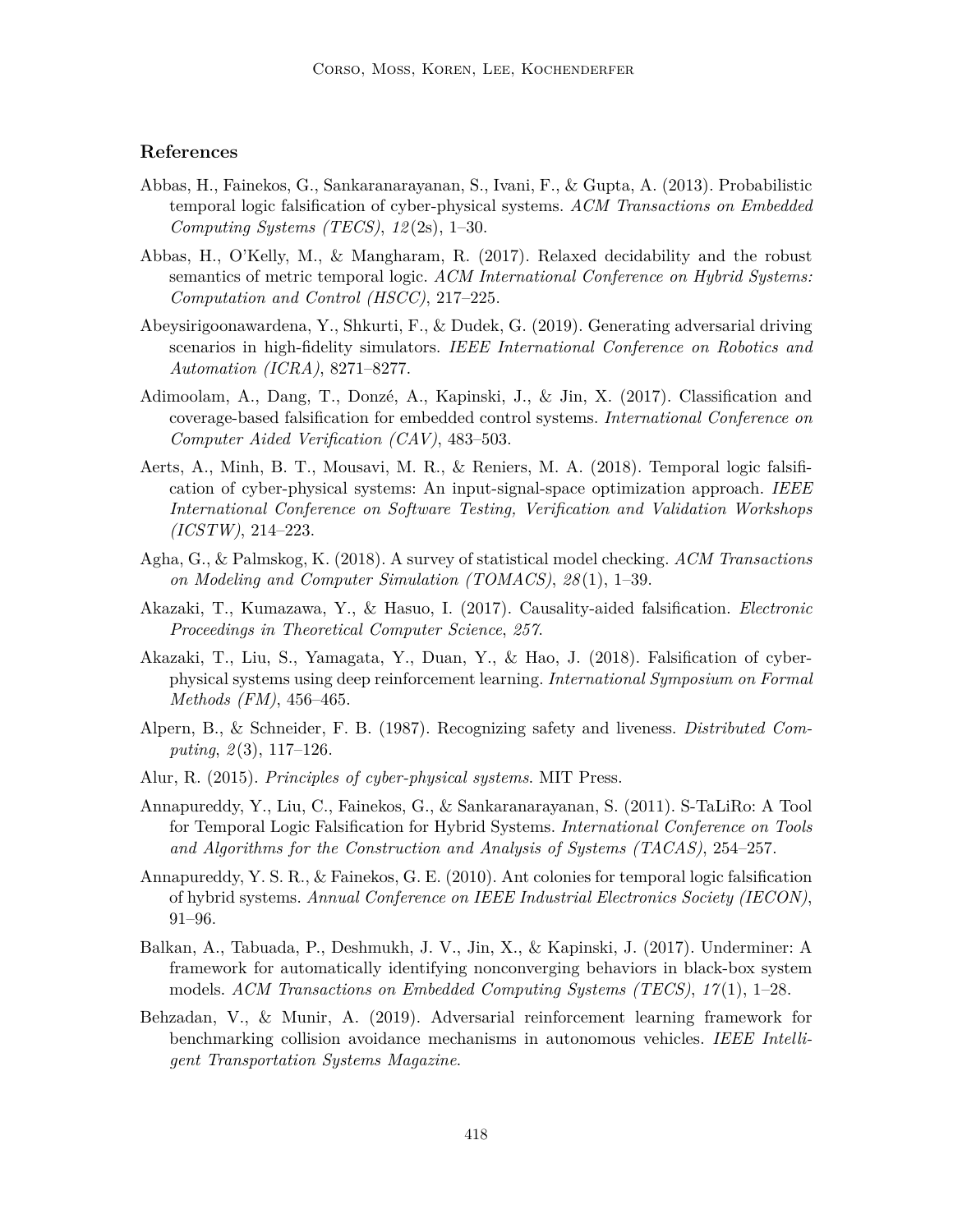## References

Abbas, H., Fainekos, G., Sankaranarayanan, S., Ivani, F., & Gupta, A. (2013). Probabilistic temporal logic falsification of cyber-physical systems. *ACM Transactions on Embedded Computing Systems (TECS)*, *12*(2s), 1–30.

Abbas, H., O'Kelly, M., & Mangharam, R. (2017). Relaxed decidability and the robust semantics of metric temporal logic. *ACM International Conference on Hybrid Systems: Computation and Control (HSCC)*, 217–225.

Abeysirigoonawardena, Y., Shkurti, F., & Dudek, G. (2019). Generating adversarial driving scenarios in high-fidelity simulators. *IEEE International Conference on Robotics and Automation (ICRA)*, 8271–8277.

Adimoolam, A., Dang, T., Donzé, A., Kapinski, J., & Jin, X. (2017). Classification and coverage-based falsification for embedded control systems. *International Conference on Computer Aided Verification (CAV)*, 483–503.

Aerts, A., Minh, B. T., Mousavi, M. R., & Reniers, M. A. (2018). Temporal logic falsification of cyber-physical systems: An input-signal-space optimization approach. *IEEE International Conference on Software Testing, Verification and Validation Workshops (ICSTW)*, 214–223.

Agha, G., & Palmskog, K. (2018). A survey of statistical model checking. *ACM Transactions on Modeling and Computer Simulation (TOMACS)*, *28*(1), 1–39.

Akazaki, T., Kumazawa, Y., & Hasuo, I. (2017). Causality-aided falsification. *Electronic Proceedings in Theoretical Computer Science*, *257*.

Akazaki, T., Liu, S., Yamagata, Y., Duan, Y., & Hao, J. (2018). Falsification of cyber-physical systems using deep reinforcement learning. *International Symposium on Formal Methods (FM)*, 456–465.

Alpern, B., & Schneider, F. B. (1987). Recognizing safety and liveness. *Distributed Computing*, *2*(3), 117–126.

Alur, R. (2015). *Principles of cyber-physical systems*. MIT Press.

Annapureddy, Y., Liu, C., Fainekos, G., & Sankaranarayanan, S. (2011). S-TaLiRo: A Tool for Temporal Logic Falsification for Hybrid Systems. *International Conference on Tools and Algorithms for the Construction and Analysis of Systems (TACAS)*, 254–257.

Annapureddy, Y. S. R., & Fainekos, G. E. (2010). Ant colonies for temporal logic falsification of hybrid systems. *Annual Conference on IEEE Industrial Electronics Society (IECON)*, 91–96.

Balkan, A., Tabuada, P., Deshmukh, J. V., Jin, X., & Kapinski, J. (2017). Underminer: A framework for automatically identifying nonconverging behaviors in black-box system models. *ACM Transactions on Embedded Computing Systems (TECS)*, *17*(1), 1–28.

Behzadan, V., & Munir, A. (2019). Adversarial reinforcement learning framework for benchmarking collision avoidance mechanisms in autonomous vehicles. *IEEE Intelligent Transportation Systems Magazine*.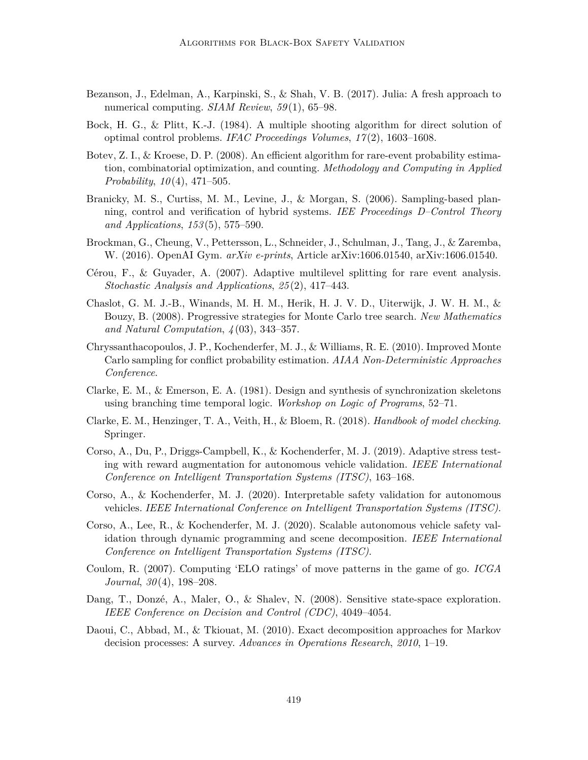Bezanson, J., Edelman, A., Karpinski, S., & Shah, V. B. (2017). Julia: A fresh approach to numerical computing. *SIAM Review*, *59*(1), 65–98.

Bock, H. G., & Plitt, K.-J. (1984). A multiple shooting algorithm for direct solution of optimal control problems. *IFAC Proceedings Volumes*, *17*(2), 1603–1608.

Botev, Z. I., & Kroese, D. P. (2008). An efficient algorithm for rare-event probability estimation, combinatorial optimization, and counting. *Methodology and Computing in Applied Probability*, *10*(4), 471–505.

Branicky, M. S., Curtiss, M. M., Levine, J., & Morgan, S. (2006). Sampling-based planning, control and verification of hybrid systems. *IEE Proceedings D–Control Theory and Applications*, *153*(5), 575–590.

Brockman, G., Cheung, V., Pettersson, L., Schneider, J., Schulman, J., Tang, J., & Zaremba, W. (2016). OpenAI Gym. *arXiv e-prints*, Article arXiv:1606.01540, arXiv:1606.01540.

Cérou, F., & Guyader, A. (2007). Adaptive multilevel splitting for rare event analysis. *Stochastic Analysis and Applications*, *25*(2), 417–443.

Chaslot, G. M. J.-B., Winands, M. H. M., Herik, H. J. V. D., Uiterwijk, J. W. H. M., & Bouzy, B. (2008). Progressive strategies for Monte Carlo tree search. *New Mathematics and Natural Computation*, *4*(03), 343–357.

Chryssanthacopoulos, J. P., Kochenderfer, M. J., & Williams, R. E. (2010). Improved Monte Carlo sampling for conflict probability estimation. *AIAA Non-Deterministic Approaches Conference*.

Clarke, E. M., & Emerson, E. A. (1981). Design and synthesis of synchronization skeletons using branching time temporal logic. *Workshop on Logic of Programs*, 52–71.

Clarke, E. M., Henzinger, T. A., Veith, H., & Bloem, R. (2018). *Handbook of model checking*. Springer.

Corso, A., Du, P., Driggs-Campbell, K., & Kochenderfer, M. J. (2019). Adaptive stress testing with reward augmentation for autonomous vehicle validation. *IEEE International Conference on Intelligent Transportation Systems (ITSC)*, 163–168.

Corso, A., & Kochenderfer, M. J. (2020). Interpretable safety validation for autonomous vehicles. *IEEE International Conference on Intelligent Transportation Systems (ITSC)*.

Corso, A., Lee, R., & Kochenderfer, M. J. (2020). Scalable autonomous vehicle safety validation through dynamic programming and scene decomposition. *IEEE International Conference on Intelligent Transportation Systems (ITSC)*.

Coulom, R. (2007). Computing 'ELO ratings' of move patterns in the game of go. *ICGA Journal*, *30*(4), 198–208.

Dang, T., Donzé, A., Maler, O., & Shalev, N. (2008). Sensitive state-space exploration. *IEEE Conference on Decision and Control (CDC)*, 4049–4054.

Daoui, C., Abbad, M., & Tkiouat, M. (2010). Exact decomposition approaches for Markov decision processes: A survey. *Advances in Operations Research*, *2010*, 1–19.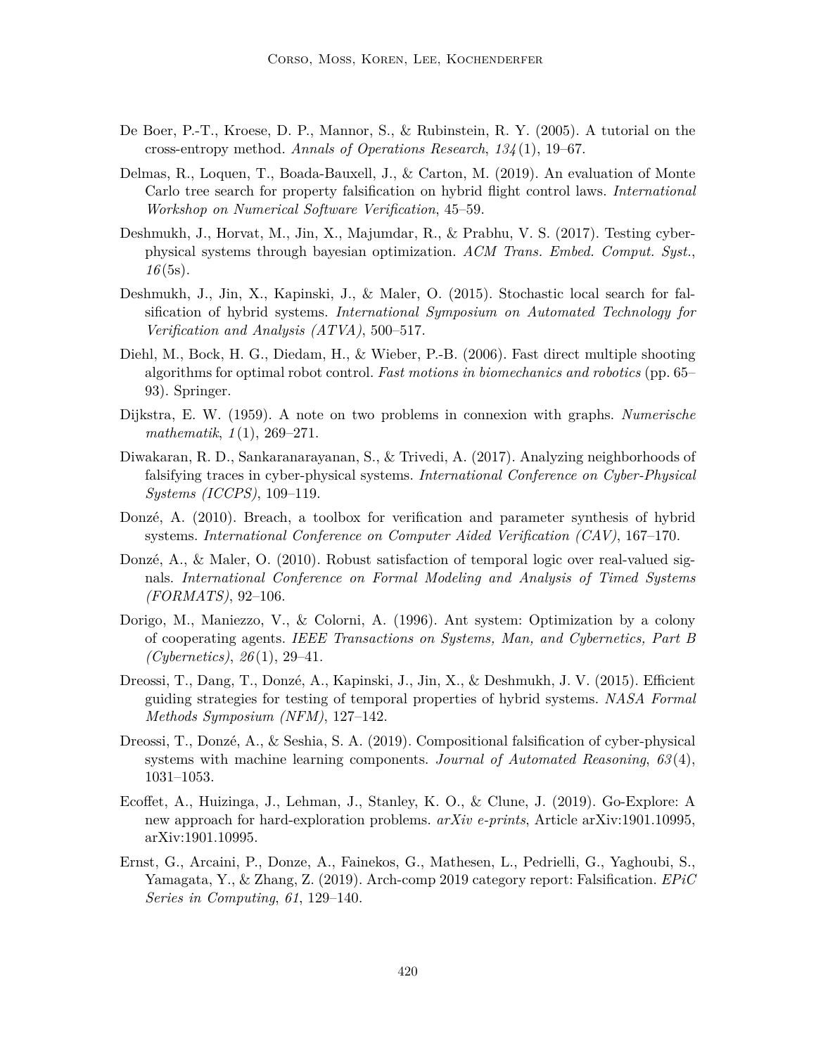De Boer, P.-T., Kroese, D. P., Mannor, S., & Rubinstein, R. Y. (2005). A tutorial on the cross-entropy method. *Annals of Operations Research*, *134*(1), 19–67.

Delmas, R., Loquen, T., Boada-Bauxell, J., & Carton, M. (2019). An evaluation of Monte Carlo tree search for property falsification on hybrid flight control laws. *International Workshop on Numerical Software Verification*, 45–59.

Deshmukh, J., Horvat, M., Jin, X., Majumdar, R., & Prabhu, V. S. (2017). Testing cyber-physical systems through bayesian optimization. *ACM Trans. Embed. Comput. Syst.*, *16*(5s).

Deshmukh, J., Jin, X., Kapinski, J., & Maler, O. (2015). Stochastic local search for falsification of hybrid systems. *International Symposium on Automated Technology for Verification and Analysis (ATVA)*, 500–517.

Diehl, M., Bock, H. G., Diedam, H., & Wieber, P.-B. (2006). Fast direct multiple shooting algorithms for optimal robot control. *Fast motions in biomechanics and robotics* (pp. 65–93). Springer.

Dijkstra, E. W. (1959). A note on two problems in connexion with graphs. *Numerische mathematik*, *1*(1), 269–271.

Diwakaran, R. D., Sankaranarayanan, S., & Trivedi, A. (2017). Analyzing neighborhoods of falsifying traces in cyber-physical systems. *International Conference on Cyber-Physical Systems (ICCPS)*, 109–119.

Donzé, A. (2010). Breach, a toolbox for verification and parameter synthesis of hybrid systems. *International Conference on Computer Aided Verification (CAV)*, 167–170.

Donzé, A., & Maler, O. (2010). Robust satisfaction of temporal logic over real-valued signals. *International Conference on Formal Modeling and Analysis of Timed Systems (FORMATS)*, 92–106.

Dorigo, M., Maniezzo, V., & Colorni, A. (1996). Ant system: Optimization by a colony of cooperating agents. *IEEE Transactions on Systems, Man, and Cybernetics, Part B (Cybernetics)*, *26*(1), 29–41.

Dreossi, T., Dang, T., Donzé, A., Kapinski, J., Jin, X., & Deshmukh, J. V. (2015). Efficient guiding strategies for testing of temporal properties of hybrid systems. *NASA Formal Methods Symposium (NFM)*, 127–142.

Dreossi, T., Donzé, A., & Seshia, S. A. (2019). Compositional falsification of cyber-physical systems with machine learning components. *Journal of Automated Reasoning*, *63*(4), 1031–1053.

Ecoffet, A., Huizinga, J., Lehman, J., Stanley, K. O., & Clune, J. (2019). Go-Explore: A new approach for hard-exploration problems. *arXiv e-prints*, Article arXiv:1901.10995, arXiv:1901.10995.

Ernst, G., Arcaini, P., Donze, A., Fainekos, G., Mathesen, L., Pedrielli, G., Yaghoubi, S., Yamagata, Y., & Zhang, Z. (2019). Arch-comp 2019 category report: Falsification. *EPiC Series in Computing*, *61*, 129–140.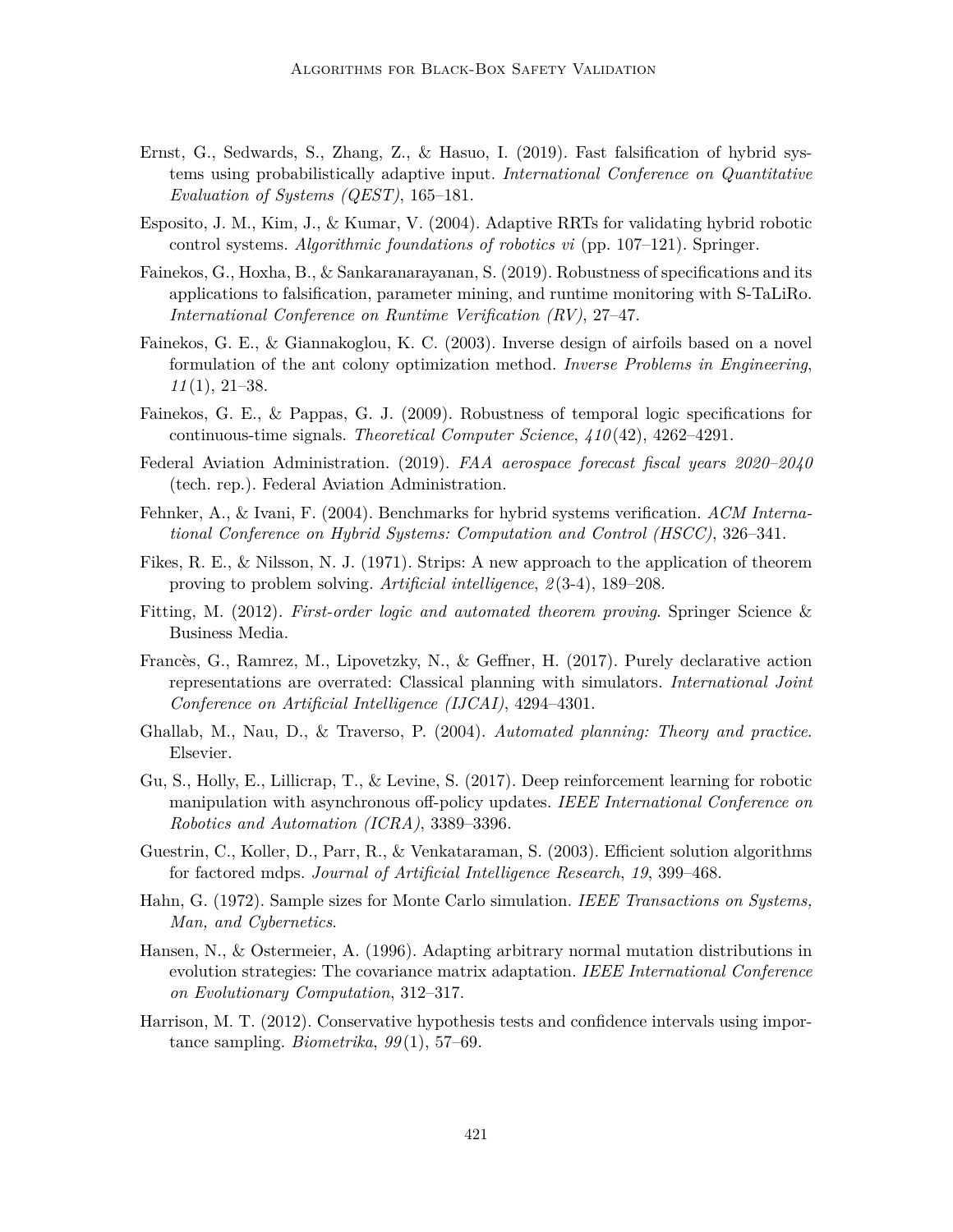Ernst, G., Sedwards, S., Zhang, Z., & Hasuo, I. (2019). Fast falsification of hybrid systems using probabilistically adaptive input. *International Conference on Quantitative Evaluation of Systems (QEST)*, 165–181.

Esposito, J. M., Kim, J., & Kumar, V. (2004). Adaptive RRTs for validating hybrid robotic control systems. *Algorithmic foundations of robotics vi* (pp. 107–121). Springer.

Fainekos, G., Hoxha, B., & Sankaranarayanan, S. (2019). Robustness of specifications and its applications to falsification, parameter mining, and runtime monitoring with S-TaLiRo. *International Conference on Runtime Verification (RV)*, 27–47.

Fainekos, G. E., & Giannakoglou, K. C. (2003). Inverse design of airfoils based on a novel formulation of the ant colony optimization method. *Inverse Problems in Engineering*, *11*(1), 21–38.

Fainekos, G. E., & Pappas, G. J. (2009). Robustness of temporal logic specifications for continuous-time signals. *Theoretical Computer Science*, *410*(42), 4262–4291.

Federal Aviation Administration. (2019). *FAA aerospace forecast fiscal years 2020–2040* (tech. rep.). Federal Aviation Administration.

Fehnker, A., & Ivani, F. (2004). Benchmarks for hybrid systems verification. *ACM International Conference on Hybrid Systems: Computation and Control (HSCC)*, 326–341.

Fikes, R. E., & Nilsson, N. J. (1971). Strips: A new approach to the application of theorem proving to problem solving. *Artificial intelligence*, *2*(3-4), 189–208.

Fitting, M. (2012). *First-order logic and automated theorem proving*. Springer Science & Business Media.

Francès, G., Ramrez, M., Lipovetzky, N., & Geffner, H. (2017). Purely declarative action representations are overrated: Classical planning with simulators. *International Joint Conference on Artificial Intelligence (IJCAI)*, 4294–4301.

Ghallab, M., Nau, D., & Traverso, P. (2004). *Automated planning: Theory and practice*. Elsevier.

Gu, S., Holly, E., Lillicrap, T., & Levine, S. (2017). Deep reinforcement learning for robotic manipulation with asynchronous off-policy updates. *IEEE International Conference on Robotics and Automation (ICRA)*, 3389–3396.

Guestrin, C., Koller, D., Parr, R., & Venkataraman, S. (2003). Efficient solution algorithms for factored mdps. *Journal of Artificial Intelligence Research*, *19*, 399–468.

Hahn, G. (1972). Sample sizes for Monte Carlo simulation. *IEEE Transactions on Systems, Man, and Cybernetics*.

Hansen, N., & Ostermeier, A. (1996). Adapting arbitrary normal mutation distributions in evolution strategies: The covariance matrix adaptation. *IEEE International Conference on Evolutionary Computation*, 312–317.

Harrison, M. T. (2012). Conservative hypothesis tests and confidence intervals using importance sampling. *Biometrika*, *99*(1), 57–69.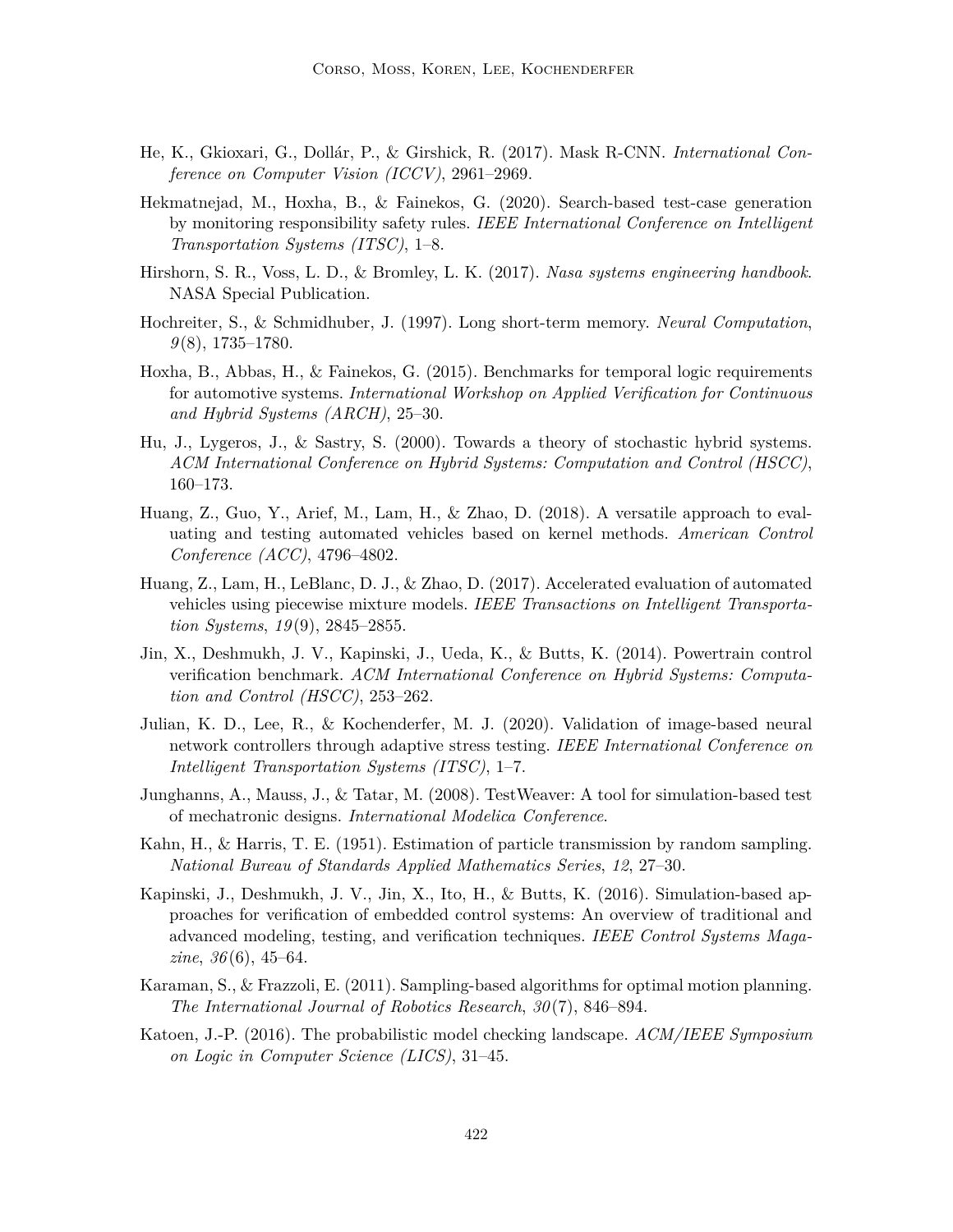He, K., Gkioxari, G., Dollár, P., & Girshick, R. (2017). Mask R-CNN. *International Conference on Computer Vision (ICCV)*, 2961–2969.

Hekmatnejad, M., Hoxha, B., & Fainekos, G. (2020). Search-based test-case generation by monitoring responsibility safety rules. *IEEE International Conference on Intelligent Transportation Systems (ITSC)*, 1–8.

Hirshorn, S. R., Voss, L. D., & Bromley, L. K. (2017). *Nasa systems engineering handbook*. NASA Special Publication.

Hochreiter, S., & Schmidhuber, J. (1997). Long short-term memory. *Neural Computation*, *9*(8), 1735–1780.

Hoxha, B., Abbas, H., & Fainekos, G. (2015). Benchmarks for temporal logic requirements for automotive systems. *International Workshop on Applied Verification for Continuous and Hybrid Systems (ARCH)*, 25–30.

Hu, J., Lygeros, J., & Sastry, S. (2000). Towards a theory of stochastic hybrid systems. *ACM International Conference on Hybrid Systems: Computation and Control (HSCC)*, 160–173.

Huang, Z., Guo, Y., Arief, M., Lam, H., & Zhao, D. (2018). A versatile approach to evaluating and testing automated vehicles based on kernel methods. *American Control Conference (ACC)*, 4796–4802.

Huang, Z., Lam, H., LeBlanc, D. J., & Zhao, D. (2017). Accelerated evaluation of automated vehicles using piecewise mixture models. *IEEE Transactions on Intelligent Transportation Systems*, *19*(9), 2845–2855.

Jin, X., Deshmukh, J. V., Kapinski, J., Ueda, K., & Butts, K. (2014). Powertrain control verification benchmark. *ACM International Conference on Hybrid Systems: Computation and Control (HSCC)*, 253–262.

Julian, K. D., Lee, R., & Kochenderfer, M. J. (2020). Validation of image-based neural network controllers through adaptive stress testing. *IEEE International Conference on Intelligent Transportation Systems (ITSC)*, 1–7.

Junghanns, A., Mauss, J., & Tatar, M. (2008). TestWeaver: A tool for simulation-based test of mechatronic designs. *International Modelica Conference*.

Kahn, H., & Harris, T. E. (1951). Estimation of particle transmission by random sampling. *National Bureau of Standards Applied Mathematics Series*, *12*, 27–30.

Kapinski, J., Deshmukh, J. V., Jin, X., Ito, H., & Butts, K. (2016). Simulation-based approaches for verification of embedded control systems: An overview of traditional and advanced modeling, testing, and verification techniques. *IEEE Control Systems Magazine*, *36*(6), 45–64.

Karaman, S., & Frazzoli, E. (2011). Sampling-based algorithms for optimal motion planning. *The International Journal of Robotics Research*, *30*(7), 846–894.

Katoen, J.-P. (2016). The probabilistic model checking landscape. *ACM/IEEE Symposium on Logic in Computer Science (LICS)*, 31–45.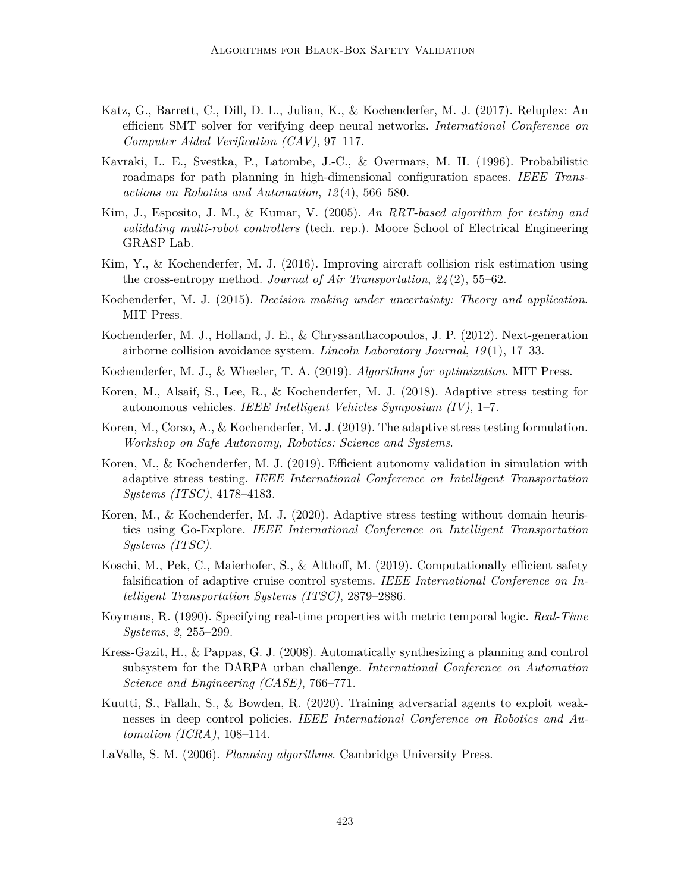Katz, G., Barrett, C., Dill, D. L., Julian, K., & Kochenderfer, M. J. (2017). Reluplex: An efficient SMT solver for verifying deep neural networks. *International Conference on Computer Aided Verification (CAV)*, 97–117.

Kavraki, L. E., Svestka, P., Latombe, J.-C., & Overmars, M. H. (1996). Probabilistic roadmaps for path planning in high-dimensional configuration spaces. *IEEE Transactions on Robotics and Automation*, *12*(4), 566–580.

Kim, J., Esposito, J. M., & Kumar, V. (2005). *An RRT-based algorithm for testing and validating multi-robot controllers* (tech. rep.). Moore School of Electrical Engineering GRASP Lab.

Kim, Y., & Kochenderfer, M. J. (2016). Improving aircraft collision risk estimation using the cross-entropy method. *Journal of Air Transportation*, *24*(2), 55–62.

Kochenderfer, M. J. (2015). *Decision making under uncertainty: Theory and application*. MIT Press.

Kochenderfer, M. J., Holland, J. E., & Chryssanthacopoulos, J. P. (2012). Next-generation airborne collision avoidance system. *Lincoln Laboratory Journal*, *19*(1), 17–33.

Kochenderfer, M. J., & Wheeler, T. A. (2019). *Algorithms for optimization*. MIT Press.

Koren, M., Alsaif, S., Lee, R., & Kochenderfer, M. J. (2018). Adaptive stress testing for autonomous vehicles. *IEEE Intelligent Vehicles Symposium (IV)*, 1–7.

Koren, M., Corso, A., & Kochenderfer, M. J. (2019). The adaptive stress testing formulation. *Workshop on Safe Autonomy, Robotics: Science and Systems*.

Koren, M., & Kochenderfer, M. J. (2019). Efficient autonomy validation in simulation with adaptive stress testing. *IEEE International Conference on Intelligent Transportation Systems (ITSC)*, 4178–4183.

Koren, M., & Kochenderfer, M. J. (2020). Adaptive stress testing without domain heuristics using Go-Explore. *IEEE International Conference on Intelligent Transportation Systems (ITSC)*.

Koschi, M., Pek, C., Maierhofer, S., & Althoff, M. (2019). Computationally efficient safety falsification of adaptive cruise control systems. *IEEE International Conference on Intelligent Transportation Systems (ITSC)*, 2879–2886.

Koymans, R. (1990). Specifying real-time properties with metric temporal logic. *Real-Time Systems*, *2*, 255–299.

Kress-Gazit, H., & Pappas, G. J. (2008). Automatically synthesizing a planning and control subsystem for the DARPA urban challenge. *International Conference on Automation Science and Engineering (CASE)*, 766–771.

Kuutti, S., Fallah, S., & Bowden, R. (2020). Training adversarial agents to exploit weaknesses in deep control policies. *IEEE International Conference on Robotics and Automation (ICRA)*, 108–114.

LaValle, S. M. (2006). *Planning algorithms*. Cambridge University Press.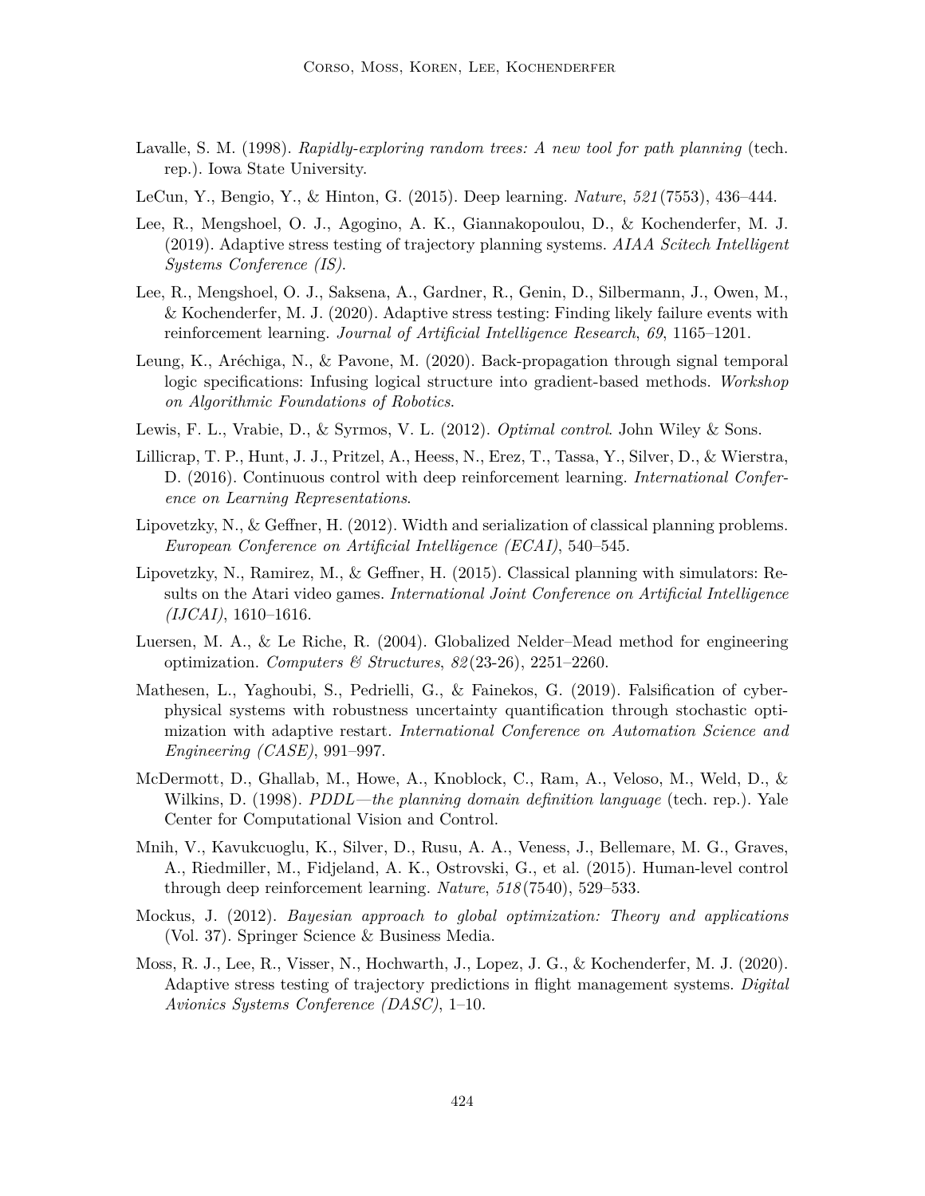Lavalle, S. M. (1998). *Rapidly-exploring random trees: A new tool for path planning* (tech. rep.). Iowa State University.

LeCun, Y., Bengio, Y., & Hinton, G. (2015). Deep learning. *Nature*, *521*(7553), 436–444.

Lee, R., Mengshoel, O. J., Agogino, A. K., Giannakopoulou, D., & Kochenderfer, M. J. (2019). Adaptive stress testing of trajectory planning systems. *AIAA Scitech Intelligent Systems Conference (IS)*.

Lee, R., Mengshoel, O. J., Saksena, A., Gardner, R., Genin, D., Silbermann, J., Owen, M., & Kochenderfer, M. J. (2020). Adaptive stress testing: Finding likely failure events with reinforcement learning. *Journal of Artificial Intelligence Research*, *69*, 1165–1201.

Leung, K., Aréchiga, N., & Pavone, M. (2020). Back-propagation through signal temporal logic specifications: Infusing logical structure into gradient-based methods. *Workshop on Algorithmic Foundations of Robotics*.

Lewis, F. L., Vrabie, D., & Syrmos, V. L. (2012). *Optimal control*. John Wiley & Sons.

Lillicrap, T. P., Hunt, J. J., Pritzel, A., Heess, N., Erez, T., Tassa, Y., Silver, D., & Wierstra, D. (2016). Continuous control with deep reinforcement learning. *International Conference on Learning Representations*.

Lipovetzky, N., & Geffner, H. (2012). Width and serialization of classical planning problems. *European Conference on Artificial Intelligence (ECAI)*, 540–545.

Lipovetzky, N., Ramirez, M., & Geffner, H. (2015). Classical planning with simulators: Results on the Atari video games. *International Joint Conference on Artificial Intelligence (IJCAI)*, 1610–1616.

Luersen, M. A., & Le Riche, R. (2004). Globalized Nelder–Mead method for engineering optimization. *Computers & Structures*, *82*(23-26), 2251–2260.

Mathesen, L., Yaghoubi, S., Pedrielli, G., & Fainekos, G. (2019). Falsification of cyber-physical systems with robustness uncertainty quantification through stochastic optimization with adaptive restart. *International Conference on Automation Science and Engineering (CASE)*, 991–997.

McDermott, D., Ghallab, M., Howe, A., Knoblock, C., Ram, A., Veloso, M., Weld, D., & Wilkins, D. (1998). *PDDL—the planning domain definition language* (tech. rep.). Yale Center for Computational Vision and Control.

Mnih, V., Kavukcuoglu, K., Silver, D., Rusu, A. A., Veness, J., Bellemare, M. G., Graves, A., Riedmiller, M., Fidjeland, A. K., Ostrovski, G., et al. (2015). Human-level control through deep reinforcement learning. *Nature*, *518*(7540), 529–533.

Mockus, J. (2012). *Bayesian approach to global optimization: Theory and applications* (Vol. 37). Springer Science & Business Media.

Moss, R. J., Lee, R., Visser, N., Hochwarth, J., Lopez, J. G., & Kochenderfer, M. J. (2020). Adaptive stress testing of trajectory predictions in flight management systems. *Digital Avionics Systems Conference (DASC)*, 1–10.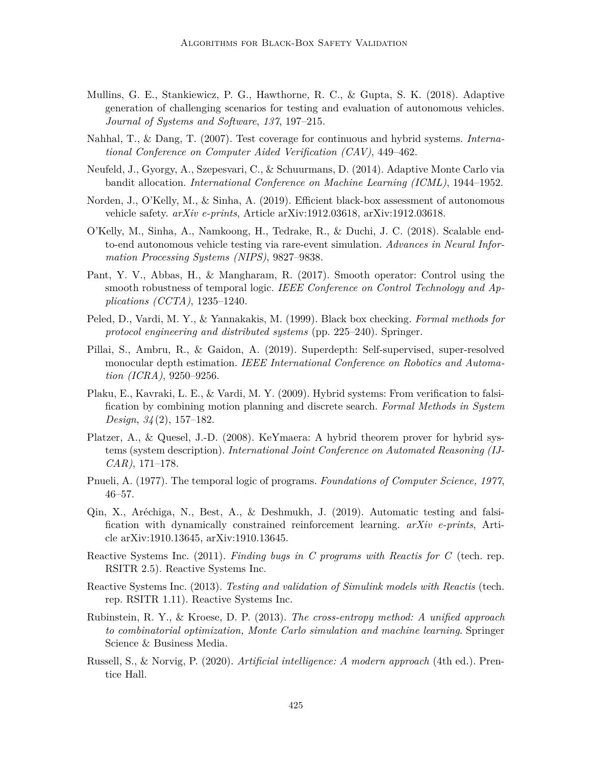Mullins, G. E., Stankiewicz, P. G., Hawthorne, R. C., & Gupta, S. K. (2018). Adaptive generation of challenging scenarios for testing and evaluation of autonomous vehicles. *Journal of Systems and Software*, *137*, 197–215.

Nahhal, T., & Dang, T. (2007). Test coverage for continuous and hybrid systems. *International Conference on Computer Aided Verification (CAV)*, 449–462.

Neufeld, J., Gyorgy, A., Szepesvari, C., & Schuurmans, D. (2014). Adaptive Monte Carlo via bandit allocation. *International Conference on Machine Learning (ICML)*, 1944–1952.

Norden, J., O'Kelly, M., & Sinha, A. (2019). Efficient black-box assessment of autonomous vehicle safety. *arXiv e-prints*, Article arXiv:1912.03618, arXiv:1912.03618.

O'Kelly, M., Sinha, A., Namkoong, H., Tedrake, R., & Duchi, J. C. (2018). Scalable end-to-end autonomous vehicle testing via rare-event simulation. *Advances in Neural Information Processing Systems (NIPS)*, 9827–9838.

Pant, Y. V., Abbas, H., & Mangharam, R. (2017). Smooth operator: Control using the smooth robustness of temporal logic. *IEEE Conference on Control Technology and Applications (CCTA)*, 1235–1240.

Peled, D., Vardi, M. Y., & Yannakakis, M. (1999). Black box checking. *Formal methods for protocol engineering and distributed systems* (pp. 225–240). Springer.

Pillai, S., Ambru, R., & Gaidon, A. (2019). Superdepth: Self-supervised, super-resolved monocular depth estimation. *IEEE International Conference on Robotics and Automation (ICRA)*, 9250–9256.

Plaku, E., Kavraki, L. E., & Vardi, M. Y. (2009). Hybrid systems: From verification to falsification by combining motion planning and discrete search. *Formal Methods in System Design*, *34*(2), 157–182.

Platzer, A., & Quesel, J.-D. (2008). KeYmaera: A hybrid theorem prover for hybrid systems (system description). *International Joint Conference on Automated Reasoning (IJCAR)*, 171–178.

Pnueli, A. (1977). The temporal logic of programs. *Foundations of Computer Science, 1977*, 46–57.

Qin, X., Aréchiga, N., Best, A., & Deshmukh, J. (2019). Automatic testing and falsification with dynamically constrained reinforcement learning. *arXiv e-prints*, Article arXiv:1910.13645, arXiv:1910.13645.

Reactive Systems Inc. (2011). *Finding bugs in C programs with Reactis for C* (tech. rep. RSITR 2.5). Reactive Systems Inc.

Reactive Systems Inc. (2013). *Testing and validation of Simulink models with Reactis* (tech. rep. RSITR 1.11). Reactive Systems Inc.

Rubinstein, R. Y., & Kroese, D. P. (2013). *The cross-entropy method: A unified approach to combinatorial optimization, Monte Carlo simulation and machine learning*. Springer Science & Business Media.

Russell, S., & Norvig, P. (2020). *Artificial intelligence: A modern approach* (4th ed.). Prentice Hall.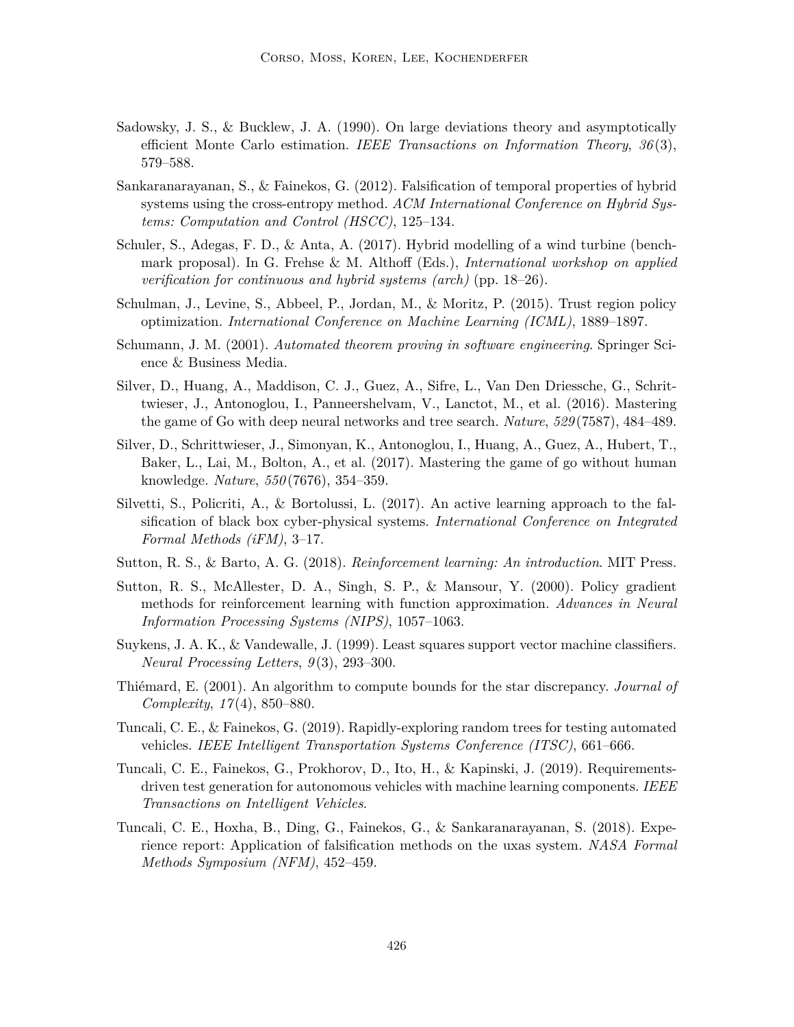Sadowsky, J. S., & Bucklew, J. A. (1990). On large deviations theory and asymptotically efficient Monte Carlo estimation. *IEEE Transactions on Information Theory*, *36*(3), 579–588.

Sankaranarayanan, S., & Fainekos, G. (2012). Falsification of temporal properties of hybrid systems using the cross-entropy method. *ACM International Conference on Hybrid Systems: Computation and Control (HSCC)*, 125–134.

Schuler, S., Adegas, F. D., & Anta, A. (2017). Hybrid modelling of a wind turbine (benchmark proposal). In G. Frehse & M. Althoff (Eds.), *International workshop on applied verification for continuous and hybrid systems (arch)* (pp. 18–26).

Schulman, J., Levine, S., Abbeel, P., Jordan, M., & Moritz, P. (2015). Trust region policy optimization. *International Conference on Machine Learning (ICML)*, 1889–1897.

Schumann, J. M. (2001). *Automated theorem proving in software engineering*. Springer Science & Business Media.

Silver, D., Huang, A., Maddison, C. J., Guez, A., Sifre, L., Van Den Driessche, G., Schrittwieser, J., Antonoglou, I., Panneershelvam, V., Lanctot, M., et al. (2016). Mastering the game of Go with deep neural networks and tree search. *Nature*, *529*(7587), 484–489.

Silver, D., Schrittwieser, J., Simonyan, K., Antonoglou, I., Huang, A., Guez, A., Hubert, T., Baker, L., Lai, M., Bolton, A., et al. (2017). Mastering the game of go without human knowledge. *Nature*, *550*(7676), 354–359.

Silvetti, S., Policriti, A., & Bortolussi, L. (2017). An active learning approach to the falsification of black box cyber-physical systems. *International Conference on Integrated Formal Methods (iFM)*, 3–17.

Sutton, R. S., & Barto, A. G. (2018). *Reinforcement learning: An introduction*. MIT Press.

Sutton, R. S., McAllester, D. A., Singh, S. P., & Mansour, Y. (2000). Policy gradient methods for reinforcement learning with function approximation. *Advances in Neural Information Processing Systems (NIPS)*, 1057–1063.

Suykens, J. A. K., & Vandewalle, J. (1999). Least squares support vector machine classifiers. *Neural Processing Letters*, *9*(3), 293–300.

Thiémard, E. (2001). An algorithm to compute bounds for the star discrepancy. *Journal of Complexity*, *17*(4), 850–880.

Tuncali, C. E., & Fainekos, G. (2019). Rapidly-exploring random trees for testing automated vehicles. *IEEE Intelligent Transportation Systems Conference (ITSC)*, 661–666.

Tuncali, C. E., Fainekos, G., Prokhorov, D., Ito, H., & Kapinski, J. (2019). Requirements-driven test generation for autonomous vehicles with machine learning components. *IEEE Transactions on Intelligent Vehicles*.

Tuncali, C. E., Hoxha, B., Ding, G., Fainekos, G., & Sankaranarayanan, S. (2018). Experience report: Application of falsification methods on the uxas system. *NASA Formal Methods Symposium (NFM)*, 452–459.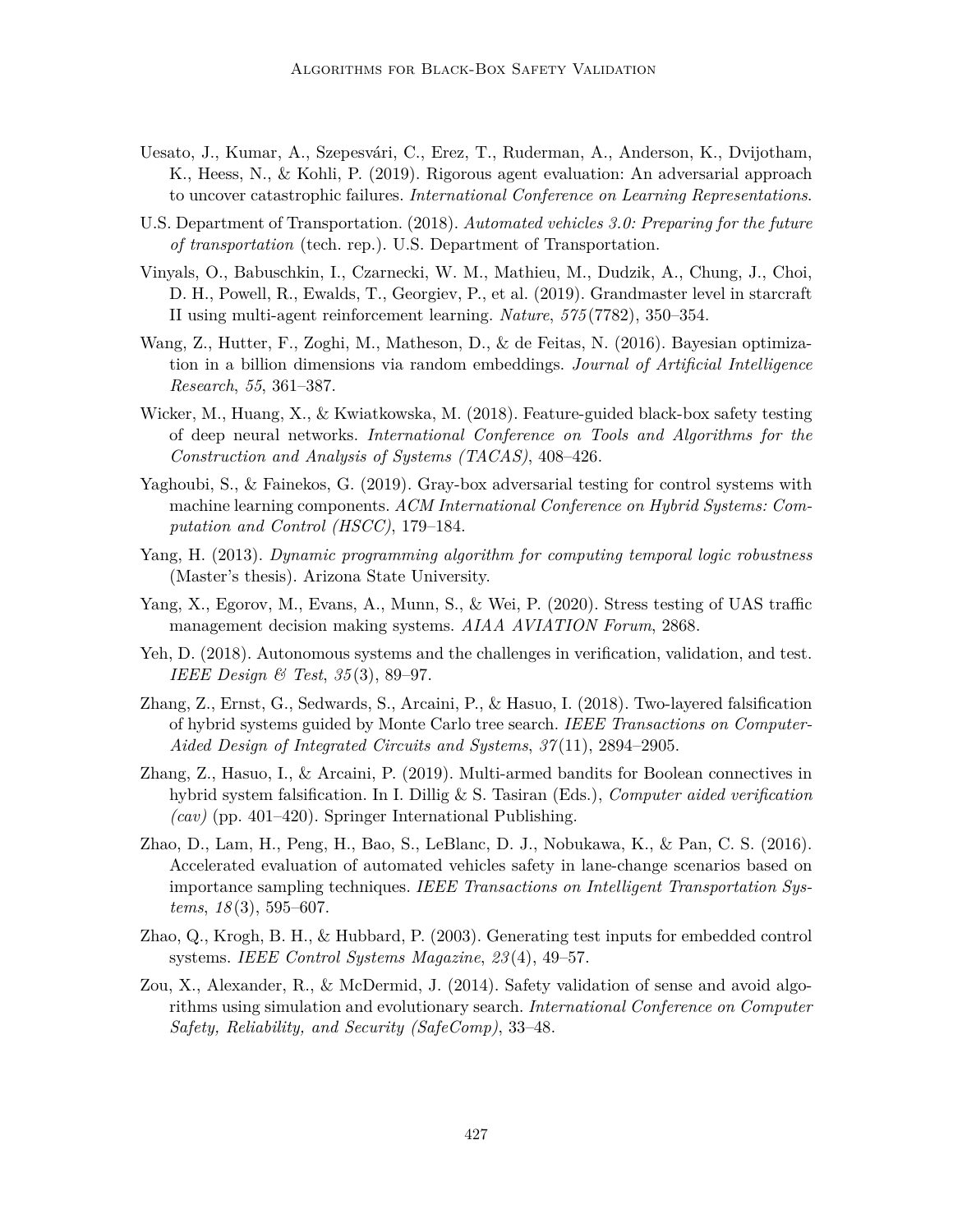Uesato, J., Kumar, A., Szepesvári, C., Erez, T., Ruderman, A., Anderson, K., Dvijotham, K., Heess, N., & Kohli, P. (2019). Rigorous agent evaluation: An adversarial approach to uncover catastrophic failures. *International Conference on Learning Representations*.

U.S. Department of Transportation. (2018). *Automated vehicles 3.0: Preparing for the future of transportation* (tech. rep.). U.S. Department of Transportation.

Vinyals, O., Babuschkin, I., Czarnecki, W. M., Mathieu, M., Dudzik, A., Chung, J., Choi, D. H., Powell, R., Ewalds, T., Georgiev, P., et al. (2019). Grandmaster level in starcraft II using multi-agent reinforcement learning. *Nature*, *575*(7782), 350–354.

Wang, Z., Hutter, F., Zoghi, M., Matheson, D., & de Feitas, N. (2016). Bayesian optimization in a billion dimensions via random embeddings. *Journal of Artificial Intelligence Research*, *55*, 361–387.

Wicker, M., Huang, X., & Kwiatkowska, M. (2018). Feature-guided black-box safety testing of deep neural networks. *International Conference on Tools and Algorithms for the Construction and Analysis of Systems (TACAS)*, 408–426.

Yaghoubi, S., & Fainekos, G. (2019). Gray-box adversarial testing for control systems with machine learning components. *ACM International Conference on Hybrid Systems: Computation and Control (HSCC)*, 179–184.

Yang, H. (2013). *Dynamic programming algorithm for computing temporal logic robustness* (Master's thesis). Arizona State University.

Yang, X., Egorov, M., Evans, A., Munn, S., & Wei, P. (2020). Stress testing of UAS traffic management decision making systems. *AIAA AVIATION Forum*, 2868.

Yeh, D. (2018). Autonomous systems and the challenges in verification, validation, and test. *IEEE Design & Test*, *35*(3), 89–97.

Zhang, Z., Ernst, G., Sedwards, S., Arcaini, P., & Hasuo, I. (2018). Two-layered falsification of hybrid systems guided by Monte Carlo tree search. *IEEE Transactions on Computer-Aided Design of Integrated Circuits and Systems*, *37*(11), 2894–2905.

Zhang, Z., Hasuo, I., & Arcaini, P. (2019). Multi-armed bandits for Boolean connectives in hybrid system falsification. In I. Dillig & S. Tasiran (Eds.), *Computer aided verification (cav)* (pp. 401–420). Springer International Publishing.

Zhao, D., Lam, H., Peng, H., Bao, S., LeBlanc, D. J., Nobukawa, K., & Pan, C. S. (2016). Accelerated evaluation of automated vehicles safety in lane-change scenarios based on importance sampling techniques. *IEEE Transactions on Intelligent Transportation Systems*, *18*(3), 595–607.

Zhao, Q., Krogh, B. H., & Hubbard, P. (2003). Generating test inputs for embedded control systems. *IEEE Control Systems Magazine*, *23*(4), 49–57.

Zou, X., Alexander, R., & McDermid, J. (2014). Safety validation of sense and avoid algorithms using simulation and evolutionary search. *International Conference on Computer Safety, Reliability, and Security (SafeComp)*, 33–48.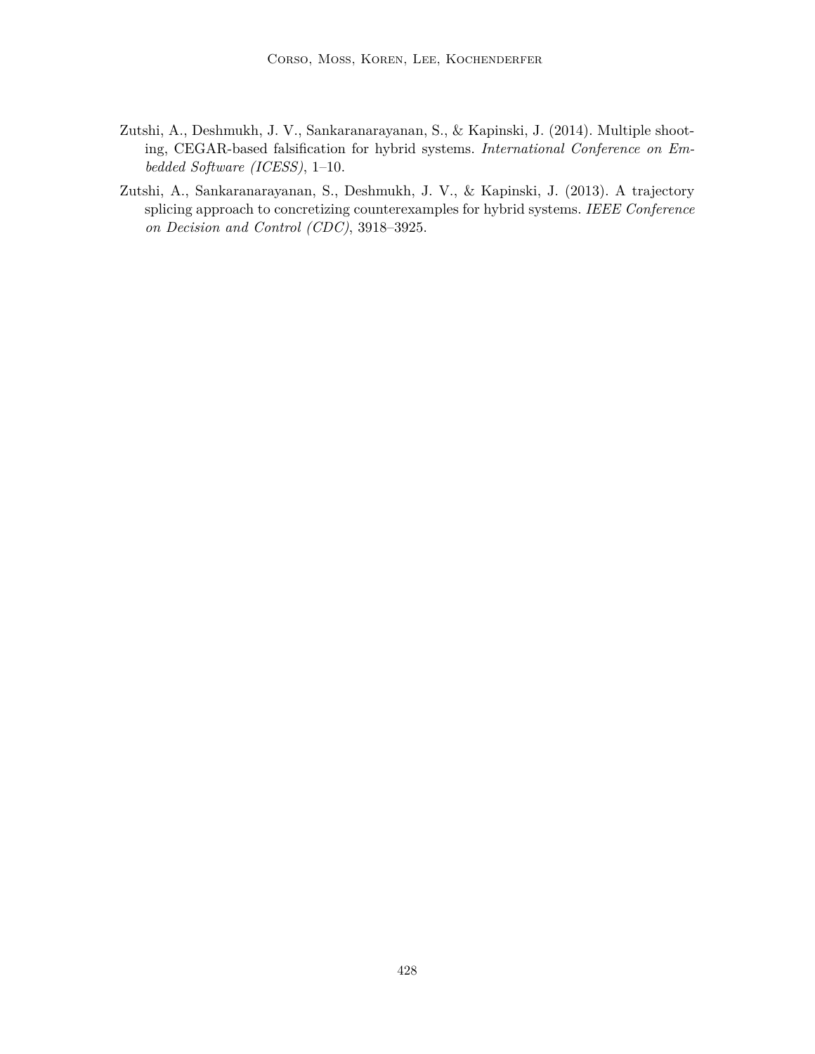Zutshi, A., Deshmukh, J. V., Sankaranarayanan, S., & Kapinski, J. (2014). Multiple shooting, CEGAR-based falsification for hybrid systems. *International Conference on Embedded Software (ICESS)*, 1–10.

Zutshi, A., Sankaranarayanan, S., Deshmukh, J. V., & Kapinski, J. (2013). A trajectory splicing approach to concretizing counterexamples for hybrid systems. *IEEE Conference on Decision and Control (CDC)*, 3918–3925.